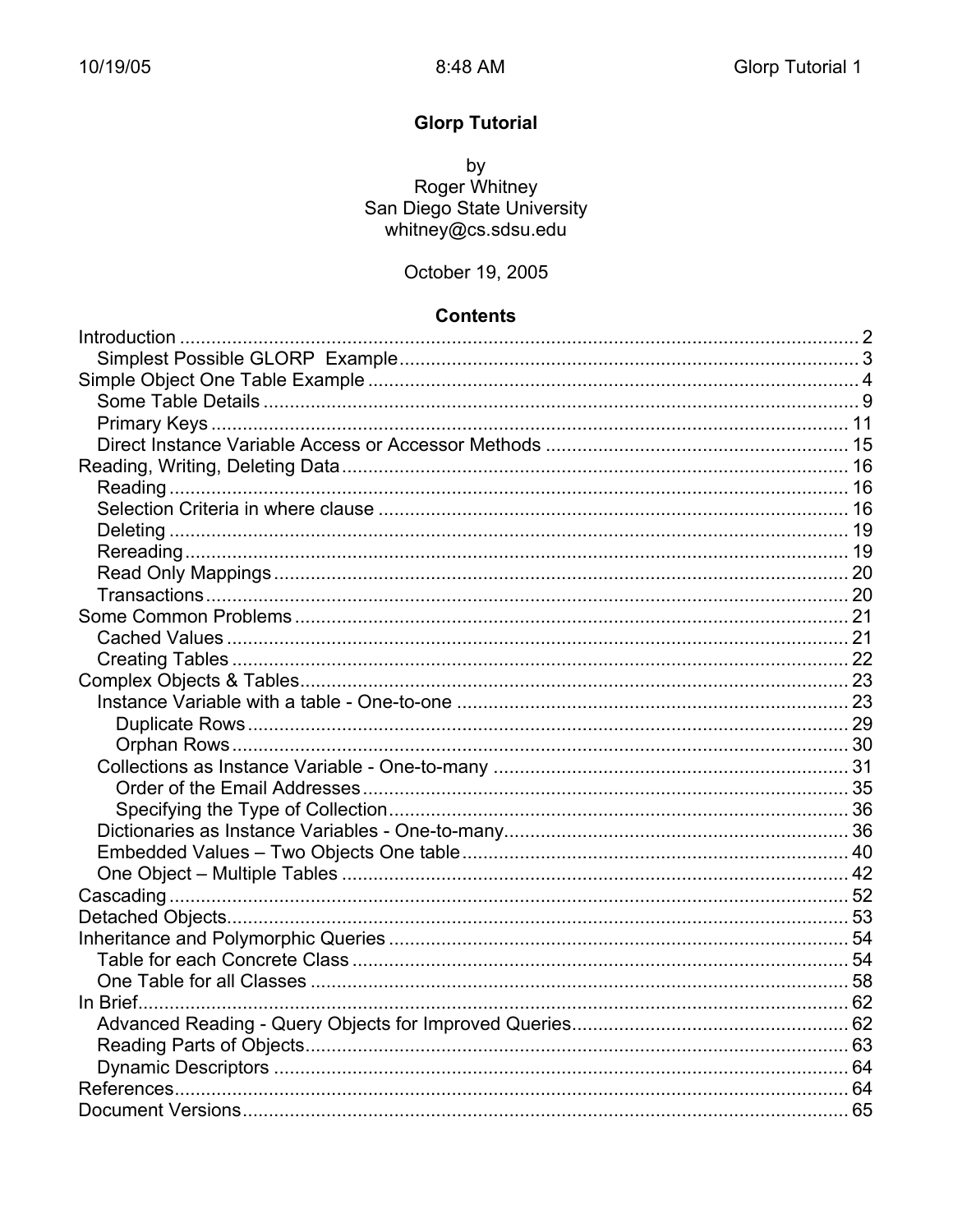# Glorp Tutorial

by
Roger Whitney
San Diego State University
whitney@cs.sdsu.edu

October 19, 2005

## Contents

- Introduction ..... 2
  - Simplest Possible GLORP Example ..... 3
- Simple Object One Table Example ..... 4
  - Some Table Details ..... 9
  - Primary Keys ..... 11
  - Direct Instance Variable Access or Accessor Methods ..... 15
- Reading, Writing, Deleting Data ..... 16
  - Reading ..... 16
  - Selection Criteria in where clause ..... 16
  - Deleting ..... 19
  - Rereading ..... 19
  - Read Only Mappings ..... 20
  - Transactions ..... 20
- Some Common Problems ..... 21
  - Cached Values ..... 21
  - Creating Tables ..... 22
- Complex Objects & Tables ..... 23
  - Instance Variable with a table - One-to-one ..... 23
    - Duplicate Rows ..... 29
    - Orphan Rows ..... 30
  - Collections as Instance Variable - One-to-many ..... 31
    - Order of the Email Addresses ..... 35
    - Specifying the Type of Collection ..... 36
  - Dictionaries as Instance Variables - One-to-many ..... 36
  - Embedded Values – Two Objects One table ..... 40
  - One Object – Multiple Tables ..... 42
- Cascading ..... 52
- Detached Objects ..... 53
- Inheritance and Polymorphic Queries ..... 54
  - Table for each Concrete Class ..... 54
  - One Table for all Classes ..... 58
- In Brief ..... 62
  - Advanced Reading - Query Objects for Improved Queries ..... 62
  - Reading Parts of Objects ..... 63
  - Dynamic Descriptors ..... 64
- References ..... 64
- Document Versions ..... 65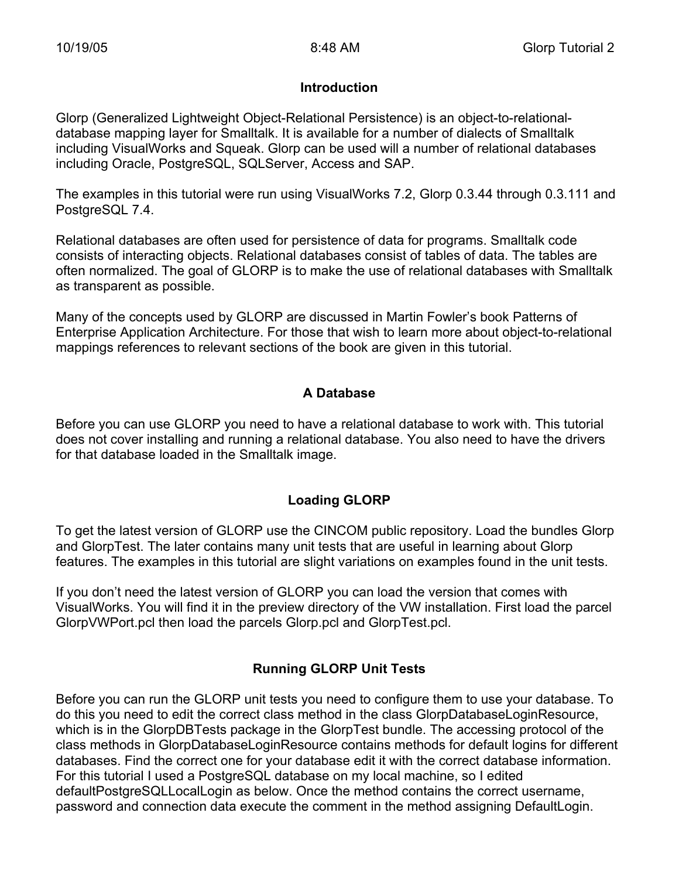## Introduction

Glorp (Generalized Lightweight Object-Relational Persistence) is an object-to-relational-database mapping layer for Smalltalk. It is available for a number of dialects of Smalltalk including VisualWorks and Squeak. Glorp can be used will a number of relational databases including Oracle, PostgreSQL, SQLServer, Access and SAP.

The examples in this tutorial were run using VisualWorks 7.2, Glorp 0.3.44 through 0.3.111 and PostgreSQL 7.4.

Relational databases are often used for persistence of data for programs. Smalltalk code consists of interacting objects. Relational databases consist of tables of data. The tables are often normalized. The goal of GLORP is to make the use of relational databases with Smalltalk as transparent as possible.

Many of the concepts used by GLORP are discussed in Martin Fowler's book Patterns of Enterprise Application Architecture. For those that wish to learn more about object-to-relational mappings references to relevant sections of the book are given in this tutorial.

## A Database

Before you can use GLORP you need to have a relational database to work with. This tutorial does not cover installing and running a relational database. You also need to have the drivers for that database loaded in the Smalltalk image.

## Loading GLORP

To get the latest version of GLORP use the CINCOM public repository. Load the bundles Glorp and GlorpTest. The later contains many unit tests that are useful in learning about Glorp features. The examples in this tutorial are slight variations on examples found in the unit tests.

If you don't need the latest version of GLORP you can load the version that comes with VisualWorks. You will find it in the preview directory of the VW installation. First load the parcel GlorpVWPort.pcl then load the parcels Glorp.pcl and GlorpTest.pcl.

## Running GLORP Unit Tests

Before you can run the GLORP unit tests you need to configure them to use your database. To do this you need to edit the correct class method in the class GlorpDatabaseLoginResource, which is in the GlorpDBTests package in the GlorpTest bundle. The accessing protocol of the class methods in GlorpDatabaseLoginResource contains methods for default logins for different databases. Find the correct one for your database edit it with the correct database information. For this tutorial I used a PostgreSQL database on my local machine, so I edited defaultPostgreSQLLocalLogin as below. Once the method contains the correct username, password and connection data execute the comment in the method assigning DefaultLogin.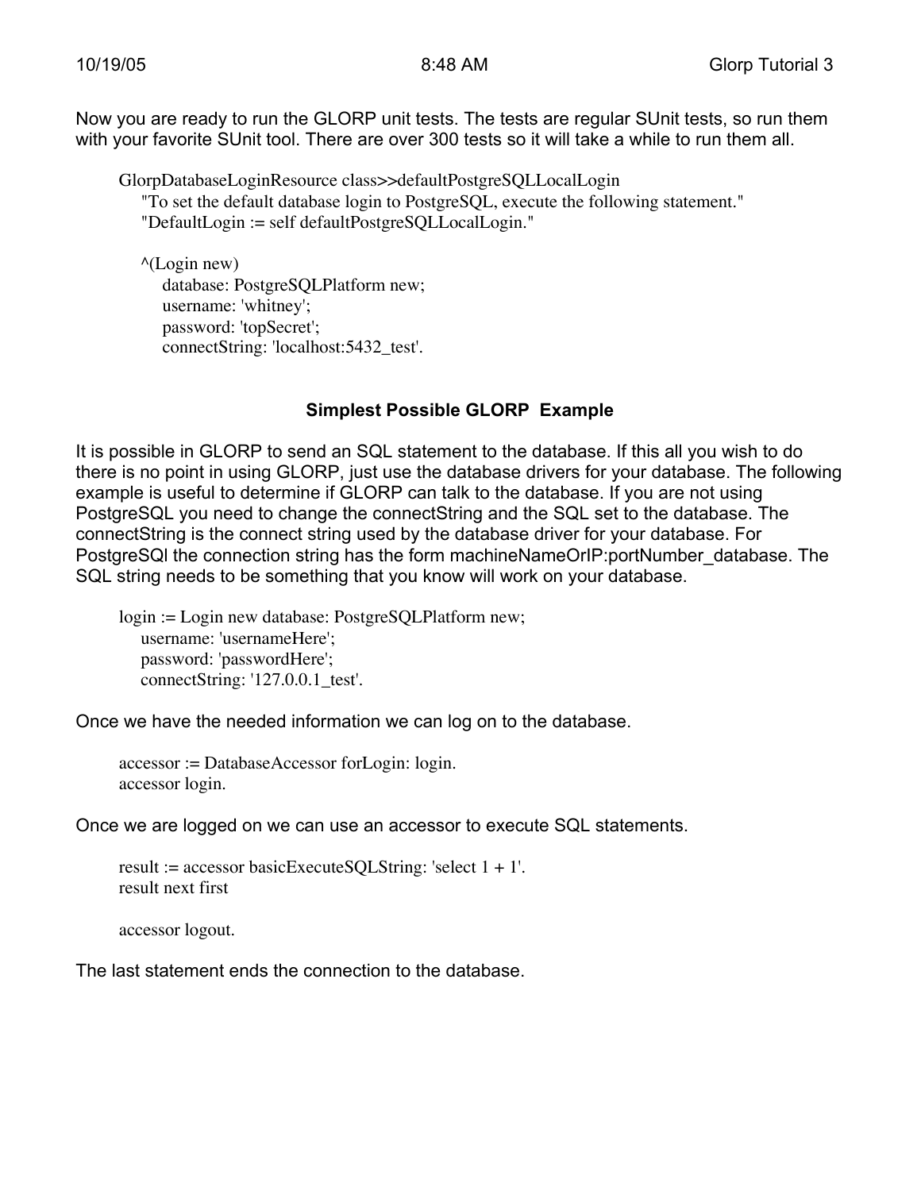Now you are ready to run the GLORP unit tests. The tests are regular SUnit tests, so run them with your favorite SUnit tool. There are over 300 tests so it will take a while to run them all.

```
GlorpDatabaseLoginResource class>>defaultPostgreSQLLocalLogin
    "To set the default database login to PostgreSQL, execute the following statement."
    "DefaultLogin := self defaultPostgreSQLLocalLogin."

    ^(Login new)
        database: PostgreSQLPlatform new;
        username: 'whitney';
        password: 'topSecret';
        connectString: 'localhost:5432_test'.
```

## Simplest Possible GLORP Example

It is possible in GLORP to send an SQL statement to the database. If this all you wish to do there is no point in using GLORP, just use the database drivers for your database. The following example is useful to determine if GLORP can talk to the database. If you are not using PostgreSQL you need to change the connectString and the SQL set to the database. The connectString is the connect string used by the database driver for your database. For PostgreSQl the connection string has the form machineNameOrIP:portNumber_database. The SQL string needs to be something that you know will work on your database.

```
login := Login new database: PostgreSQLPlatform new;
    username: 'usernameHere';
    password: 'passwordHere';
    connectString: '127.0.0.1_test'.
```

Once we have the needed information we can log on to the database.

```
accessor := DatabaseAccessor forLogin: login.
accessor login.
```

Once we are logged on we can use an accessor to execute SQL statements.

```
result := accessor basicExecuteSQLString: 'select 1 + 1'.
result next first

accessor logout.
```

The last statement ends the connection to the database.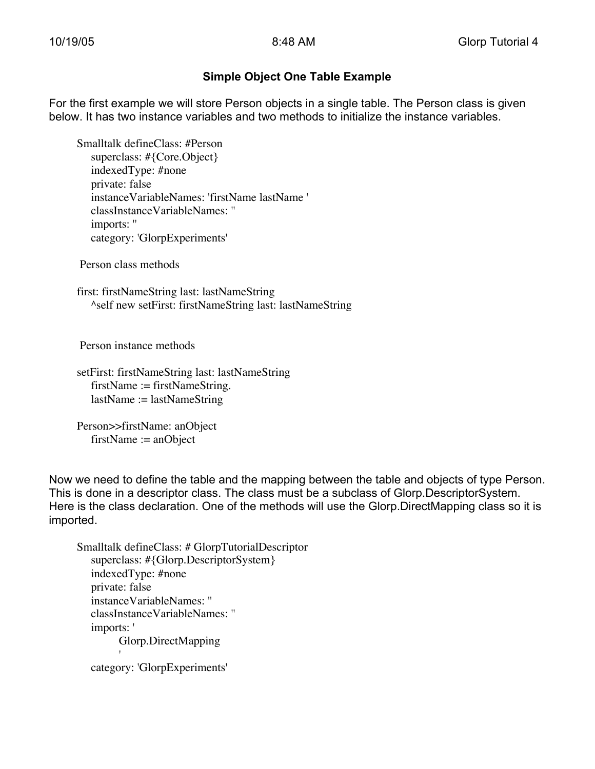### Simple Object One Table Example

For the first example we will store Person objects in a single table. The Person class is given below. It has two instance variables and two methods to initialize the instance variables.

```
Smalltalk defineClass: #Person
    superclass: #{Core.Object}
    indexedType: #none
    private: false
    instanceVariableNames: 'firstName lastName '
    classInstanceVariableNames: ''
    imports: ''
    category: 'GlorpExperiments'
```

Person class methods

```
first: firstNameString last: lastNameString
    ^self new setFirst: firstNameString last: lastNameString
```

Person instance methods

```
setFirst: firstNameString last: lastNameString
    firstName := firstNameString.
    lastName := lastNameString

Person>>firstName: anObject
    firstName := anObject
```

Now we need to define the table and the mapping between the table and objects of type Person. This is done in a descriptor class. The class must be a subclass of Glorp.DescriptorSystem. Here is the class declaration. One of the methods will use the Glorp.DirectMapping class so it is imported.

```
Smalltalk defineClass: # GlorpTutorialDescriptor
    superclass: #{Glorp.DescriptorSystem}
    indexedType: #none
    private: false
    instanceVariableNames: ''
    classInstanceVariableNames: ''
    imports: '
        Glorp.DirectMapping
        '
    category: 'GlorpExperiments'
```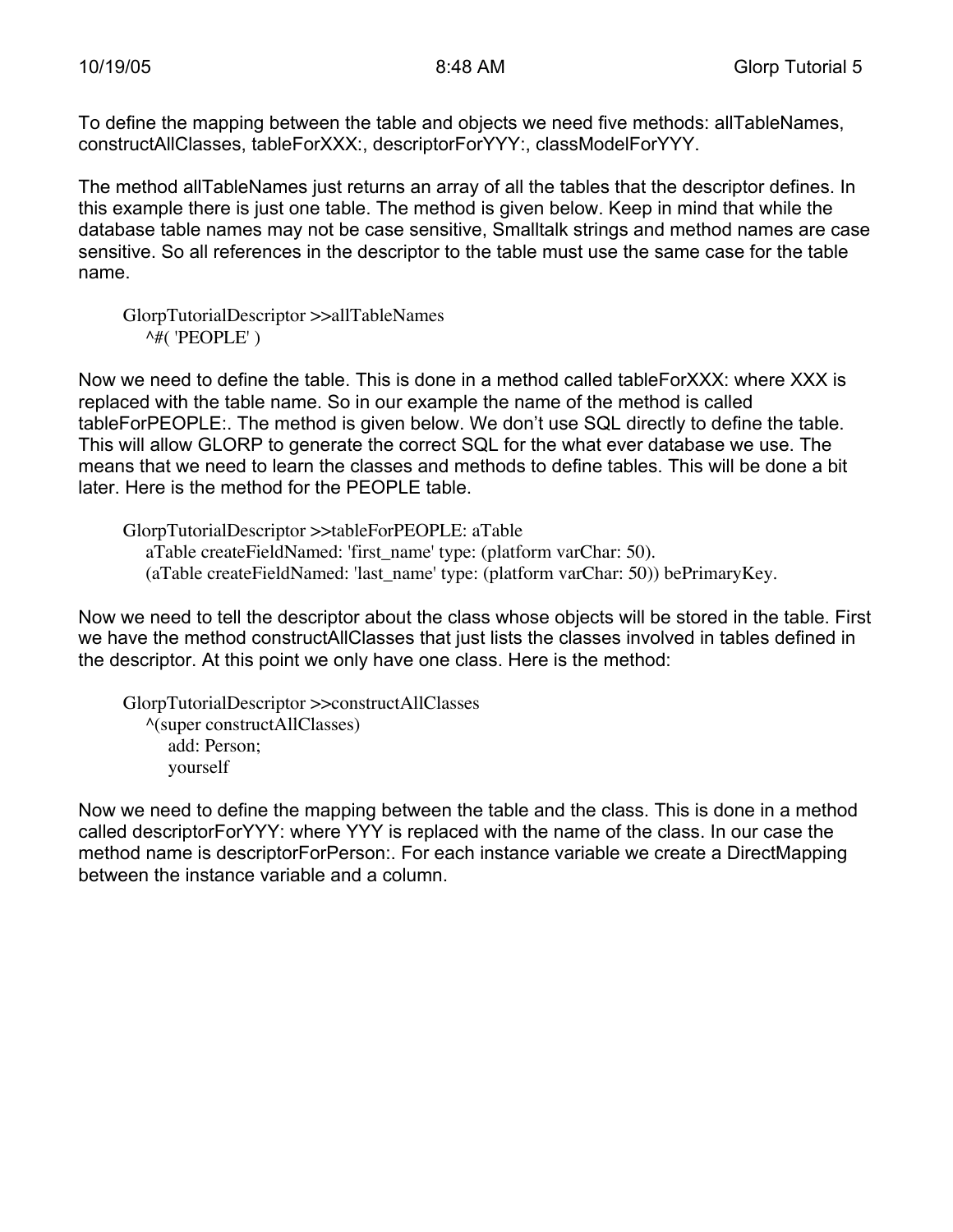To define the mapping between the table and objects we need five methods: allTableNames, constructAllClasses, tableForXXX:, descriptorForYYY:, classModelForYYY.

The method allTableNames just returns an array of all the tables that the descriptor defines. In this example there is just one table. The method is given below. Keep in mind that while the database table names may not be case sensitive, Smalltalk strings and method names are case sensitive. So all references in the descriptor to the table must use the same case for the table name.

```
GlorpTutorialDescriptor >>allTableNames
    ^#( 'PEOPLE' )
```

Now we need to define the table. This is done in a method called tableForXXX: where XXX is replaced with the table name. So in our example the name of the method is called tableForPEOPLE:. The method is given below. We don't use SQL directly to define the table. This will allow GLORP to generate the correct SQL for the what ever database we use. The means that we need to learn the classes and methods to define tables. This will be done a bit later. Here is the method for the PEOPLE table.

```
GlorpTutorialDescriptor >>tableForPEOPLE: aTable
    aTable createFieldNamed: 'first_name' type: (platform varChar: 50).
    (aTable createFieldNamed: 'last_name' type: (platform varChar: 50)) bePrimaryKey.
```

Now we need to tell the descriptor about the class whose objects will be stored in the table. First we have the method constructAllClasses that just lists the classes involved in tables defined in the descriptor. At this point we only have one class. Here is the method:

```
GlorpTutorialDescriptor >>constructAllClasses
    ^(super constructAllClasses)
        add: Person;
        yourself
```

Now we need to define the mapping between the table and the class. This is done in a method called descriptorForYYY: where YYY is replaced with the name of the class. In our case the method name is descriptorForPerson:. For each instance variable we create a DirectMapping between the instance variable and a column.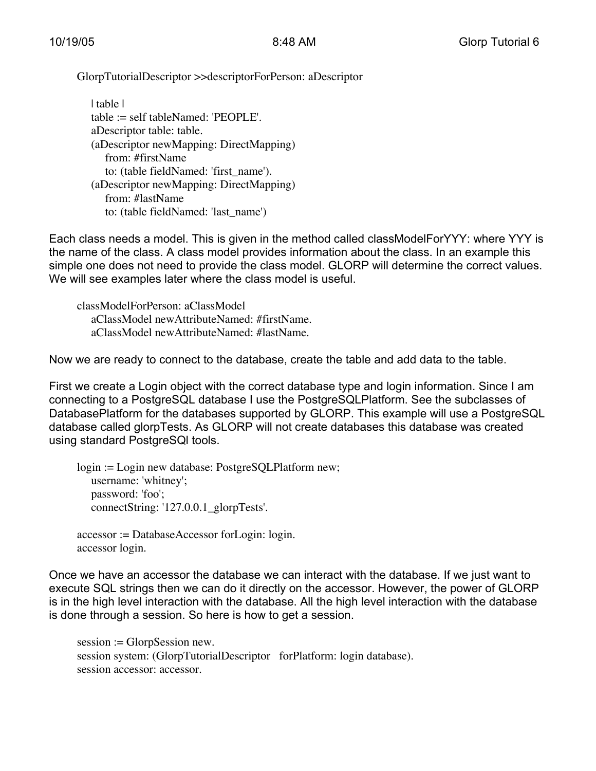```
GlorpTutorialDescriptor >>descriptorForPerson: aDescriptor

    | table |
    table := self tableNamed: 'PEOPLE'.
    aDescriptor table: table.
    (aDescriptor newMapping: DirectMapping)
        from: #firstName
        to: (table fieldNamed: 'first_name').
    (aDescriptor newMapping: DirectMapping)
        from: #lastName
        to: (table fieldNamed: 'last_name')
```

Each class needs a model. This is given in the method called classModelForYYY: where YYY is the name of the class. A class model provides information about the class. In an example this simple one does not need to provide the class model. GLORP will determine the correct values. We will see examples later where the class model is useful.

```
classModelForPerson: aClassModel
    aClassModel newAttributeNamed: #firstName.
    aClassModel newAttributeNamed: #lastName.
```

Now we are ready to connect to the database, create the table and add data to the table.

First we create a Login object with the correct database type and login information. Since I am connecting to a PostgreSQL database I use the PostgreSQLPlatform. See the subclasses of DatabasePlatform for the databases supported by GLORP. This example will use a PostgreSQL database called glorpTests. As GLORP will not create databases this database was created using standard PostgreSQl tools.

```
login := Login new database: PostgreSQLPlatform new;
    username: 'whitney';
    password: 'foo';
    connectString: '127.0.0.1_glorpTests'.

accessor := DatabaseAccessor forLogin: login.
accessor login.
```

Once we have an accessor the database we can interact with the database. If we just want to execute SQL strings then we can do it directly on the accessor. However, the power of GLORP is in the high level interaction with the database. All the high level interaction with the database is done through a session. So here is how to get a session.

```
session := GlorpSession new.
session system: (GlorpTutorialDescriptor   forPlatform: login database).
session accessor: accessor.
```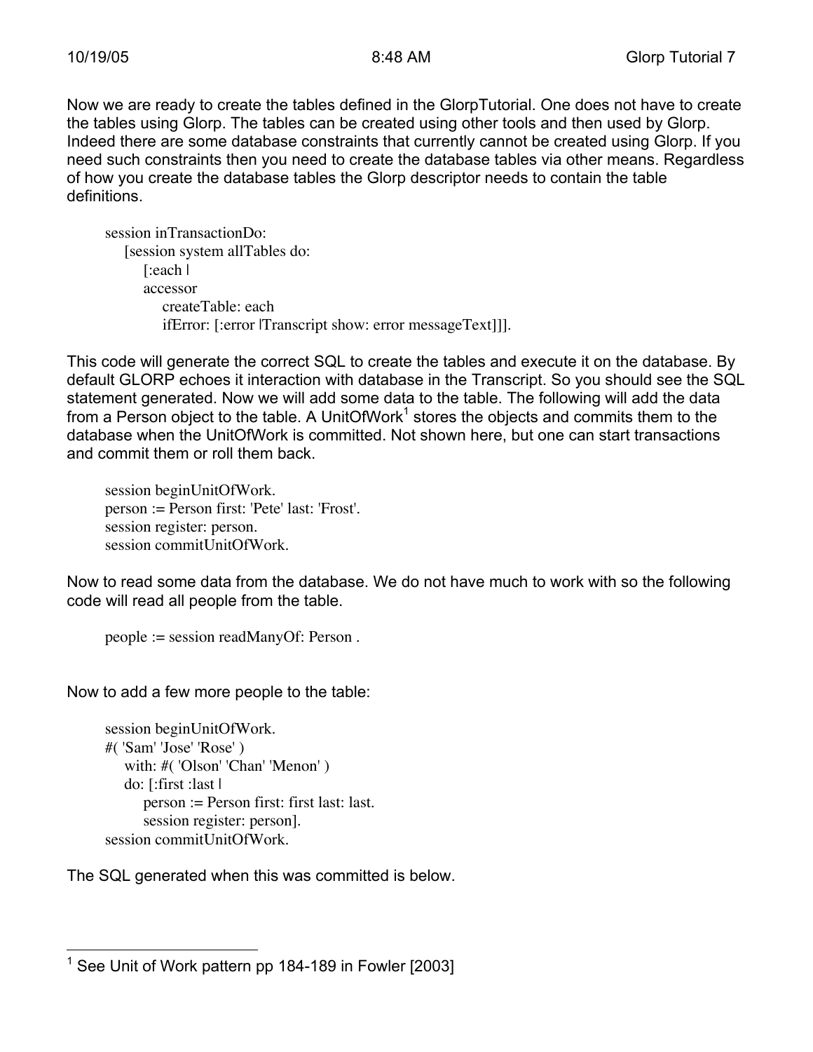Now we are ready to create the tables defined in the GlorpTutorial. One does not have to create the tables using Glorp. The tables can be created using other tools and then used by Glorp. Indeed there are some database constraints that currently cannot be created using Glorp. If you need such constraints then you need to create the database tables via other means. Regardless of how you create the database tables the Glorp descriptor needs to contain the table definitions.

```
session inTransactionDo:
    [session system allTables do:
        [:each |
        accessor
            createTable: each
            ifError: [:error |Transcript show: error messageText]]].
```

This code will generate the correct SQL to create the tables and execute it on the database. By default GLORP echoes it interaction with database in the Transcript. So you should see the SQL statement generated. Now we will add some data to the table. The following will add the data from a Person object to the table. A UnitOfWork[1] stores the objects and commits them to the database when the UnitOfWork is committed. Not shown here, but one can start transactions and commit them or roll them back.

```
session beginUnitOfWork.
person := Person first: 'Pete' last: 'Frost'.
session register: person.
session commitUnitOfWork.
```

Now to read some data from the database. We do not have much to work with so the following code will read all people from the table.

```
people := session readManyOf: Person .
```

Now to add a few more people to the table:

```
session beginUnitOfWork.
#( 'Sam' 'Jose' 'Rose' )
    with: #( 'Olson' 'Chan' 'Menon' )
    do: [:first :last |
        person := Person first: first last: last.
        session register: person].
session commitUnitOfWork.
```

The SQL generated when this was committed is below.

---

[1] See Unit of Work pattern pp 184-189 in Fowler [2003]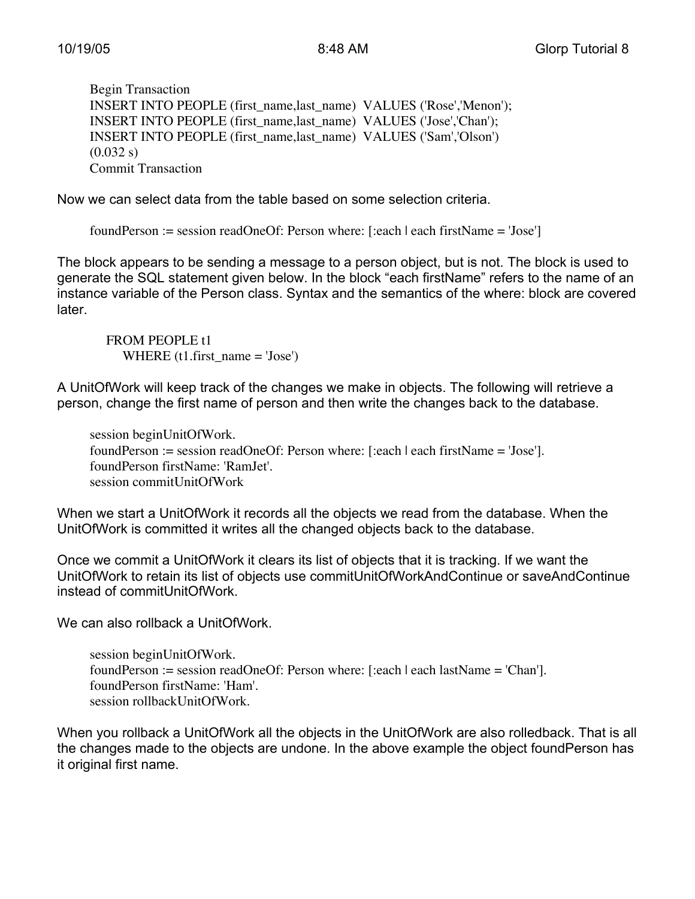```
Begin Transaction
INSERT INTO PEOPLE (first_name,last_name)  VALUES ('Rose','Menon');
INSERT INTO PEOPLE (first_name,last_name)  VALUES ('Jose','Chan');
INSERT INTO PEOPLE (first_name,last_name)  VALUES ('Sam','Olson')
(0.032 s)
Commit Transaction
```

Now we can select data from the table based on some selection criteria.

```
foundPerson := session readOneOf: Person where: [:each | each firstName = 'Jose']
```

The block appears to be sending a message to a person object, but is not. The block is used to generate the SQL statement given below. In the block "each firstName" refers to the name of an instance variable of the Person class. Syntax and the semantics of the where: block are covered later.

```
FROM PEOPLE t1
   WHERE (t1.first_name = 'Jose')
```

A UnitOfWork will keep track of the changes we make in objects. The following will retrieve a person, change the first name of person and then write the changes back to the database.

```
session beginUnitOfWork.
foundPerson := session readOneOf: Person where: [:each | each firstName = 'Jose'].
foundPerson firstName: 'RamJet'.
session commitUnitOfWork
```

When we start a UnitOfWork it records all the objects we read from the database. When the UnitOfWork is committed it writes all the changed objects back to the database.

Once we commit a UnitOfWork it clears its list of objects that it is tracking. If we want the UnitOfWork to retain its list of objects use commitUnitOfWorkAndContinue or saveAndContinue instead of commitUnitOfWork.

We can also rollback a UnitOfWork.

```
session beginUnitOfWork.
foundPerson := session readOneOf: Person where: [:each | each lastName = 'Chan'].
foundPerson firstName: 'Ham'.
session rollbackUnitOfWork.
```

When you rollback a UnitOfWork all the objects in the UnitOfWork are also rolledback. That is all the changes made to the objects are undone. In the above example the object foundPerson has it original first name.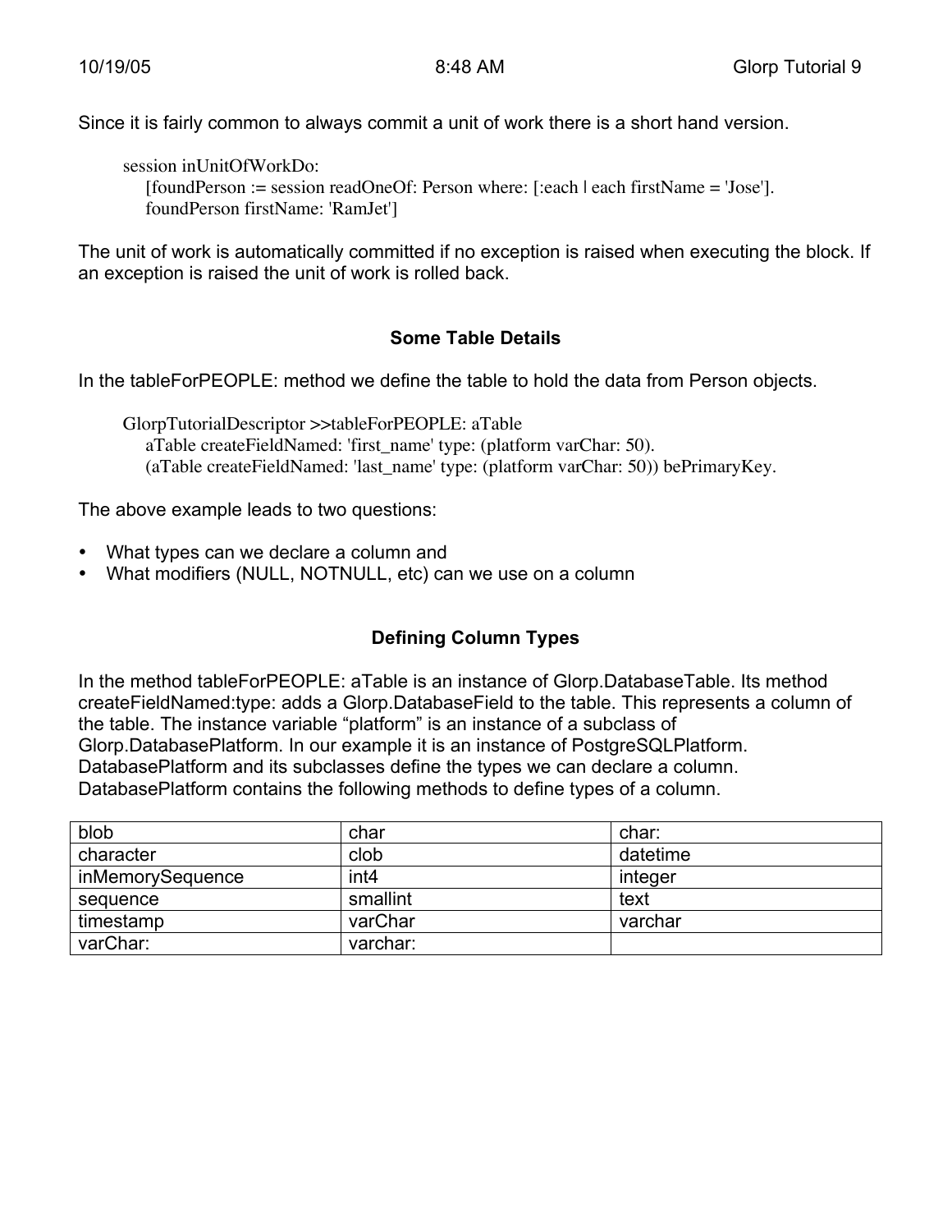Since it is fairly common to always commit a unit of work there is a short hand version.

```
session inUnitOfWorkDo:
    [foundPerson := session readOneOf: Person where: [:each | each firstName = 'Jose'].
    foundPerson firstName: 'RamJet']
```

The unit of work is automatically committed if no exception is raised when executing the block. If an exception is raised the unit of work is rolled back.

### Some Table Details

In the tableForPEOPLE: method we define the table to hold the data from Person objects.

```
GlorpTutorialDescriptor >>tableForPEOPLE: aTable
    aTable createFieldNamed: 'first_name' type: (platform varChar: 50).
    (aTable createFieldNamed: 'last_name' type: (platform varChar: 50)) bePrimaryKey.
```

The above example leads to two questions:

- What types can we declare a column and
- What modifiers (NULL, NOTNULL, etc) can we use on a column

### Defining Column Types

In the method tableForPEOPLE: aTable is an instance of Glorp.DatabaseTable. Its method createFieldNamed:type: adds a Glorp.DatabaseField to the table. This represents a column of the table. The instance variable “platform” is an instance of a subclass of Glorp.DatabasePlatform. In our example it is an instance of PostgreSQLPlatform. DatabasePlatform and its subclasses define the types we can declare a column. DatabasePlatform contains the following methods to define types of a column.

| | | |
|---|---|---|
| blob | char | char: |
| character | clob | datetime |
| inMemorySequence | int4 | integer |
| sequence | smallint | text |
| timestamp | varChar | varchar |
| varChar: | varchar: | |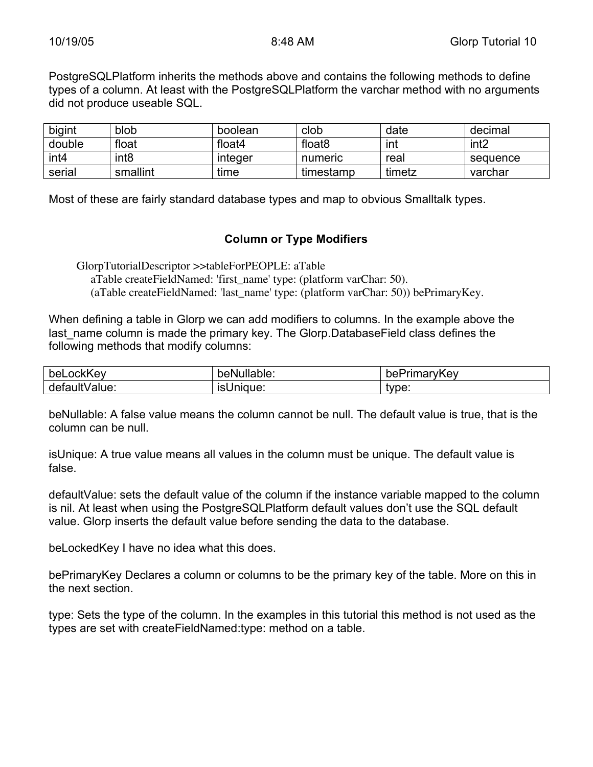PostgreSQLPlatform inherits the methods above and contains the following methods to define types of a column. At least with the PostgreSQLPlatform the varchar method with no arguments did not produce useable SQL.

| bigint | blob | boolean | clob | date | decimal |
|---|---|---|---|---|---|
| double | float | float4 | float8 | int | int2 |
| int4 | int8 | integer | numeric | real | sequence |
| serial | smallint | time | timestamp | timetz | varchar |

Most of these are fairly standard database types and map to obvious Smalltalk types.

### Column or Type Modifiers

```
GlorpTutorialDescriptor >>tableForPEOPLE: aTable
    aTable createFieldNamed: 'first_name' type: (platform varChar: 50).
    (aTable createFieldNamed: 'last_name' type: (platform varChar: 50)) bePrimaryKey.
```

When defining a table in Glorp we can add modifiers to columns. In the example above the last_name column is made the primary key. The Glorp.DatabaseField class defines the following methods that modify columns:

| beLockKey | beNullable: | bePrimaryKey |
|---|---|---|
| defaultValue: | isUnique: | type: |

beNullable: A false value means the column cannot be null. The default value is true, that is the column can be null.

isUnique: A true value means all values in the column must be unique. The default value is false.

defaultValue: sets the default value of the column if the instance variable mapped to the column is nil. At least when using the PostgreSQLPlatform default values don't use the SQL default value. Glorp inserts the default value before sending the data to the database.

beLockedKey I have no idea what this does.

bePrimaryKey Declares a column or columns to be the primary key of the table. More on this in the next section.

type: Sets the type of the column. In the examples in this tutorial this method is not used as the types are set with createFieldNamed:type: method on a table.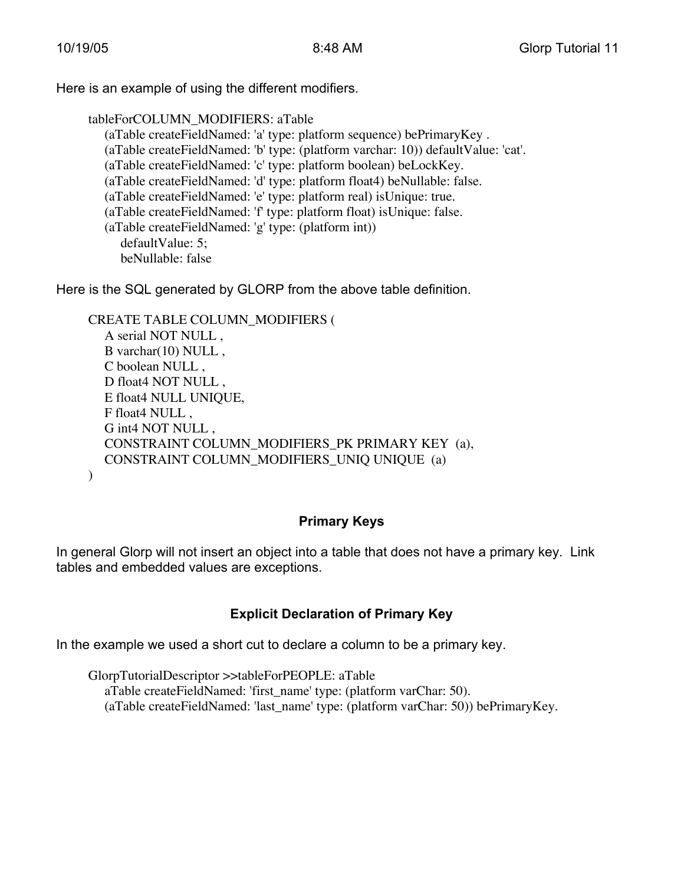Here is an example of using the different modifiers.

```
tableForCOLUMN_MODIFIERS: aTable
    (aTable createFieldNamed: 'a' type: platform sequence) bePrimaryKey .
    (aTable createFieldNamed: 'b' type: (platform varchar: 10)) defaultValue: 'cat'.
    (aTable createFieldNamed: 'c' type: platform boolean) beLockKey.
    (aTable createFieldNamed: 'd' type: platform float4) beNullable: false.
    (aTable createFieldNamed: 'e' type: platform real) isUnique: true.
    (aTable createFieldNamed: 'f' type: platform float) isUnique: false.
    (aTable createFieldNamed: 'g' type: (platform int))
        defaultValue: 5;
        beNullable: false
```

Here is the SQL generated by GLORP from the above table definition.

```
CREATE TABLE COLUMN_MODIFIERS (
    A serial NOT NULL ,
    B varchar(10) NULL ,
    C boolean NULL ,
    D float4 NOT NULL ,
    E float4 NULL UNIQUE,
    F float4 NULL ,
    G int4 NOT NULL ,
    CONSTRAINT COLUMN_MODIFIERS_PK PRIMARY KEY  (a),
    CONSTRAINT COLUMN_MODIFIERS_UNIQ UNIQUE  (a)
)
```

### Primary Keys

In general Glorp will not insert an object into a table that does not have a primary key. Link tables and embedded values are exceptions.

### Explicit Declaration of Primary Key

In the example we used a short cut to declare a column to be a primary key.

```
GlorpTutorialDescriptor >>tableForPEOPLE: aTable
    aTable createFieldNamed: 'first_name' type: (platform varChar: 50).
    (aTable createFieldNamed: 'last_name' type: (platform varChar: 50)) bePrimaryKey.
```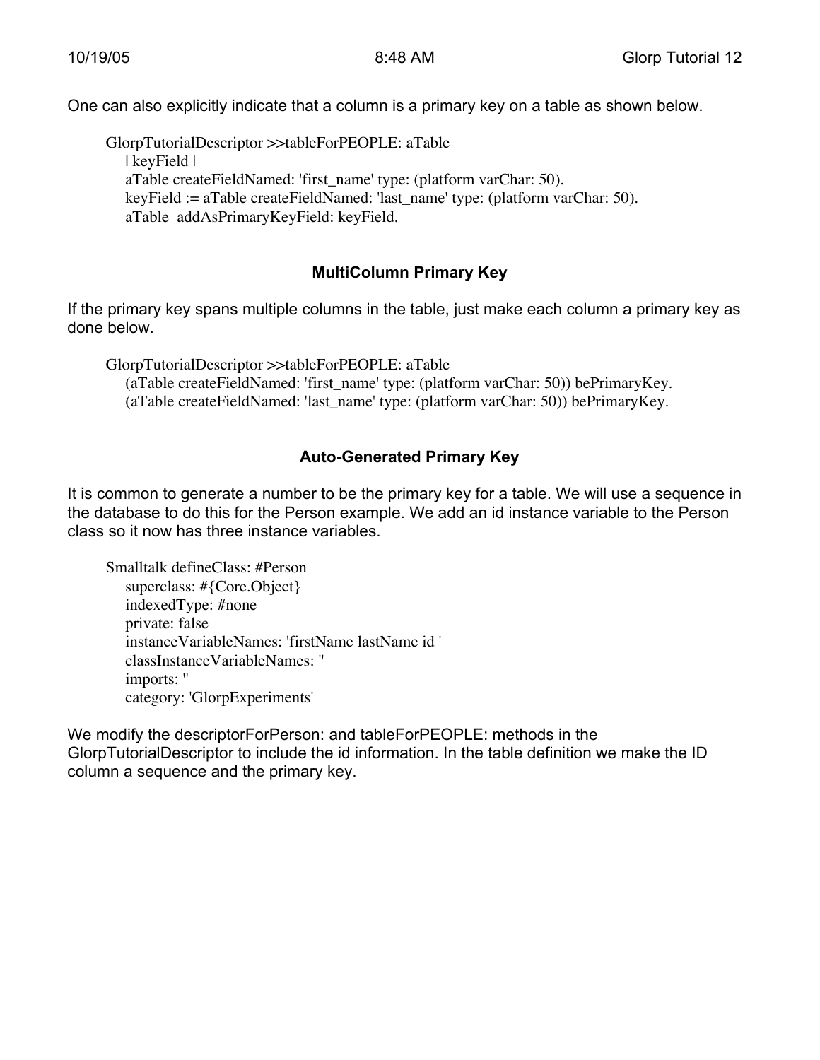One can also explicitly indicate that a column is a primary key on a table as shown below.

```
GlorpTutorialDescriptor >>tableForPEOPLE: aTable
    | keyField |
    aTable createFieldNamed: 'first_name' type: (platform varChar: 50).
    keyField := aTable createFieldNamed: 'last_name' type: (platform varChar: 50).
    aTable  addAsPrimaryKeyField: keyField.
```

### MultiColumn Primary Key

If the primary key spans multiple columns in the table, just make each column a primary key as done below.

```
GlorpTutorialDescriptor >>tableForPEOPLE: aTable
    (aTable createFieldNamed: 'first_name' type: (platform varChar: 50)) bePrimaryKey.
    (aTable createFieldNamed: 'last_name' type: (platform varChar: 50)) bePrimaryKey.
```

### Auto-Generated Primary Key

It is common to generate a number to be the primary key for a table. We will use a sequence in the database to do this for the Person example. We add an id instance variable to the Person class so it now has three instance variables.

```
Smalltalk defineClass: #Person
    superclass: #{Core.Object}
    indexedType: #none
    private: false
    instanceVariableNames: 'firstName lastName id '
    classInstanceVariableNames: ''
    imports: ''
    category: 'GlorpExperiments'
```

We modify the descriptorForPerson: and tableForPEOPLE: methods in the GlorpTutorialDescriptor to include the id information. In the table definition we make the ID column a sequence and the primary key.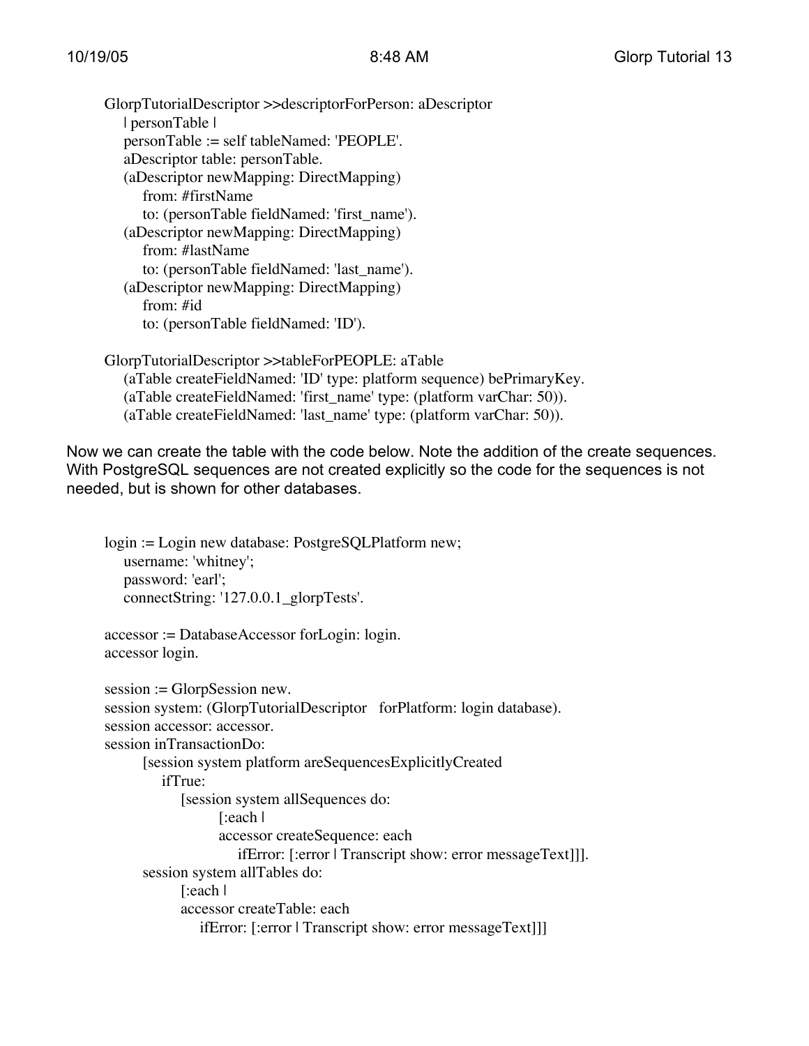```
GlorpTutorialDescriptor >>descriptorForPerson: aDescriptor
    | personTable |
    personTable := self tableNamed: 'PEOPLE'.
    aDescriptor table: personTable.
    (aDescriptor newMapping: DirectMapping)
        from: #firstName
        to: (personTable fieldNamed: 'first_name').
    (aDescriptor newMapping: DirectMapping)
        from: #lastName
        to: (personTable fieldNamed: 'last_name').
    (aDescriptor newMapping: DirectMapping)
        from: #id
        to: (personTable fieldNamed: 'ID').

GlorpTutorialDescriptor >>tableForPEOPLE: aTable
    (aTable createFieldNamed: 'ID' type: platform sequence) bePrimaryKey.
    (aTable createFieldNamed: 'first_name' type: (platform varChar: 50)).
    (aTable createFieldNamed: 'last_name' type: (platform varChar: 50)).
```

Now we can create the table with the code below. Note the addition of the create sequences. With PostgreSQL sequences are not created explicitly so the code for the sequences is not needed, but is shown for other databases.

```
login := Login new database: PostgreSQLPlatform new;
    username: 'whitney';
    password: 'earl';
    connectString: '127.0.0.1_glorpTests'.

accessor := DatabaseAccessor forLogin: login.
accessor login.

session := GlorpSession new.
session system: (GlorpTutorialDescriptor   forPlatform: login database).
session accessor: accessor.
session inTransactionDo:
        [session system platform areSequencesExplicitlyCreated
            ifTrue:
                [session system allSequences do:
                        [:each |
                        accessor createSequence: each
                            ifError: [:error | Transcript show: error messageText]]].
        session system allTables do:
                [:each |
                accessor createTable: each
                    ifError: [:error | Transcript show: error messageText]]]
```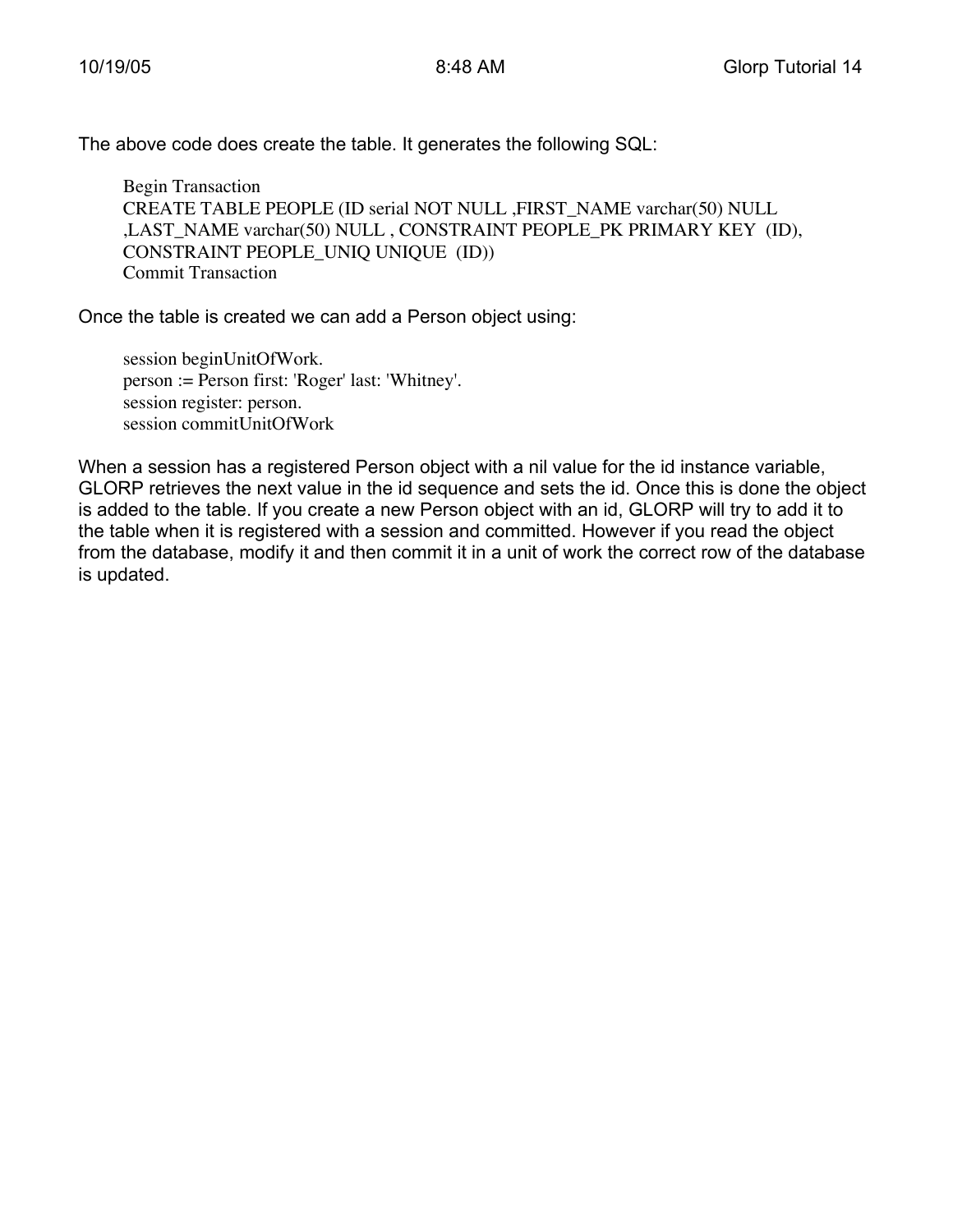The above code does create the table. It generates the following SQL:

```
Begin Transaction
CREATE TABLE PEOPLE (ID serial NOT NULL ,FIRST_NAME varchar(50) NULL
,LAST_NAME varchar(50) NULL , CONSTRAINT PEOPLE_PK PRIMARY KEY  (ID),
CONSTRAINT PEOPLE_UNIQ UNIQUE  (ID))
Commit Transaction
```

Once the table is created we can add a Person object using:

```
session beginUnitOfWork.
person := Person first: 'Roger' last: 'Whitney'.
session register: person.
session commitUnitOfWork
```

When a session has a registered Person object with a nil value for the id instance variable, GLORP retrieves the next value in the id sequence and sets the id. Once this is done the object is added to the table. If you create a new Person object with an id, GLORP will try to add it to the table when it is registered with a session and committed. However if you read the object from the database, modify it and then commit it in a unit of work the correct row of the database is updated.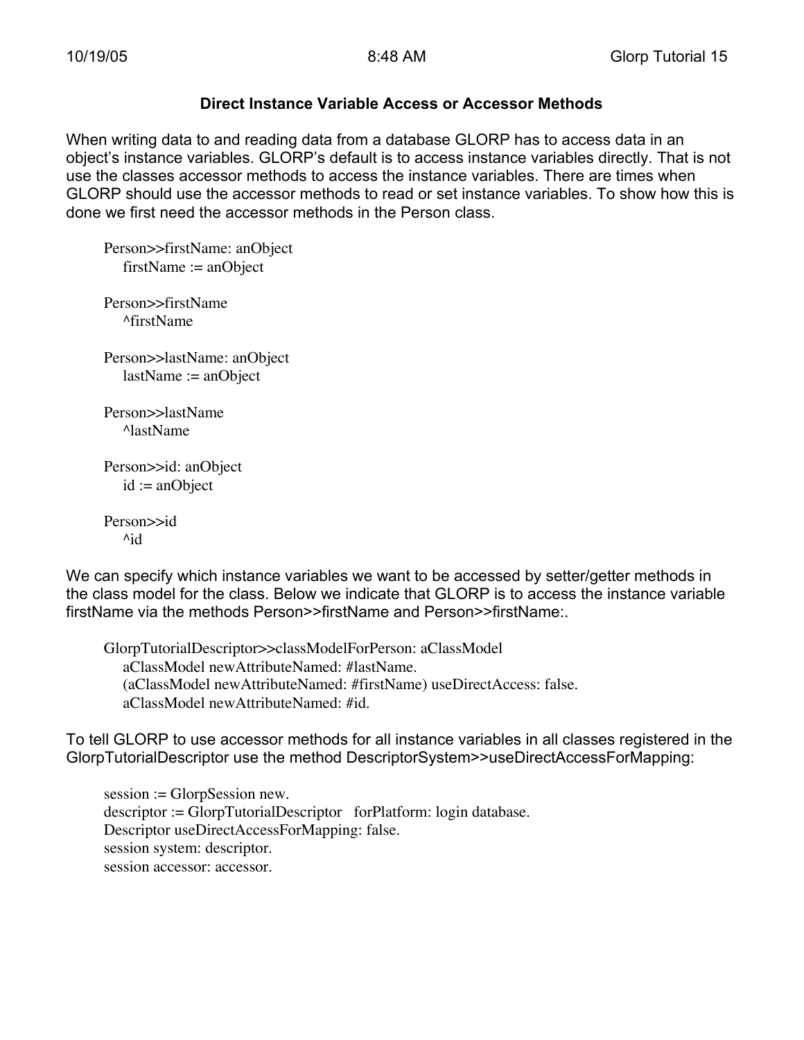## Direct Instance Variable Access or Accessor Methods

When writing data to and reading data from a database GLORP has to access data in an object's instance variables. GLORP's default is to access instance variables directly. That is not use the classes accessor methods to access the instance variables. There are times when GLORP should use the accessor methods to read or set instance variables. To show how this is done we first need the accessor methods in the Person class.

```
Person>>firstName: anObject
    firstName := anObject

Person>>firstName
    ^firstName

Person>>lastName: anObject
    lastName := anObject

Person>>lastName
    ^lastName

Person>>id: anObject
    id := anObject

Person>>id
    ^id
```

We can specify which instance variables we want to be accessed by setter/getter methods in the class model for the class. Below we indicate that GLORP is to access the instance variable firstName via the methods Person>>firstName and Person>>firstName:.

```
GlorpTutorialDescriptor>>classModelForPerson: aClassModel
    aClassModel newAttributeNamed: #lastName.
    (aClassModel newAttributeNamed: #firstName) useDirectAccess: false.
    aClassModel newAttributeNamed: #id.
```

To tell GLORP to use accessor methods for all instance variables in all classes registered in the GlorpTutorialDescriptor use the method DescriptorSystem>>useDirectAccessForMapping:

```
session := GlorpSession new.
descriptor := GlorpTutorialDescriptor   forPlatform: login database.
Descriptor useDirectAccessForMapping: false.
session system: descriptor.
session accessor: accessor.
```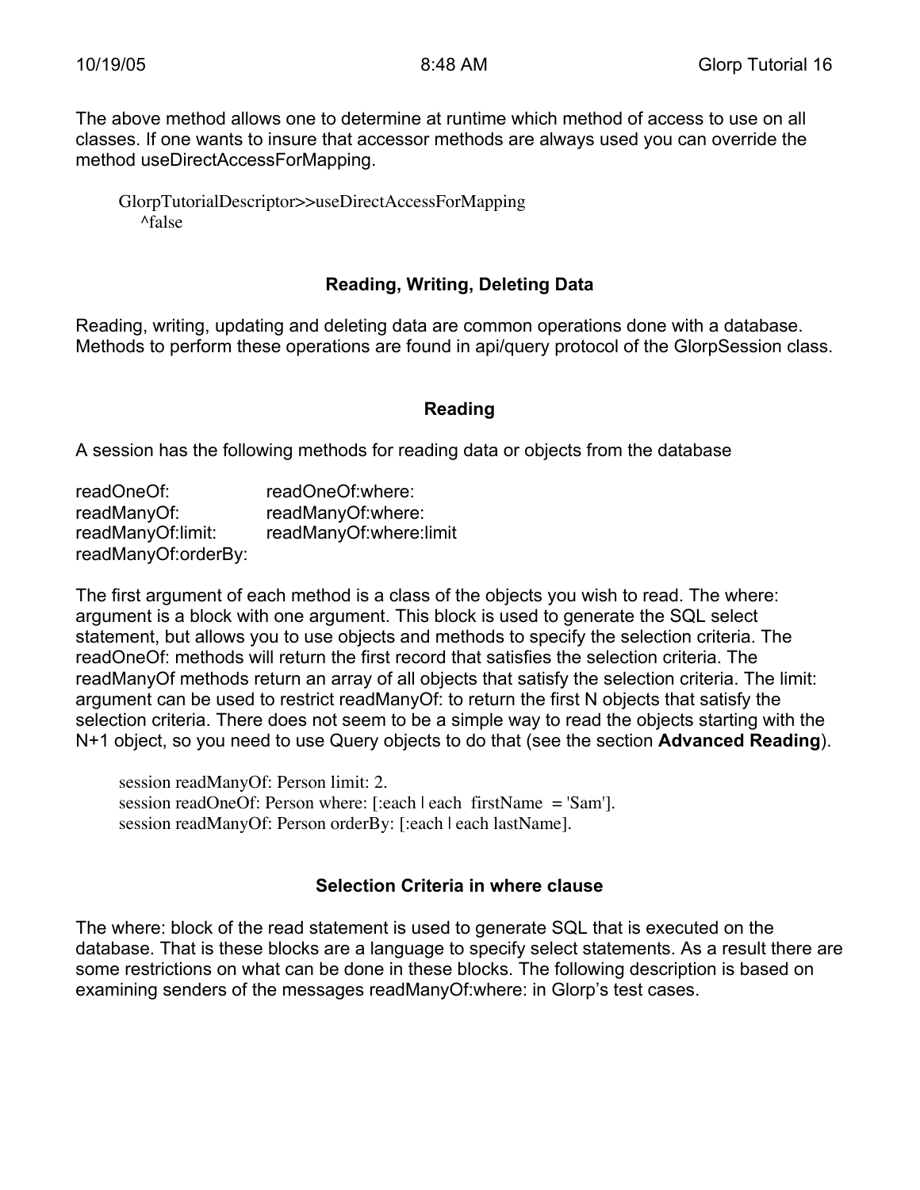The above method allows one to determine at runtime which method of access to use on all classes. If one wants to insure that accessor methods are always used you can override the method useDirectAccessForMapping.

```
GlorpTutorialDescriptor>>useDirectAccessForMapping
    ^false
```

## Reading, Writing, Deleting Data

Reading, writing, updating and deleting data are common operations done with a database. Methods to perform these operations are found in api/query protocol of the GlorpSession class.

### Reading

A session has the following methods for reading data or objects from the database

| | |
|---|---|
| readOneOf: | readOneOf:where: |
| readManyOf: | readManyOf:where: |
| readManyOf:limit: | readManyOf:where:limit |
| readManyOf:orderBy: | |

The first argument of each method is a class of the objects you wish to read. The where: argument is a block with one argument. This block is used to generate the SQL select statement, but allows you to use objects and methods to specify the selection criteria. The readOneOf: methods will return the first record that satisfies the selection criteria. The readManyOf methods return an array of all objects that satisfy the selection criteria. The limit: argument can be used to restrict readManyOf: to return the first N objects that satisfy the selection criteria. There does not seem to be a simple way to read the objects starting with the N+1 object, so you need to use Query objects to do that (see the section **Advanced Reading**).

```
session readManyOf: Person limit: 2.
session readOneOf: Person where: [:each | each  firstName  = 'Sam'].
session readManyOf: Person orderBy: [:each | each lastName].
```

### Selection Criteria in where clause

The where: block of the read statement is used to generate SQL that is executed on the database. That is these blocks are a language to specify select statements. As a result there are some restrictions on what can be done in these blocks. The following description is based on examining senders of the messages readManyOf:where: in Glorp's test cases.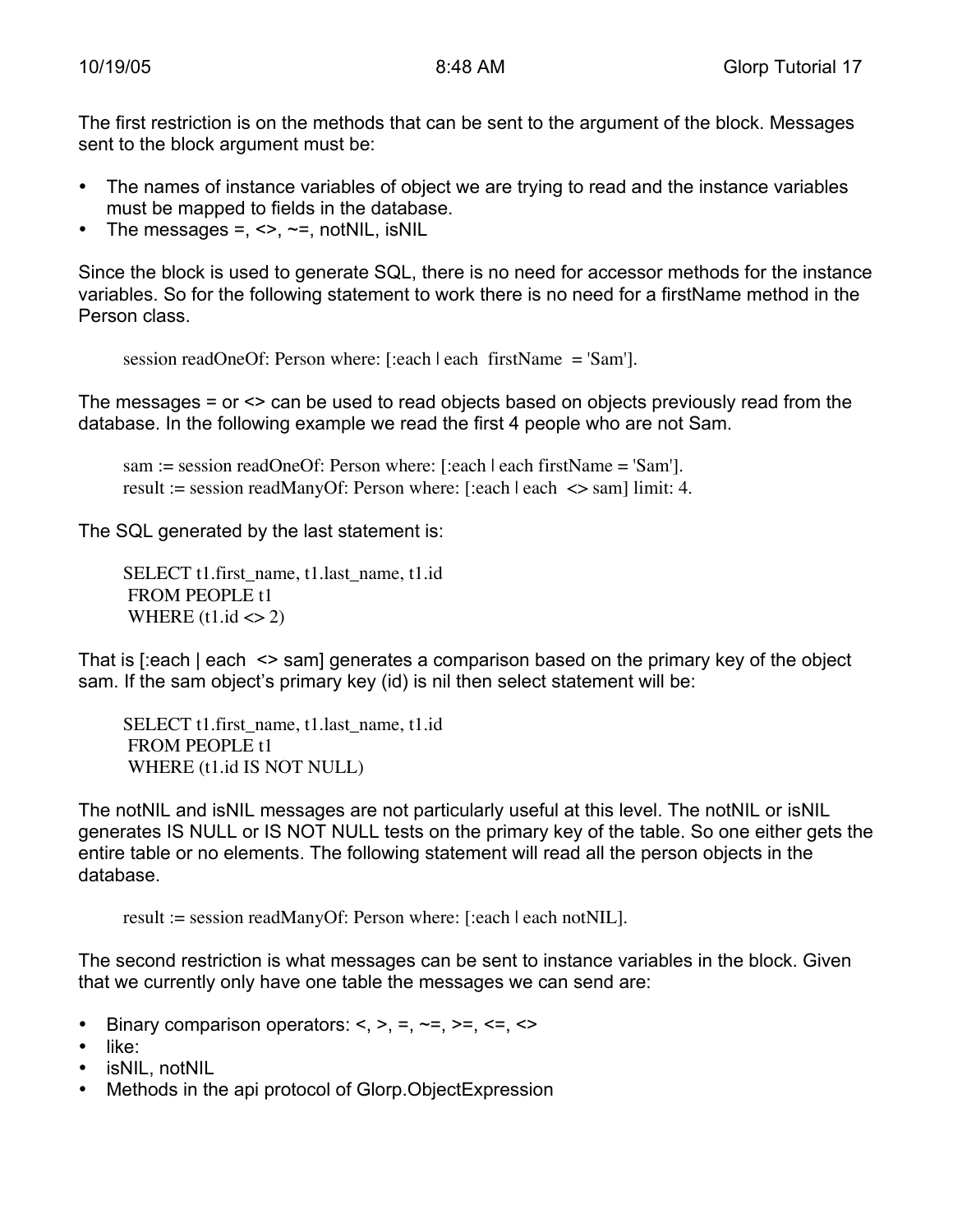The first restriction is on the methods that can be sent to the argument of the block. Messages sent to the block argument must be:

- The names of instance variables of object we are trying to read and the instance variables must be mapped to fields in the database.
- The messages =, <>, ~=, notNIL, isNIL

Since the block is used to generate SQL, there is no need for accessor methods for the instance variables. So for the following statement to work there is no need for a firstName method in the Person class.

```
session readOneOf: Person where: [:each | each  firstName  = 'Sam'].
```

The messages = or <> can be used to read objects based on objects previously read from the database. In the following example we read the first 4 people who are not Sam.

```
sam := session readOneOf: Person where: [:each | each firstName = 'Sam'].
result := session readManyOf: Person where: [:each | each  <> sam] limit: 4.
```

The SQL generated by the last statement is:

```
SELECT t1.first_name, t1.last_name, t1.id
 FROM PEOPLE t1
 WHERE (t1.id <> 2)
```

That is [:each | each  <> sam] generates a comparison based on the primary key of the object sam. If the sam object's primary key (id) is nil then select statement will be:

```
SELECT t1.first_name, t1.last_name, t1.id
 FROM PEOPLE t1
 WHERE (t1.id IS NOT NULL)
```

The notNIL and isNIL messages are not particularly useful at this level. The notNIL or isNIL generates IS NULL or IS NOT NULL tests on the primary key of the table. So one either gets the entire table or no elements. The following statement will read all the person objects in the database.

```
result := session readManyOf: Person where: [:each | each notNIL].
```

The second restriction is what messages can be sent to instance variables in the block. Given that we currently only have one table the messages we can send are:

- Binary comparison operators: <, >, =, ~=, >=, <=, <>
- like:
- isNIL, notNIL
- Methods in the api protocol of Glorp.ObjectExpression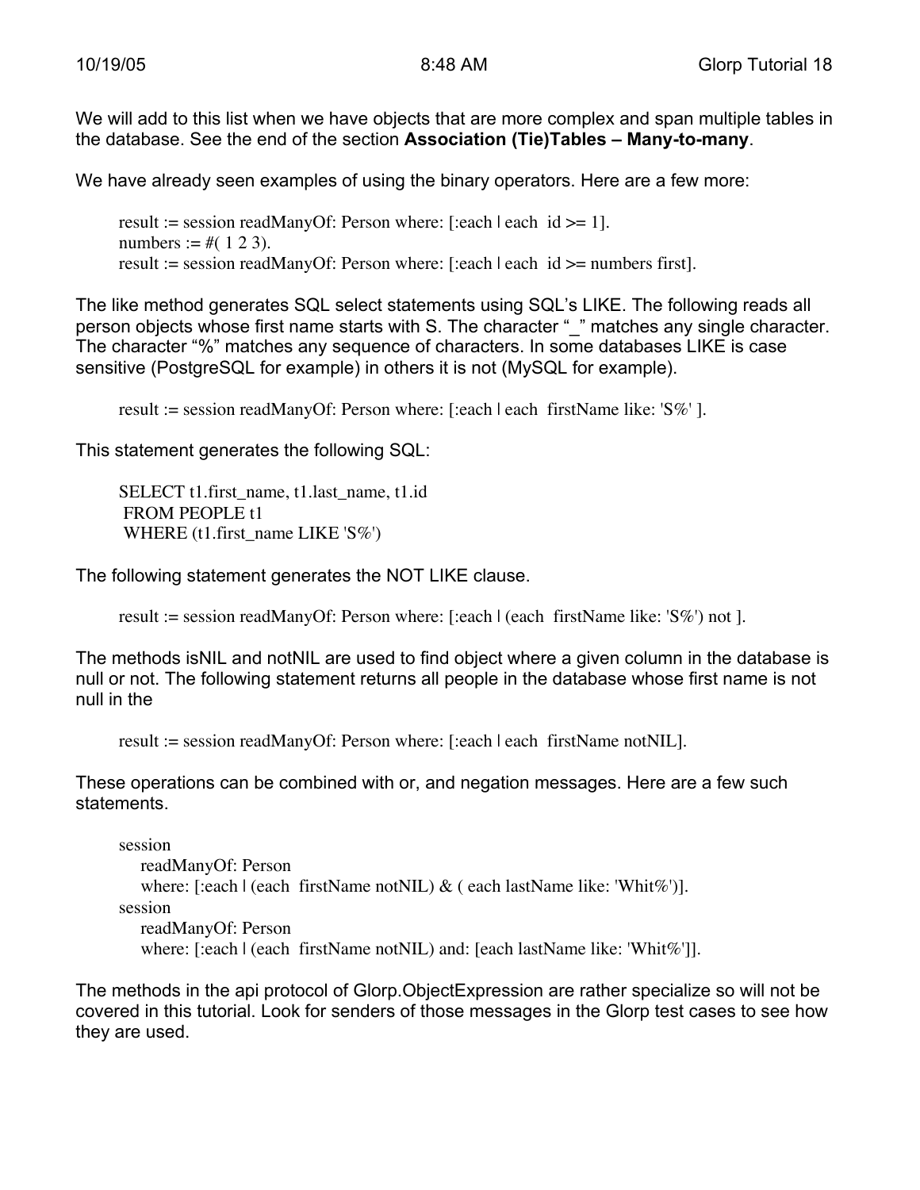We will add to this list when we have objects that are more complex and span multiple tables in the database. See the end of the section **Association (Tie)Tables – Many-to-many**.

We have already seen examples of using the binary operators. Here are a few more:

```
result := session readManyOf: Person where: [:each | each  id >= 1].
numbers := #( 1 2 3).
result := session readManyOf: Person where: [:each | each  id >= numbers first].
```

The like method generates SQL select statements using SQL's LIKE. The following reads all person objects whose first name starts with S. The character "_" matches any single character. The character "%" matches any sequence of characters. In some databases LIKE is case sensitive (PostgreSQL for example) in others it is not (MySQL for example).

```
result := session readManyOf: Person where: [:each | each  firstName like: 'S%' ].
```

This statement generates the following SQL:

```
SELECT t1.first_name, t1.last_name, t1.id
 FROM PEOPLE t1
 WHERE (t1.first_name LIKE 'S%')
```

The following statement generates the NOT LIKE clause.

```
result := session readManyOf: Person where: [:each | (each  firstName like: 'S%') not ].
```

The methods isNIL and notNIL are used to find object where a given column in the database is null or not. The following statement returns all people in the database whose first name is not null in the

```
result := session readManyOf: Person where: [:each | each  firstName notNIL].
```

These operations can be combined with or, and negation messages. Here are a few such statements.

```
session
   readManyOf: Person
   where: [:each | (each  firstName notNIL) & ( each lastName like: 'Whit%')].
session
   readManyOf: Person
   where: [:each | (each  firstName notNIL) and: [each lastName like: 'Whit%']].
```

The methods in the api protocol of Glorp.ObjectExpression are rather specialize so will not be covered in this tutorial. Look for senders of those messages in the Glorp test cases to see how they are used.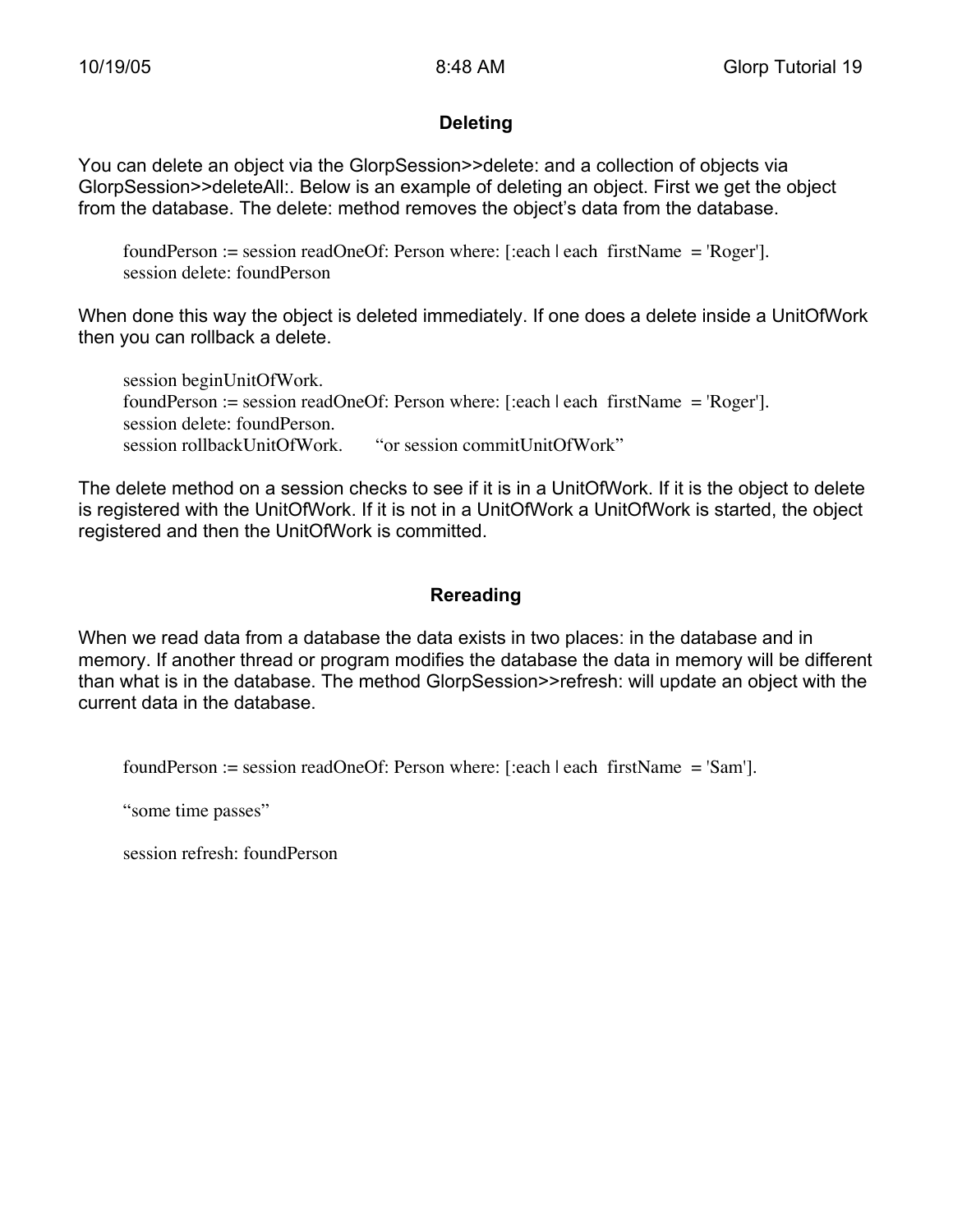### Deleting

You can delete an object via the GlorpSession>>delete: and a collection of objects via GlorpSession>>deleteAll:. Below is an example of deleting an object. First we get the object from the database. The delete: method removes the object's data from the database.

```
foundPerson := session readOneOf: Person where: [:each | each  firstName  = 'Roger'].
session delete: foundPerson
```

When done this way the object is deleted immediately. If one does a delete inside a UnitOfWork then you can rollback a delete.

```
session beginUnitOfWork.
foundPerson := session readOneOf: Person where: [:each | each  firstName  = 'Roger'].
session delete: foundPerson.
session rollbackUnitOfWork.       "or session commitUnitOfWork"
```

The delete method on a session checks to see if it is in a UnitOfWork. If it is the object to delete is registered with the UnitOfWork. If it is not in a UnitOfWork a UnitOfWork is started, the object registered and then the UnitOfWork is committed.

### Rereading

When we read data from a database the data exists in two places: in the database and in memory. If another thread or program modifies the database the data in memory will be different than what is in the database. The method GlorpSession>>refresh: will update an object with the current data in the database.

```
foundPerson := session readOneOf: Person where: [:each | each  firstName  = 'Sam'].

"some time passes"

session refresh: foundPerson
```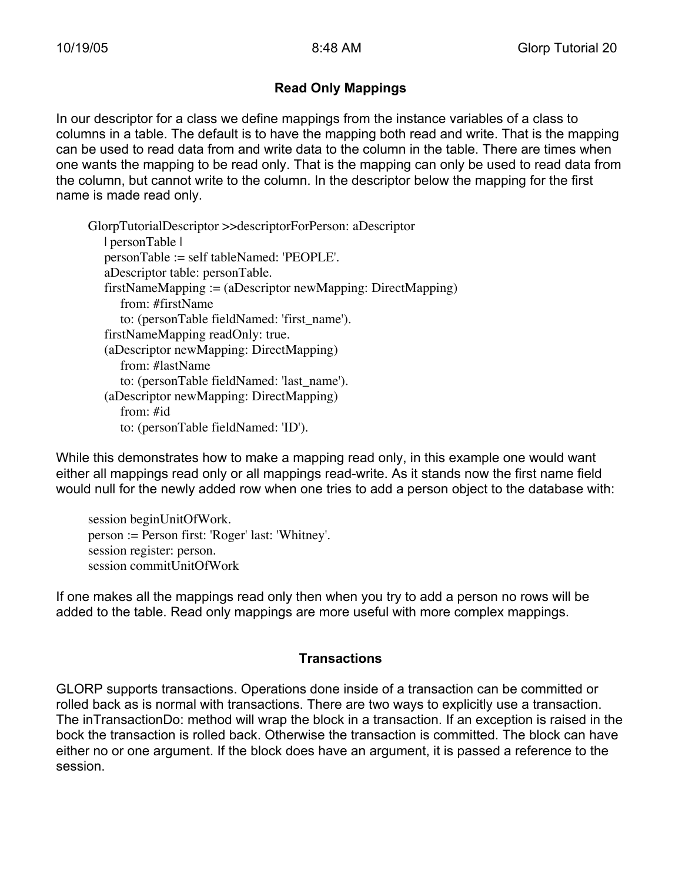## Read Only Mappings

In our descriptor for a class we define mappings from the instance variables of a class to columns in a table. The default is to have the mapping both read and write. That is the mapping can be used to read data from and write data to the column in the table. There are times when one wants the mapping to be read only. That is the mapping can only be used to read data from the column, but cannot write to the column. In the descriptor below the mapping for the first name is made read only.

```
GlorpTutorialDescriptor >>descriptorForPerson: aDescriptor
    | personTable |
    personTable := self tableNamed: 'PEOPLE'.
    aDescriptor table: personTable.
    firstNameMapping := (aDescriptor newMapping: DirectMapping)
        from: #firstName
        to: (personTable fieldNamed: 'first_name').
    firstNameMapping readOnly: true.
    (aDescriptor newMapping: DirectMapping)
        from: #lastName
        to: (personTable fieldNamed: 'last_name').
    (aDescriptor newMapping: DirectMapping)
        from: #id
        to: (personTable fieldNamed: 'ID').
```

While this demonstrates how to make a mapping read only, in this example one would want either all mappings read only or all mappings read-write. As it stands now the first name field would null for the newly added row when one tries to add a person object to the database with:

```
session beginUnitOfWork.
person := Person first: 'Roger' last: 'Whitney'.
session register: person.
session commitUnitOfWork
```

If one makes all the mappings read only then when you try to add a person no rows will be added to the table. Read only mappings are more useful with more complex mappings.

## Transactions

GLORP supports transactions. Operations done inside of a transaction can be committed or rolled back as is normal with transactions. There are two ways to explicitly use a transaction. The inTransactionDo: method will wrap the block in a transaction. If an exception is raised in the bock the transaction is rolled back. Otherwise the transaction is committed. The block can have either no or one argument. If the block does have an argument, it is passed a reference to the session.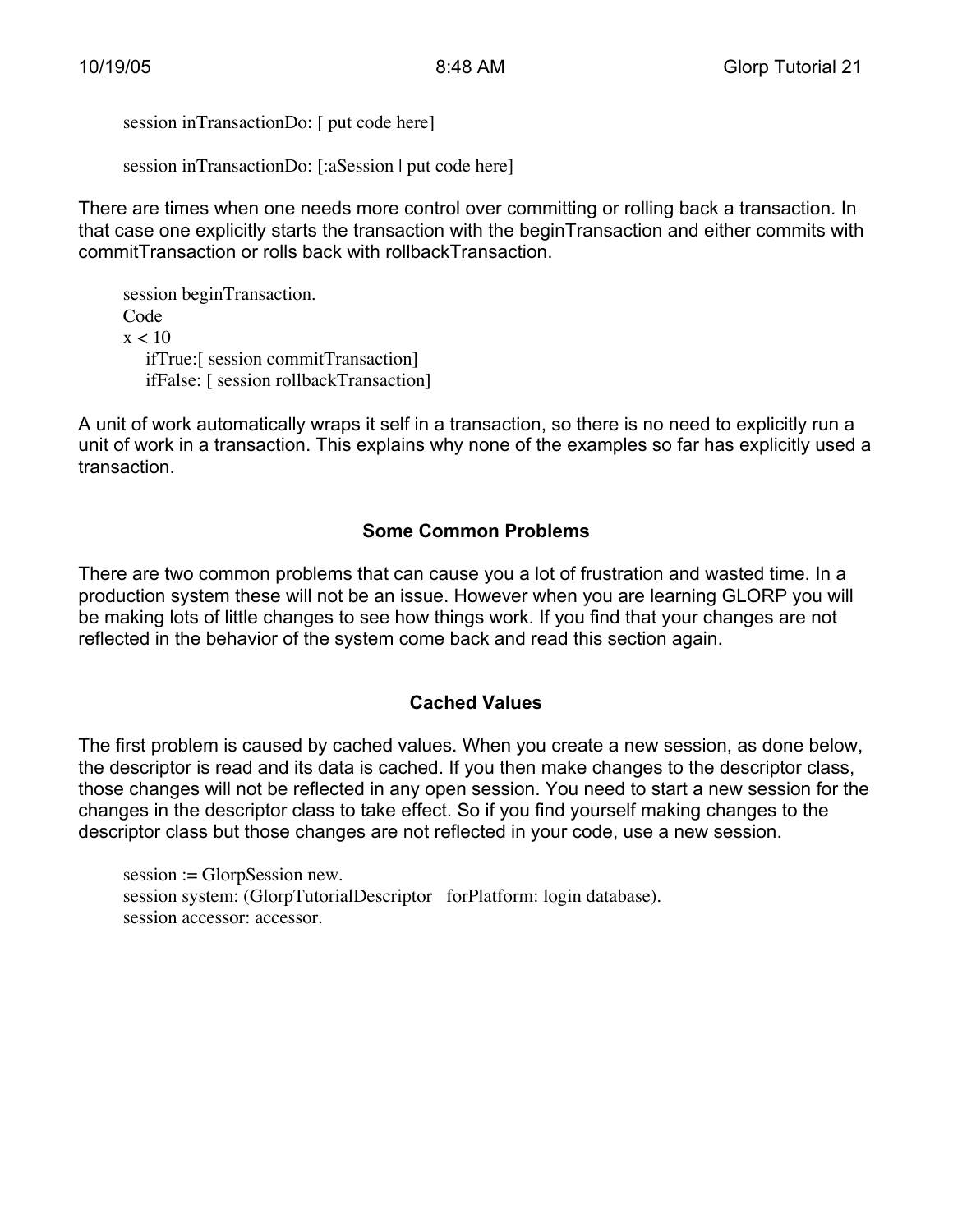```
session inTransactionDo: [ put code here]

session inTransactionDo: [:aSession | put code here]
```

There are times when one needs more control over committing or rolling back a transaction. In that case one explicitly starts the transaction with the beginTransaction and either commits with commitTransaction or rolls back with rollbackTransaction.

```
session beginTransaction.
Code
x < 10
    ifTrue:[ session commitTransaction]
    ifFalse: [ session rollbackTransaction]
```

A unit of work automatically wraps it self in a transaction, so there is no need to explicitly run a unit of work in a transaction. This explains why none of the examples so far has explicitly used a transaction.

## Some Common Problems

There are two common problems that can cause you a lot of frustration and wasted time. In a production system these will not be an issue. However when you are learning GLORP you will be making lots of little changes to see how things work. If you find that your changes are not reflected in the behavior of the system come back and read this section again.

## Cached Values

The first problem is caused by cached values. When you create a new session, as done below, the descriptor is read and its data is cached. If you then make changes to the descriptor class, those changes will not be reflected in any open session. You need to start a new session for the changes in the descriptor class to take effect. So if you find yourself making changes to the descriptor class but those changes are not reflected in your code, use a new session.

```
session := GlorpSession new.
session system: (GlorpTutorialDescriptor   forPlatform: login database).
session accessor: accessor.
```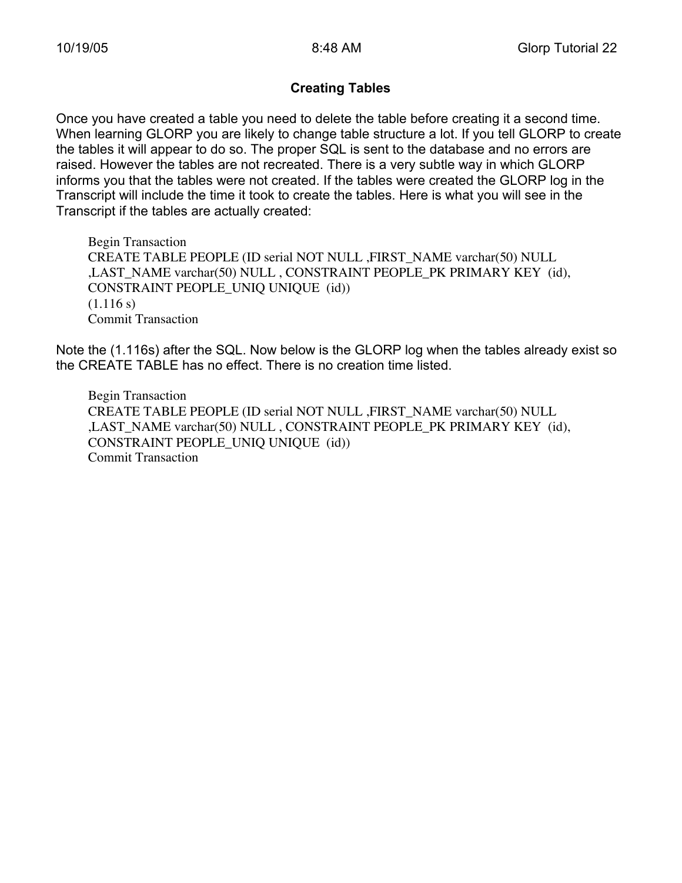### Creating Tables

Once you have created a table you need to delete the table before creating it a second time. When learning GLORP you are likely to change table structure a lot. If you tell GLORP to create the tables it will appear to do so. The proper SQL is sent to the database and no errors are raised. However the tables are not recreated. There is a very subtle way in which GLORP informs you that the tables were not created. If the tables were created the GLORP log in the Transcript will include the time it took to create the tables. Here is what you will see in the Transcript if the tables are actually created:

```
Begin Transaction
CREATE TABLE PEOPLE (ID serial NOT NULL ,FIRST_NAME varchar(50) NULL
,LAST_NAME varchar(50) NULL , CONSTRAINT PEOPLE_PK PRIMARY KEY  (id),
CONSTRAINT PEOPLE_UNIQ UNIQUE  (id))
(1.116 s)
Commit Transaction
```

Note the (1.116s) after the SQL. Now below is the GLORP log when the tables already exist so the CREATE TABLE has no effect. There is no creation time listed.

```
Begin Transaction
CREATE TABLE PEOPLE (ID serial NOT NULL ,FIRST_NAME varchar(50) NULL
,LAST_NAME varchar(50) NULL , CONSTRAINT PEOPLE_PK PRIMARY KEY  (id),
CONSTRAINT PEOPLE_UNIQ UNIQUE  (id))
Commit Transaction
```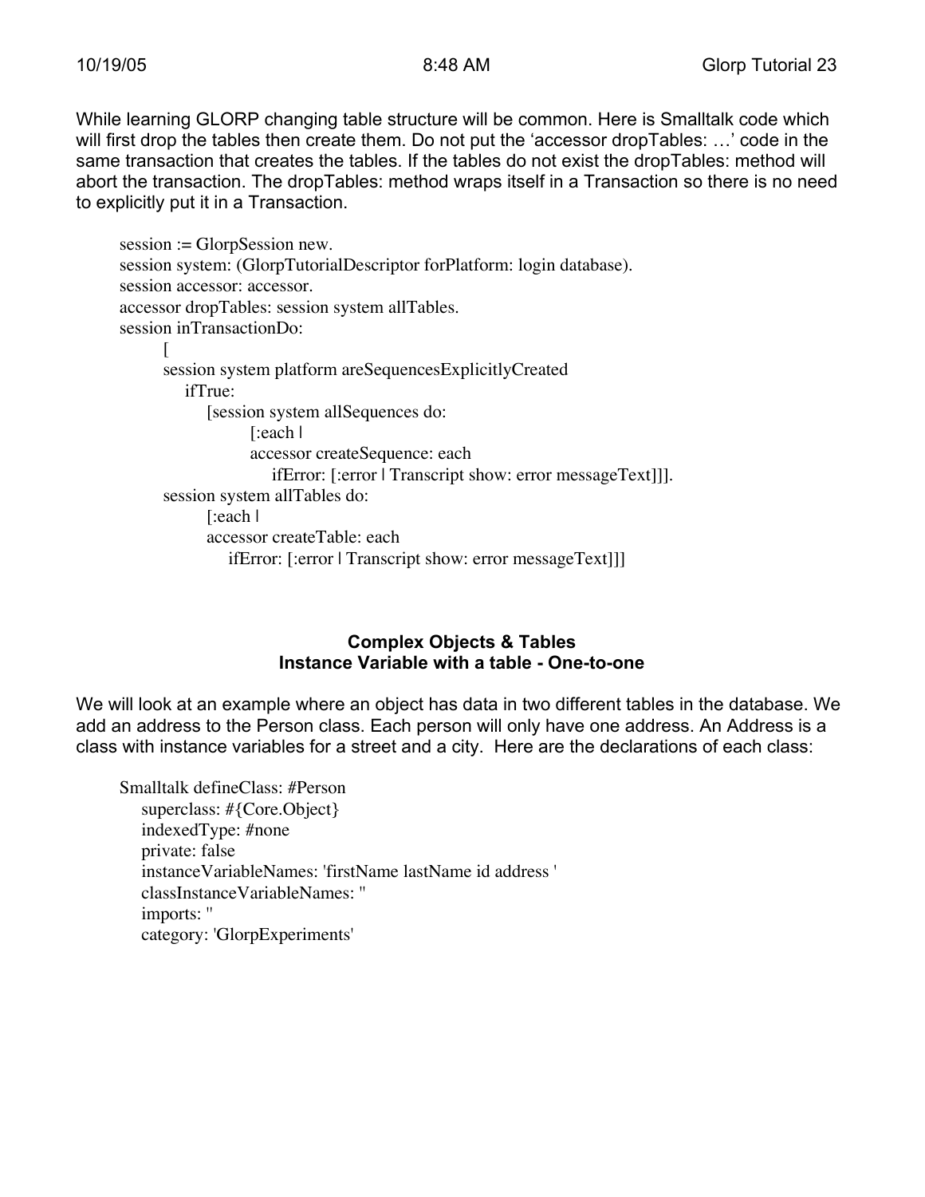While learning GLORP changing table structure will be common. Here is Smalltalk code which will first drop the tables then create them. Do not put the 'accessor dropTables: …' code in the same transaction that creates the tables. If the tables do not exist the dropTables: method will abort the transaction. The dropTables: method wraps itself in a Transaction so there is no need to explicitly put it in a Transaction.

```
session := GlorpSession new.
session system: (GlorpTutorialDescriptor forPlatform: login database).
session accessor: accessor.
accessor dropTables: session system allTables.
session inTransactionDo:
	[
	session system platform areSequencesExplicitlyCreated
	    ifTrue:
		[session system allSequences do:
			[:each |
			accessor createSequence: each
			    ifError: [:error | Transcript show: error messageText]]].
	session system allTables do:
		[:each |
		accessor createTable: each
		    ifError: [:error | Transcript show: error messageText]]]
```

## Complex Objects & Tables
## Instance Variable with a table - One-to-one

We will look at an example where an object has data in two different tables in the database. We add an address to the Person class. Each person will only have one address. An Address is a class with instance variables for a street and a city. Here are the declarations of each class:

```
Smalltalk defineClass: #Person
    superclass: #{Core.Object}
    indexedType: #none
    private: false
    instanceVariableNames: 'firstName lastName id address '
    classInstanceVariableNames: ''
    imports: ''
    category: 'GlorpExperiments'
```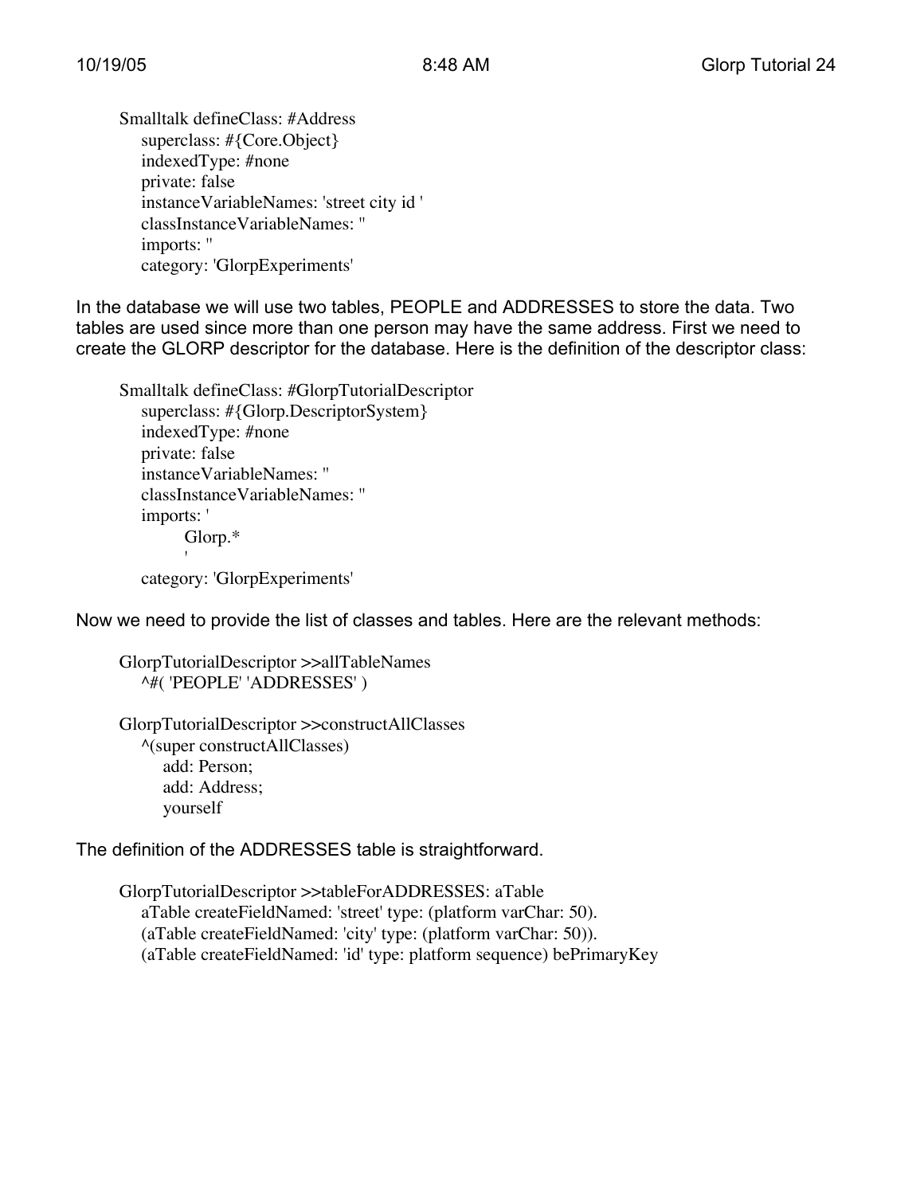```
Smalltalk defineClass: #Address
    superclass: #{Core.Object}
    indexedType: #none
    private: false
    instanceVariableNames: 'street city id '
    classInstanceVariableNames: ''
    imports: ''
    category: 'GlorpExperiments'
```

In the database we will use two tables, PEOPLE and ADDRESSES to store the data. Two tables are used since more than one person may have the same address. First we need to create the GLORP descriptor for the database. Here is the definition of the descriptor class:

```
Smalltalk defineClass: #GlorpTutorialDescriptor
    superclass: #{Glorp.DescriptorSystem}
    indexedType: #none
    private: false
    instanceVariableNames: ''
    classInstanceVariableNames: ''
    imports: '
        Glorp.*
        '
    category: 'GlorpExperiments'
```

Now we need to provide the list of classes and tables. Here are the relevant methods:

```
GlorpTutorialDescriptor >>allTableNames
    ^#( 'PEOPLE' 'ADDRESSES' )

GlorpTutorialDescriptor >>constructAllClasses
    ^(super constructAllClasses)
        add: Person;
        add: Address;
        yourself
```

The definition of the ADDRESSES table is straightforward.

```
GlorpTutorialDescriptor >>tableForADDRESSES: aTable
    aTable createFieldNamed: 'street' type: (platform varChar: 50).
    (aTable createFieldNamed: 'city' type: (platform varChar: 50)).
    (aTable createFieldNamed: 'id' type: platform sequence) bePrimaryKey
```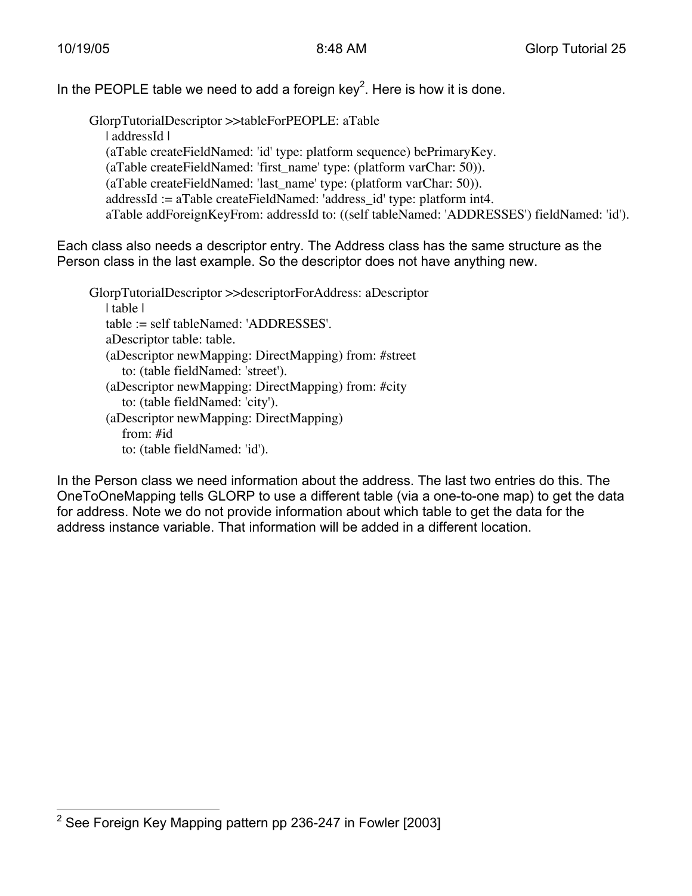In the PEOPLE table we need to add a foreign key[2]. Here is how it is done.

```
GlorpTutorialDescriptor >>tableForPEOPLE: aTable
    | addressId |
    (aTable createFieldNamed: 'id' type: platform sequence) bePrimaryKey.
    (aTable createFieldNamed: 'first_name' type: (platform varChar: 50)).
    (aTable createFieldNamed: 'last_name' type: (platform varChar: 50)).
    addressId := aTable createFieldNamed: 'address_id' type: platform int4.
    aTable addForeignKeyFrom: addressId to: ((self tableNamed: 'ADDRESSES') fieldNamed: 'id').
```

Each class also needs a descriptor entry. The Address class has the same structure as the Person class in the last example. So the descriptor does not have anything new.

```
GlorpTutorialDescriptor >>descriptorForAddress: aDescriptor
    | table |
    table := self tableNamed: 'ADDRESSES'.
    aDescriptor table: table.
    (aDescriptor newMapping: DirectMapping) from: #street
        to: (table fieldNamed: 'street').
    (aDescriptor newMapping: DirectMapping) from: #city
        to: (table fieldNamed: 'city').
    (aDescriptor newMapping: DirectMapping)
        from: #id
        to: (table fieldNamed: 'id').
```

In the Person class we need information about the address. The last two entries do this. The OneToOneMapping tells GLORP to use a different table (via a one-to-one map) to get the data for address. Note we do not provide information about which table to get the data for the address instance variable. That information will be added in a different location.

---

[2] See Foreign Key Mapping pattern pp 236-247 in Fowler [2003]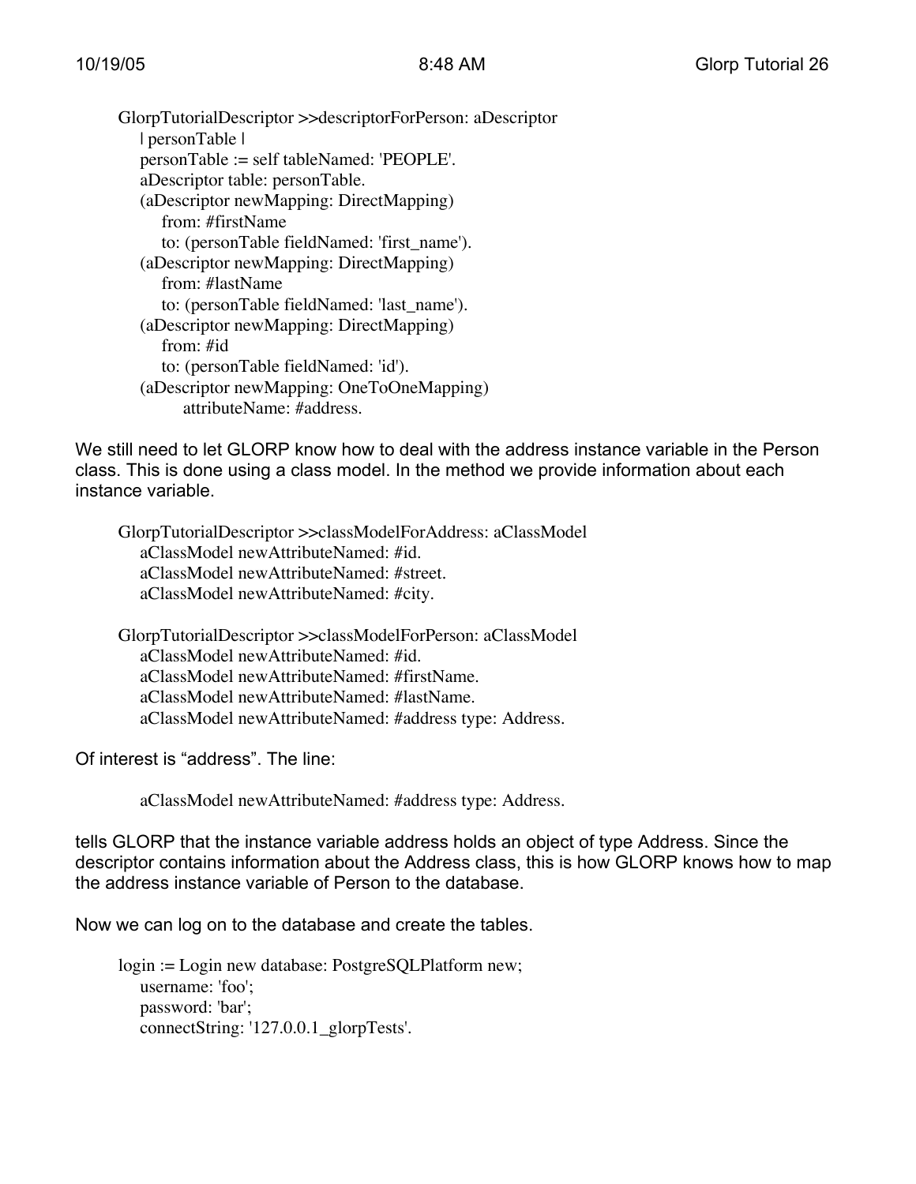```
GlorpTutorialDescriptor >>descriptorForPerson: aDescriptor
    | personTable |
    personTable := self tableNamed: 'PEOPLE'.
    aDescriptor table: personTable.
    (aDescriptor newMapping: DirectMapping)
        from: #firstName
        to: (personTable fieldNamed: 'first_name').
    (aDescriptor newMapping: DirectMapping)
        from: #lastName
        to: (personTable fieldNamed: 'last_name').
    (aDescriptor newMapping: DirectMapping)
        from: #id
        to: (personTable fieldNamed: 'id').
    (aDescriptor newMapping: OneToOneMapping)
            attributeName: #address.
```

We still need to let GLORP know how to deal with the address instance variable in the Person class. This is done using a class model. In the method we provide information about each instance variable.

```
GlorpTutorialDescriptor >>classModelForAddress: aClassModel
    aClassModel newAttributeNamed: #id.
    aClassModel newAttributeNamed: #street.
    aClassModel newAttributeNamed: #city.

GlorpTutorialDescriptor >>classModelForPerson: aClassModel
    aClassModel newAttributeNamed: #id.
    aClassModel newAttributeNamed: #firstName.
    aClassModel newAttributeNamed: #lastName.
    aClassModel newAttributeNamed: #address type: Address.
```

Of interest is “address”. The line:

```
aClassModel newAttributeNamed: #address type: Address.
```

tells GLORP that the instance variable address holds an object of type Address. Since the descriptor contains information about the Address class, this is how GLORP knows how to map the address instance variable of Person to the database.

Now we can log on to the database and create the tables.

```
login := Login new database: PostgreSQLPlatform new;
    username: 'foo';
    password: 'bar';
    connectString: '127.0.0.1_glorpTests'.
```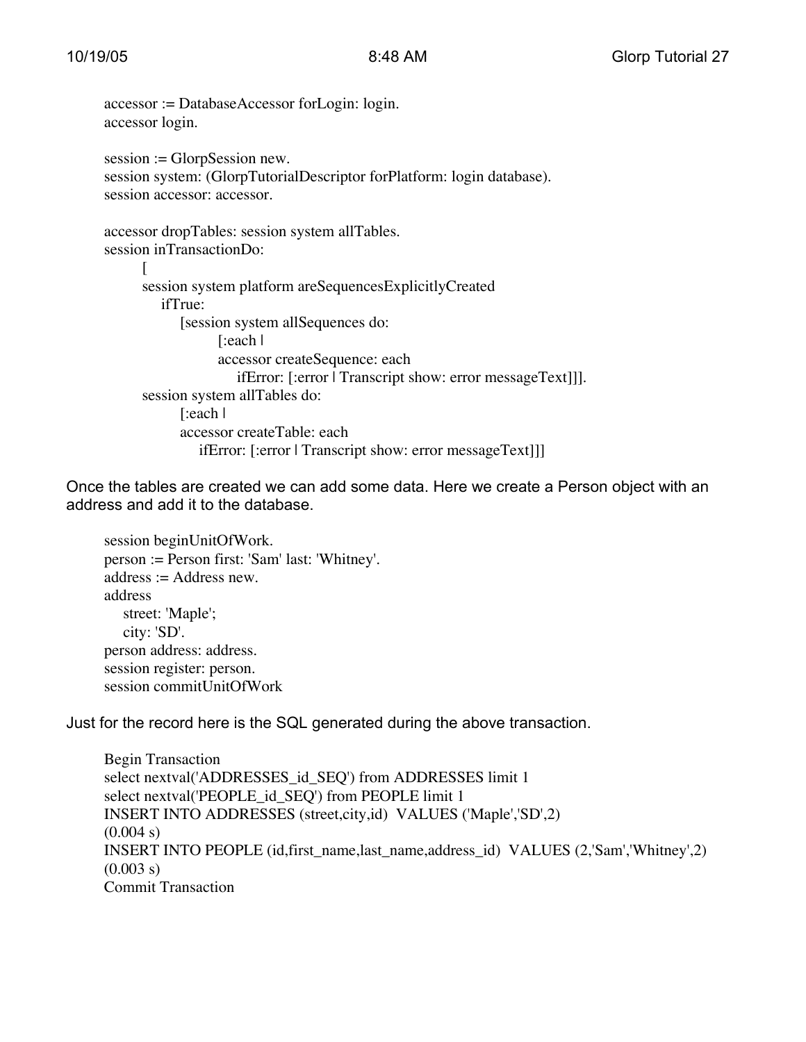```
accessor := DatabaseAccessor forLogin: login.
accessor login.

session := GlorpSession new.
session system: (GlorpTutorialDescriptor forPlatform: login database).
session accessor: accessor.

accessor dropTables: session system allTables.
session inTransactionDo:
	[
	session system platform areSequencesExplicitlyCreated
		ifTrue:
			[session system allSequences do:
				[:each |
				accessor createSequence: each
					ifError: [:error | Transcript show: error messageText]]].
	session system allTables do:
		[:each |
		accessor createTable: each
			ifError: [:error | Transcript show: error messageText]]]
```

Once the tables are created we can add some data. Here we create a Person object with an address and add it to the database.

```
session beginUnitOfWork.
person := Person first: 'Sam' last: 'Whitney'.
address := Address new.
address
	street: 'Maple';
	city: 'SD'.
person address: address.
session register: person.
session commitUnitOfWork
```

Just for the record here is the SQL generated during the above transaction.

```
Begin Transaction
select nextval('ADDRESSES_id_SEQ') from ADDRESSES limit 1
select nextval('PEOPLE_id_SEQ') from PEOPLE limit 1
INSERT INTO ADDRESSES (street,city,id)  VALUES ('Maple','SD',2)
(0.004 s)
INSERT INTO PEOPLE (id,first_name,last_name,address_id)  VALUES (2,'Sam','Whitney',2)
(0.003 s)
Commit Transaction
```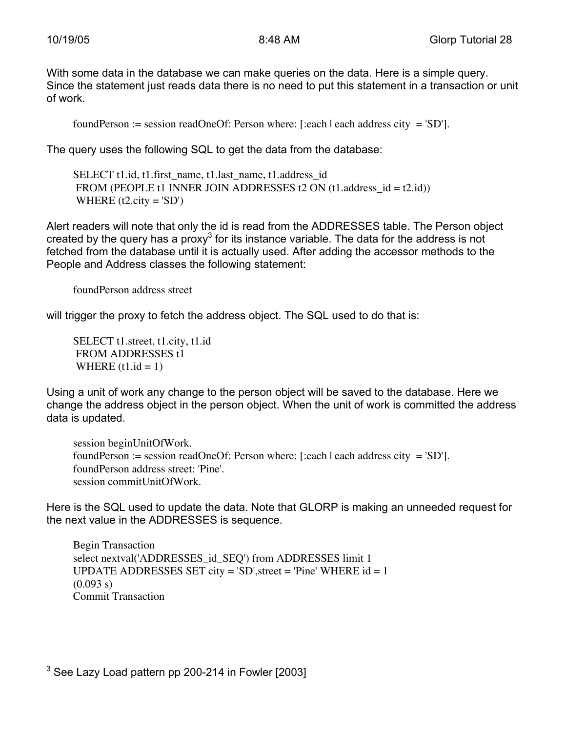With some data in the database we can make queries on the data. Here is a simple query. Since the statement just reads data there is no need to put this statement in a transaction or unit of work.

```
foundPerson := session readOneOf: Person where: [:each | each address city  = 'SD'].
```

The query uses the following SQL to get the data from the database:

```
SELECT t1.id, t1.first_name, t1.last_name, t1.address_id
 FROM (PEOPLE t1 INNER JOIN ADDRESSES t2 ON (t1.address_id = t2.id))
 WHERE (t2.city = 'SD')
```

Alert readers will note that only the id is read from the ADDRESSES table. The Person object created by the query has a proxy[3] for its instance variable. The data for the address is not fetched from the database until it is actually used. After adding the accessor methods to the People and Address classes the following statement:

```
foundPerson address street
```

will trigger the proxy to fetch the address object. The SQL used to do that is:

```
SELECT t1.street, t1.city, t1.id
 FROM ADDRESSES t1
 WHERE (t1.id = 1)
```

Using a unit of work any change to the person object will be saved to the database. Here we change the address object in the person object. When the unit of work is committed the address data is updated.

```
session beginUnitOfWork.
foundPerson := session readOneOf: Person where: [:each | each address city  = 'SD'].
foundPerson address street: 'Pine'.
session commitUnitOfWork.
```

Here is the SQL used to update the data. Note that GLORP is making an unneeded request for the next value in the ADDRESSES is sequence.

```
Begin Transaction
select nextval('ADDRESSES_id_SEQ') from ADDRESSES limit 1
UPDATE ADDRESSES SET city = 'SD',street = 'Pine' WHERE id = 1
(0.093 s)
Commit Transaction
```

[3] See Lazy Load pattern pp 200-214 in Fowler [2003]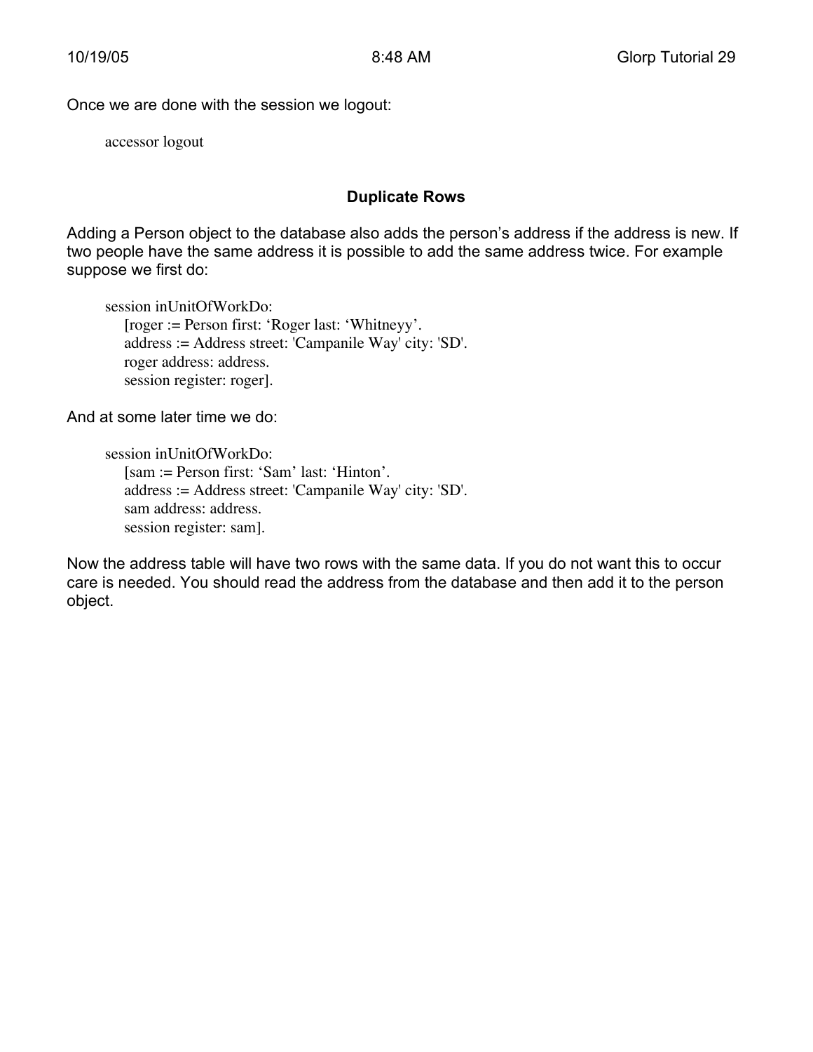Once we are done with the session we logout:

```
accessor logout
```

### Duplicate Rows

Adding a Person object to the database also adds the person's address if the address is new. If two people have the same address it is possible to add the same address twice. For example suppose we first do:

```
session inUnitOfWorkDo:
    [roger := Person first: ‘Roger last: ‘Whitneyy’.
    address := Address street: 'Campanile Way' city: 'SD'.
    roger address: address.
    session register: roger].
```

And at some later time we do:

```
session inUnitOfWorkDo:
    [sam := Person first: ‘Sam’ last: ‘Hinton’.
    address := Address street: 'Campanile Way' city: 'SD'.
    sam address: address.
    session register: sam].
```

Now the address table will have two rows with the same data. If you do not want this to occur care is needed. You should read the address from the database and then add it to the person object.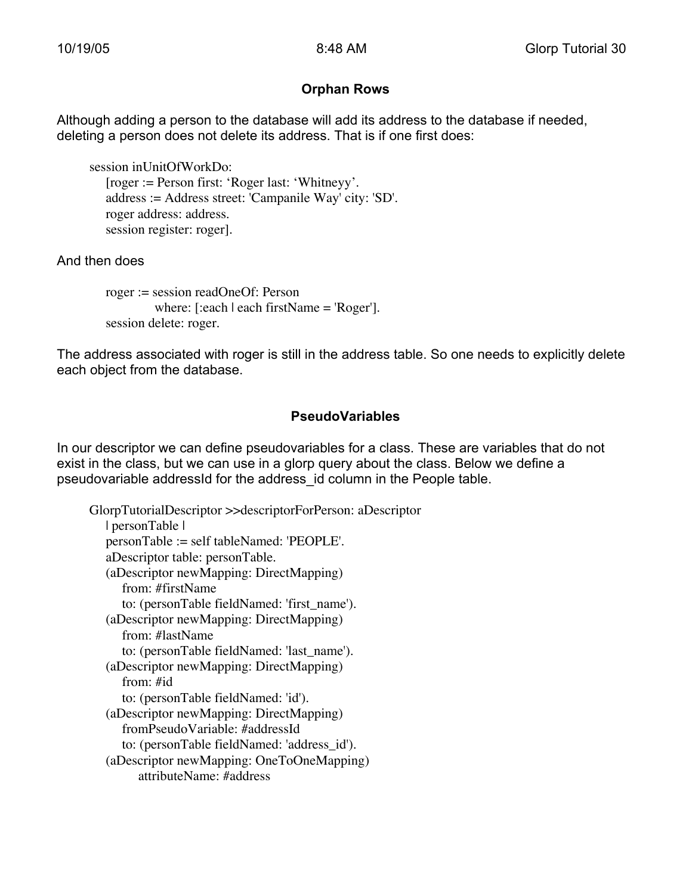## Orphan Rows

Although adding a person to the database will add its address to the database if needed, deleting a person does not delete its address. That is if one first does:

```
session inUnitOfWorkDo:
    [roger := Person first: 'Roger last: 'Whitneyy'.
    address := Address street: 'Campanile Way' city: 'SD'.
    roger address: address.
    session register: roger].
```

And then does

```
roger := session readOneOf: Person
        where: [:each | each firstName = 'Roger'].
session delete: roger.
```

The address associated with roger is still in the address table. So one needs to explicitly delete each object from the database.

## PseudoVariables

In our descriptor we can define pseudovariables for a class. These are variables that do not exist in the class, but we can use in a glorp query about the class. Below we define a pseudovariable addressId for the address_id column in the People table.

```
GlorpTutorialDescriptor >>descriptorForPerson: aDescriptor
    | personTable |
    personTable := self tableNamed: 'PEOPLE'.
    aDescriptor table: personTable.
    (aDescriptor newMapping: DirectMapping)
        from: #firstName
        to: (personTable fieldNamed: 'first_name').
    (aDescriptor newMapping: DirectMapping)
        from: #lastName
        to: (personTable fieldNamed: 'last_name').
    (aDescriptor newMapping: DirectMapping)
        from: #id
        to: (personTable fieldNamed: 'id').
    (aDescriptor newMapping: DirectMapping)
        fromPseudoVariable: #addressId
        to: (personTable fieldNamed: 'address_id').
    (aDescriptor newMapping: OneToOneMapping)
            attributeName: #address
```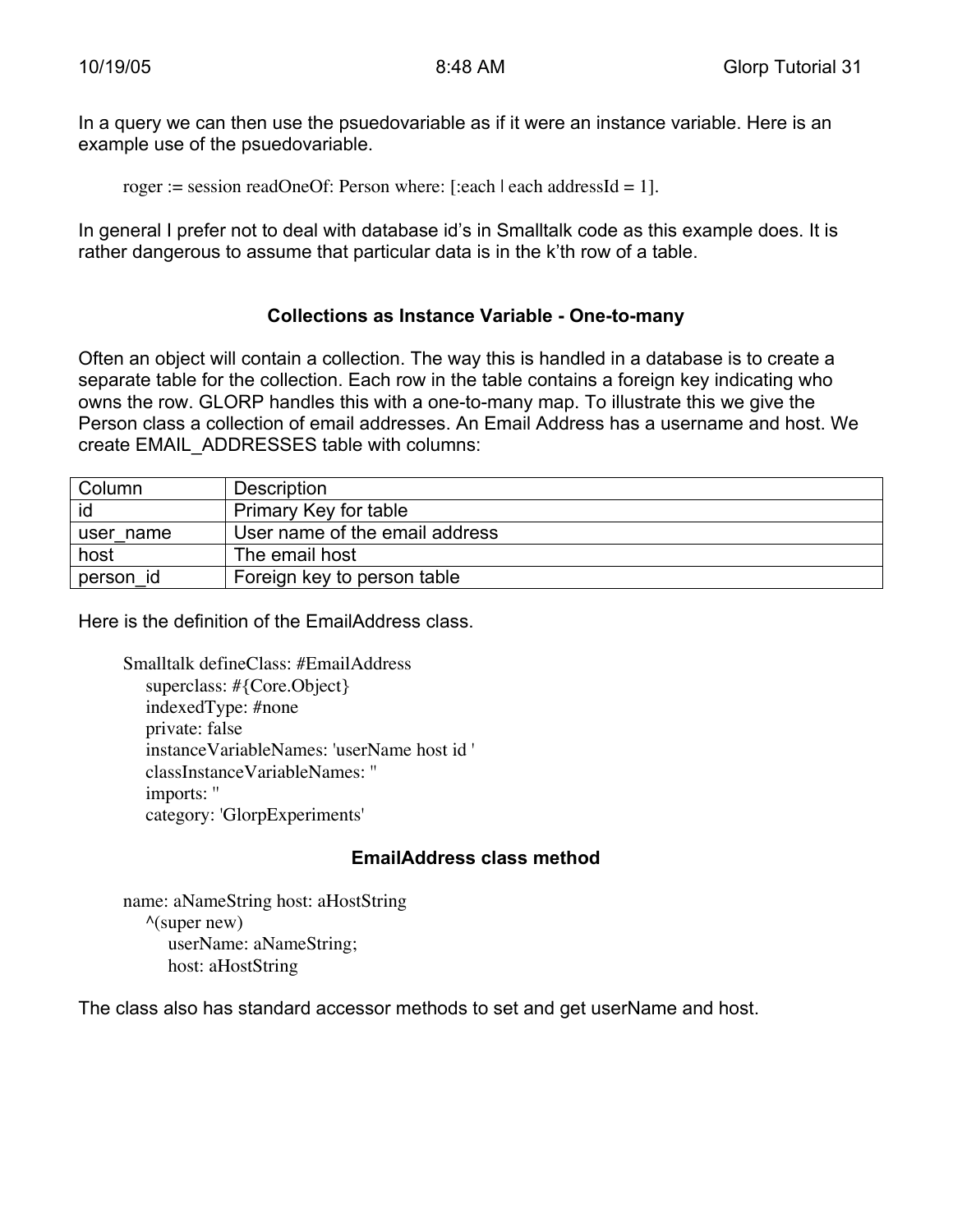In a query we can then use the psuedovariable as if it were an instance variable. Here is an example use of the psuedovariable.

```
roger := session readOneOf: Person where: [:each | each addressId = 1].
```

In general I prefer not to deal with database id's in Smalltalk code as this example does. It is rather dangerous to assume that particular data is in the k'th row of a table.

### Collections as Instance Variable - One-to-many

Often an object will contain a collection. The way this is handled in a database is to create a separate table for the collection. Each row in the table contains a foreign key indicating who owns the row. GLORP handles this with a one-to-many map. To illustrate this we give the Person class a collection of email addresses. An Email Address has a username and host. We create EMAIL_ADDRESSES table with columns:

| Column | Description |
|---|---|
| id | Primary Key for table |
| user_name | User name of the email address |
| host | The email host |
| person_id | Foreign key to person table |

Here is the definition of the EmailAddress class.

```
Smalltalk defineClass: #EmailAddress
    superclass: #{Core.Object}
    indexedType: #none
    private: false
    instanceVariableNames: 'userName host id '
    classInstanceVariableNames: ''
    imports: ''
    category: 'GlorpExperiments'
```

### EmailAddress class method

```
name: aNameString host: aHostString
    ^(super new)
        userName: aNameString;
        host: aHostString
```

The class also has standard accessor methods to set and get userName and host.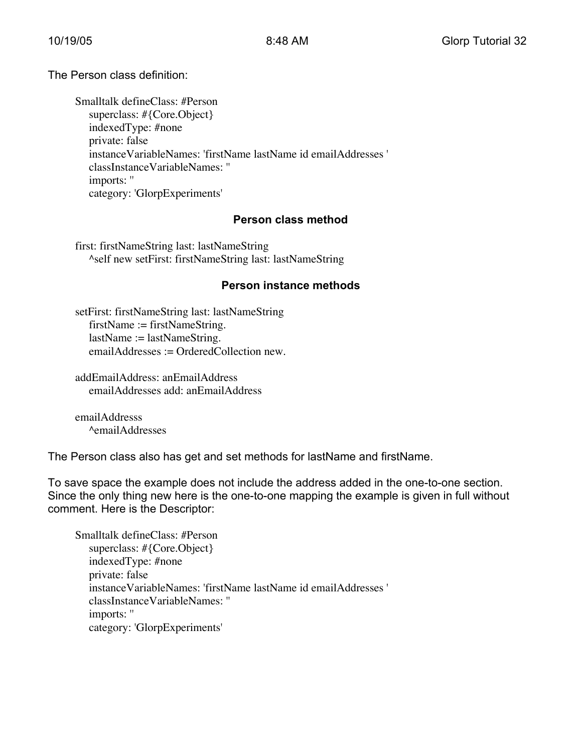The Person class definition:

```
Smalltalk defineClass: #Person
    superclass: #{Core.Object}
    indexedType: #none
    private: false
    instanceVariableNames: 'firstName lastName id emailAddresses '
    classInstanceVariableNames: ''
    imports: ''
    category: 'GlorpExperiments'
```

### Person class method

```
first: firstNameString last: lastNameString
    ^self new setFirst: firstNameString last: lastNameString
```

### Person instance methods

```
setFirst: firstNameString last: lastNameString
    firstName := firstNameString.
    lastName := lastNameString.
    emailAddresses := OrderedCollection new.

addEmailAddress: anEmailAddress
    emailAddresses add: anEmailAddress

emailAddresss
    ^emailAddresses
```

The Person class also has get and set methods for lastName and firstName.

To save space the example does not include the address added in the one-to-one section. Since the only thing new here is the one-to-one mapping the example is given in full without comment. Here is the Descriptor:

```
Smalltalk defineClass: #Person
    superclass: #{Core.Object}
    indexedType: #none
    private: false
    instanceVariableNames: 'firstName lastName id emailAddresses '
    classInstanceVariableNames: ''
    imports: ''
    category: 'GlorpExperiments'
```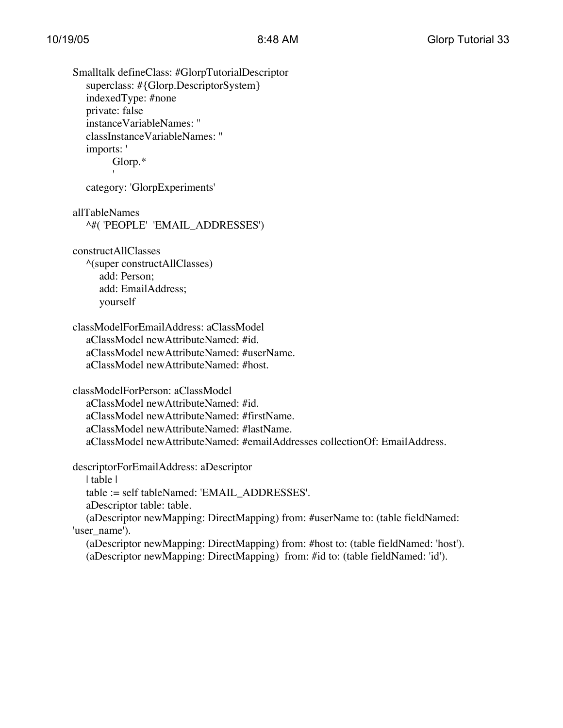```
Smalltalk defineClass: #GlorpTutorialDescriptor
    superclass: #{Glorp.DescriptorSystem}
    indexedType: #none
    private: false
    instanceVariableNames: ''
    classInstanceVariableNames: ''
    imports: '
            Glorp.*
            '
    category: 'GlorpExperiments'

allTableNames
    ^#( 'PEOPLE'  'EMAIL_ADDRESSES')

constructAllClasses
    ^(super constructAllClasses)
        add: Person;
        add: EmailAddress;
        yourself

classModelForEmailAddress: aClassModel
    aClassModel newAttributeNamed: #id.
    aClassModel newAttributeNamed: #userName.
    aClassModel newAttributeNamed: #host.

classModelForPerson: aClassModel
    aClassModel newAttributeNamed: #id.
    aClassModel newAttributeNamed: #firstName.
    aClassModel newAttributeNamed: #lastName.
    aClassModel newAttributeNamed: #emailAddresses collectionOf: EmailAddress.

descriptorForEmailAddress: aDescriptor
    | table |
    table := self tableNamed: 'EMAIL_ADDRESSES'.
    aDescriptor table: table.
    (aDescriptor newMapping: DirectMapping) from: #userName to: (table fieldNamed: 
'user_name').
    (aDescriptor newMapping: DirectMapping) from: #host to: (table fieldNamed: 'host').
    (aDescriptor newMapping: DirectMapping)  from: #id to: (table fieldNamed: 'id').
```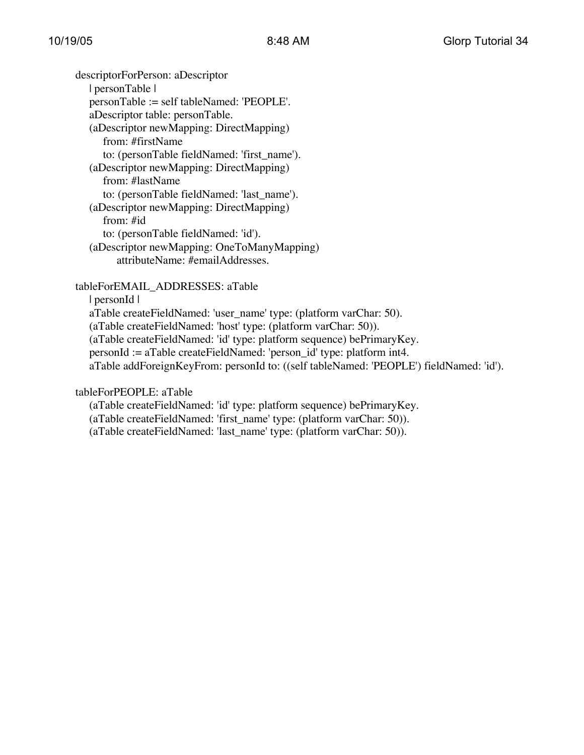```
descriptorForPerson: aDescriptor
    | personTable |
    personTable := self tableNamed: 'PEOPLE'.
    aDescriptor table: personTable.
    (aDescriptor newMapping: DirectMapping)
        from: #firstName
        to: (personTable fieldNamed: 'first_name').
    (aDescriptor newMapping: DirectMapping)
        from: #lastName
        to: (personTable fieldNamed: 'last_name').
    (aDescriptor newMapping: DirectMapping)
        from: #id
        to: (personTable fieldNamed: 'id').
    (aDescriptor newMapping: OneToManyMapping)
            attributeName: #emailAddresses.

tableForEMAIL_ADDRESSES: aTable
    | personId |
    aTable createFieldNamed: 'user_name' type: (platform varChar: 50).
    (aTable createFieldNamed: 'host' type: (platform varChar: 50)).
    (aTable createFieldNamed: 'id' type: platform sequence) bePrimaryKey.
    personId := aTable createFieldNamed: 'person_id' type: platform int4.
    aTable addForeignKeyFrom: personId to: ((self tableNamed: 'PEOPLE') fieldNamed: 'id').

tableForPEOPLE: aTable
    (aTable createFieldNamed: 'id' type: platform sequence) bePrimaryKey.
    (aTable createFieldNamed: 'first_name' type: (platform varChar: 50)).
    (aTable createFieldNamed: 'last_name' type: (platform varChar: 50)).
```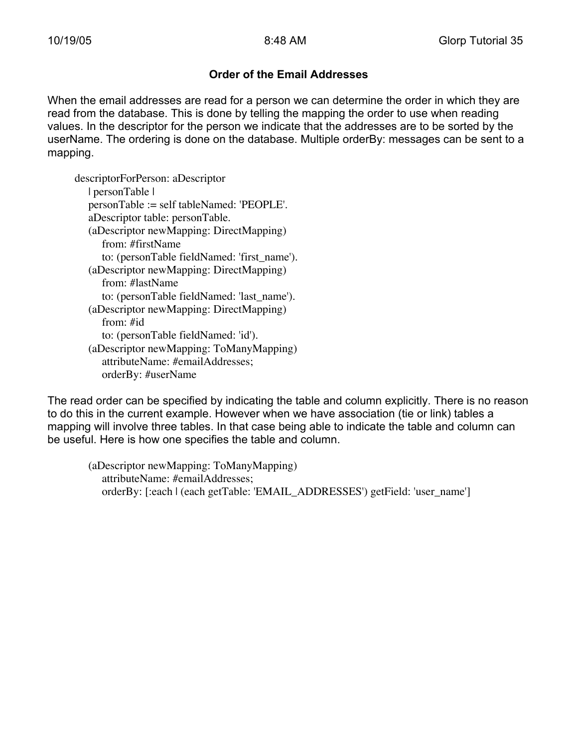### Order of the Email Addresses

When the email addresses are read for a person we can determine the order in which they are read from the database. This is done by telling the mapping the order to use when reading values. In the descriptor for the person we indicate that the addresses are to be sorted by the userName. The ordering is done on the database. Multiple orderBy: messages can be sent to a mapping.

```
descriptorForPerson: aDescriptor
    | personTable |
    personTable := self tableNamed: 'PEOPLE'.
    aDescriptor table: personTable.
    (aDescriptor newMapping: DirectMapping)
        from: #firstName
        to: (personTable fieldNamed: 'first_name').
    (aDescriptor newMapping: DirectMapping)
        from: #lastName
        to: (personTable fieldNamed: 'last_name').
    (aDescriptor newMapping: DirectMapping)
        from: #id
        to: (personTable fieldNamed: 'id').
    (aDescriptor newMapping: ToManyMapping)
        attributeName: #emailAddresses;
        orderBy: #userName
```

The read order can be specified by indicating the table and column explicitly. There is no reason to do this in the current example. However when we have association (tie or link) tables a mapping will involve three tables. In that case being able to indicate the table and column can be useful. Here is how one specifies the table and column.

```
    (aDescriptor newMapping: ToManyMapping)
        attributeName: #emailAddresses;
        orderBy: [:each | (each getTable: 'EMAIL_ADDRESSES') getField: 'user_name']
```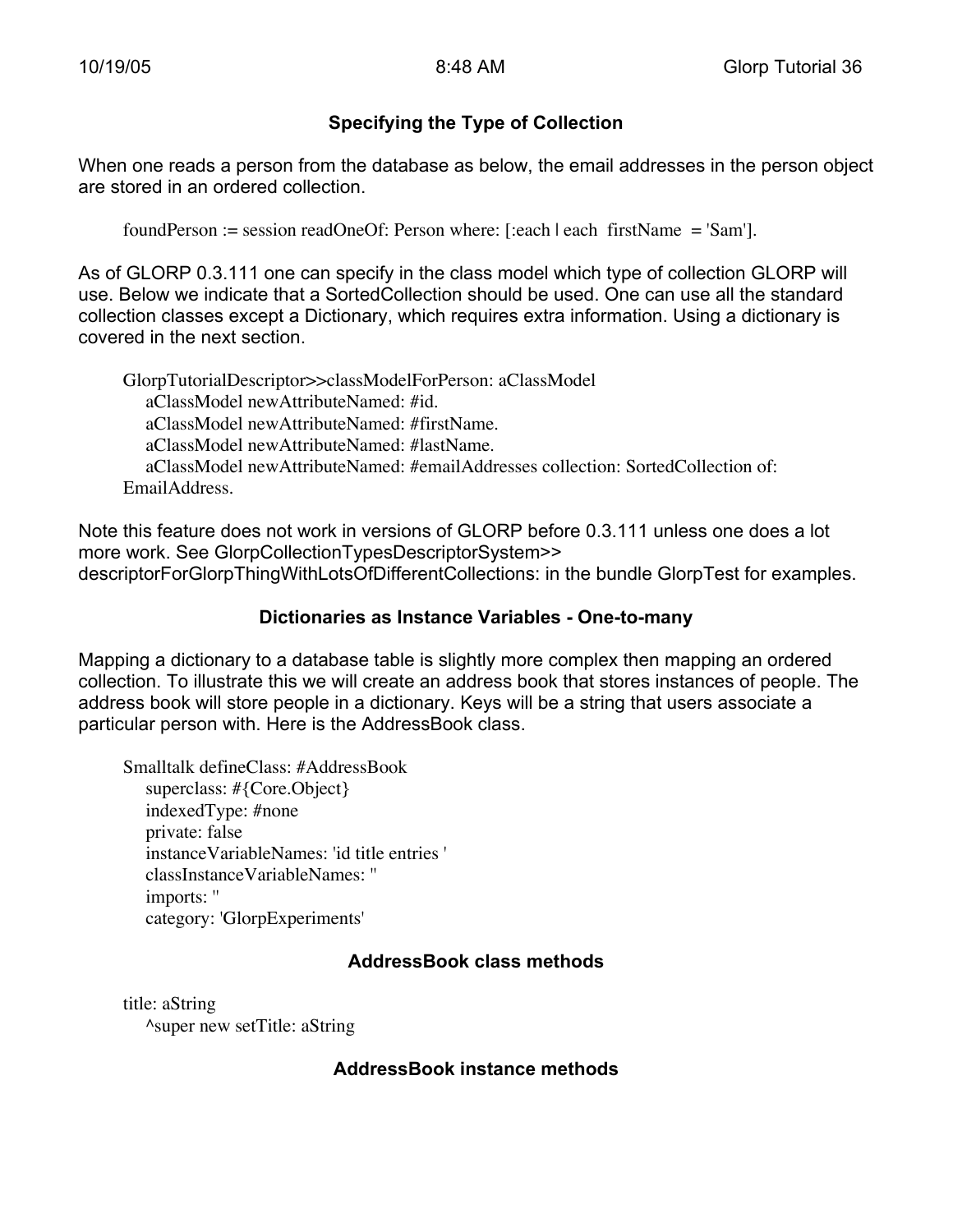### Specifying the Type of Collection

When one reads a person from the database as below, the email addresses in the person object are stored in an ordered collection.

```
foundPerson := session readOneOf: Person where: [:each | each  firstName  = 'Sam'].
```

As of GLORP 0.3.111 one can specify in the class model which type of collection GLORP will use. Below we indicate that a SortedCollection should be used. One can use all the standard collection classes except a Dictionary, which requires extra information. Using a dictionary is covered in the next section.

```
GlorpTutorialDescriptor>>classModelForPerson: aClassModel
    aClassModel newAttributeNamed: #id.
    aClassModel newAttributeNamed: #firstName.
    aClassModel newAttributeNamed: #lastName.
    aClassModel newAttributeNamed: #emailAddresses collection: SortedCollection of:
EmailAddress.
```

Note this feature does not work in versions of GLORP before 0.3.111 unless one does a lot more work. See GlorpCollectionTypesDescriptorSystem>> descriptorForGlorpThingWithLotsOfDifferentCollections: in the bundle GlorpTest for examples.

### Dictionaries as Instance Variables - One-to-many

Mapping a dictionary to a database table is slightly more complex then mapping an ordered collection. To illustrate this we will create an address book that stores instances of people. The address book will store people in a dictionary. Keys will be a string that users associate a particular person with. Here is the AddressBook class.

```
Smalltalk defineClass: #AddressBook
    superclass: #{Core.Object}
    indexedType: #none
    private: false
    instanceVariableNames: 'id title entries '
    classInstanceVariableNames: ''
    imports: ''
    category: 'GlorpExperiments'
```

### AddressBook class methods

```
title: aString
    ^super new setTitle: aString
```

### AddressBook instance methods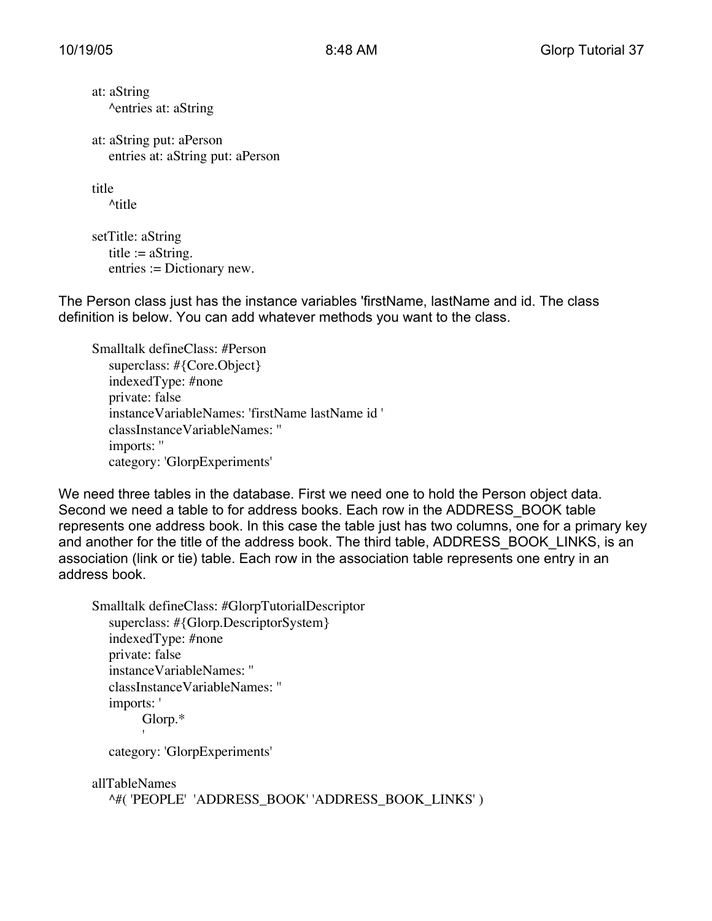```
at: aString
    ^entries at: aString

at: aString put: aPerson
    entries at: aString put: aPerson

title
    ^title

setTitle: aString
    title := aString.
    entries := Dictionary new.
```

The Person class just has the instance variables 'firstName, lastName and id. The class definition is below. You can add whatever methods you want to the class.

```
Smalltalk defineClass: #Person
    superclass: #{Core.Object}
    indexedType: #none
    private: false
    instanceVariableNames: 'firstName lastName id '
    classInstanceVariableNames: ''
    imports: ''
    category: 'GlorpExperiments'
```

We need three tables in the database. First we need one to hold the Person object data. Second we need a table to for address books. Each row in the ADDRESS_BOOK table represents one address book. In this case the table just has two columns, one for a primary key and another for the title of the address book. The third table, ADDRESS_BOOK_LINKS, is an association (link or tie) table. Each row in the association table represents one entry in an address book.

```
Smalltalk defineClass: #GlorpTutorialDescriptor
    superclass: #{Glorp.DescriptorSystem}
    indexedType: #none
    private: false
    instanceVariableNames: ''
    classInstanceVariableNames: ''
    imports: '
            Glorp.*
            '
    category: 'GlorpExperiments'

allTableNames
    ^#( 'PEOPLE'  'ADDRESS_BOOK' 'ADDRESS_BOOK_LINKS' )
```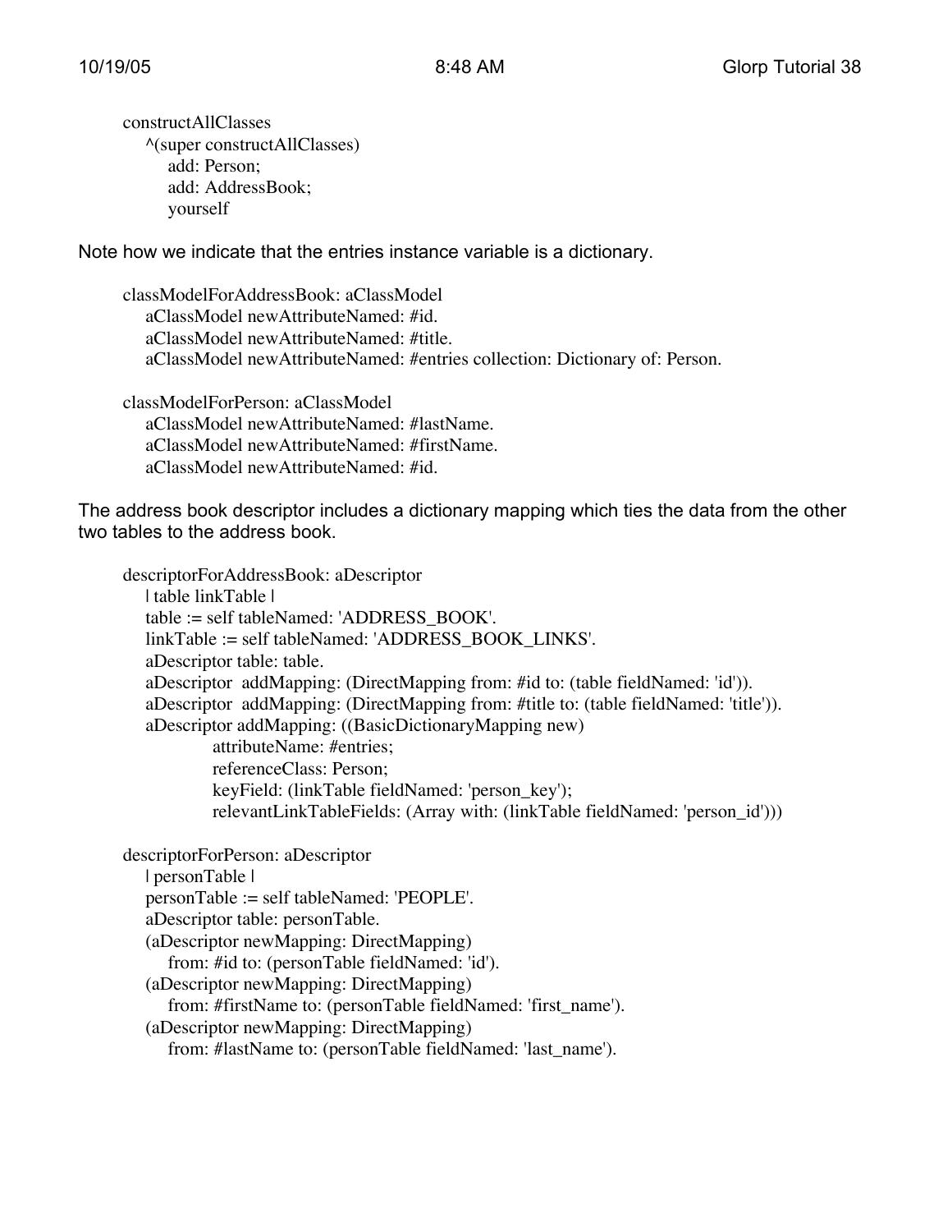```
constructAllClasses
    ^(super constructAllClasses)
        add: Person;
        add: AddressBook;
        yourself
```

Note how we indicate that the entries instance variable is a dictionary.

```
classModelForAddressBook: aClassModel
    aClassModel newAttributeNamed: #id.
    aClassModel newAttributeNamed: #title.
    aClassModel newAttributeNamed: #entries collection: Dictionary of: Person.

classModelForPerson: aClassModel
    aClassModel newAttributeNamed: #lastName.
    aClassModel newAttributeNamed: #firstName.
    aClassModel newAttributeNamed: #id.
```

The address book descriptor includes a dictionary mapping which ties the data from the other two tables to the address book.

```
descriptorForAddressBook: aDescriptor
    | table linkTable |
    table := self tableNamed: 'ADDRESS_BOOK'.
    linkTable := self tableNamed: 'ADDRESS_BOOK_LINKS'.
    aDescriptor table: table.
    aDescriptor  addMapping: (DirectMapping from: #id to: (table fieldNamed: 'id')).
    aDescriptor  addMapping: (DirectMapping from: #title to: (table fieldNamed: 'title')).
    aDescriptor addMapping: ((BasicDictionaryMapping new)
            attributeName: #entries;
            referenceClass: Person;
            keyField: (linkTable fieldNamed: 'person_key');
            relevantLinkTableFields: (Array with: (linkTable fieldNamed: 'person_id')))

descriptorForPerson: aDescriptor
    | personTable |
    personTable := self tableNamed: 'PEOPLE'.
    aDescriptor table: personTable.
    (aDescriptor newMapping: DirectMapping)
        from: #id to: (personTable fieldNamed: 'id').
    (aDescriptor newMapping: DirectMapping)
        from: #firstName to: (personTable fieldNamed: 'first_name').
    (aDescriptor newMapping: DirectMapping)
        from: #lastName to: (personTable fieldNamed: 'last_name').
```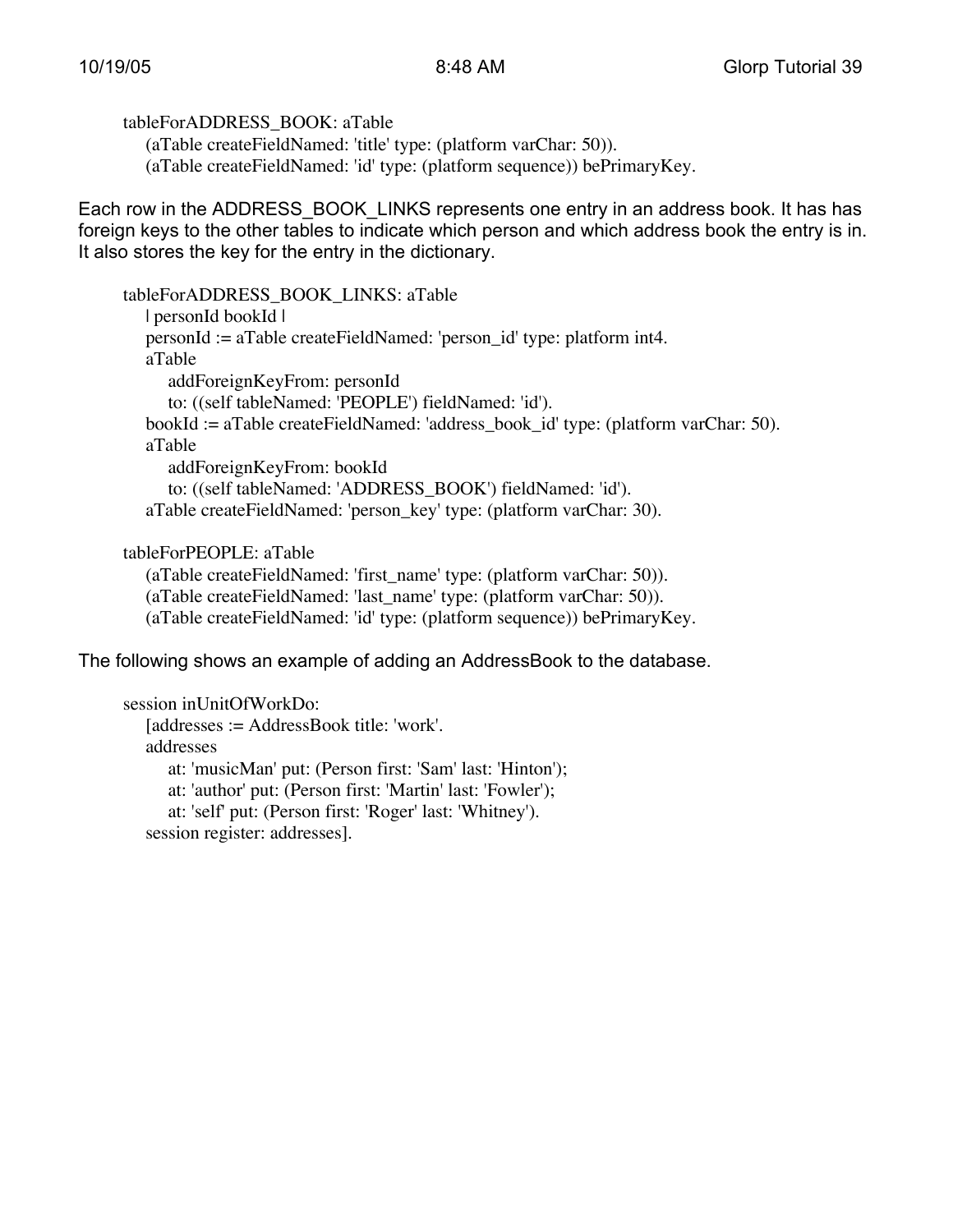```
tableForADDRESS_BOOK: aTable
    (aTable createFieldNamed: 'title' type: (platform varChar: 50)).
    (aTable createFieldNamed: 'id' type: (platform sequence)) bePrimaryKey.
```

Each row in the ADDRESS_BOOK_LINKS represents one entry in an address book. It has has foreign keys to the other tables to indicate which person and which address book the entry is in. It also stores the key for the entry in the dictionary.

```
tableForADDRESS_BOOK_LINKS: aTable
    | personId bookId |
    personId := aTable createFieldNamed: 'person_id' type: platform int4.
    aTable
        addForeignKeyFrom: personId
        to: ((self tableNamed: 'PEOPLE') fieldNamed: 'id').
    bookId := aTable createFieldNamed: 'address_book_id' type: (platform varChar: 50).
    aTable
        addForeignKeyFrom: bookId
        to: ((self tableNamed: 'ADDRESS_BOOK') fieldNamed: 'id').
    aTable createFieldNamed: 'person_key' type: (platform varChar: 30).

tableForPEOPLE: aTable
    (aTable createFieldNamed: 'first_name' type: (platform varChar: 50)).
    (aTable createFieldNamed: 'last_name' type: (platform varChar: 50)).
    (aTable createFieldNamed: 'id' type: (platform sequence)) bePrimaryKey.
```

The following shows an example of adding an AddressBook to the database.

```
session inUnitOfWorkDo:
    [addresses := AddressBook title: 'work'.
    addresses
        at: 'musicMan' put: (Person first: 'Sam' last: 'Hinton');
        at: 'author' put: (Person first: 'Martin' last: 'Fowler');
        at: 'self' put: (Person first: 'Roger' last: 'Whitney').
    session register: addresses].
```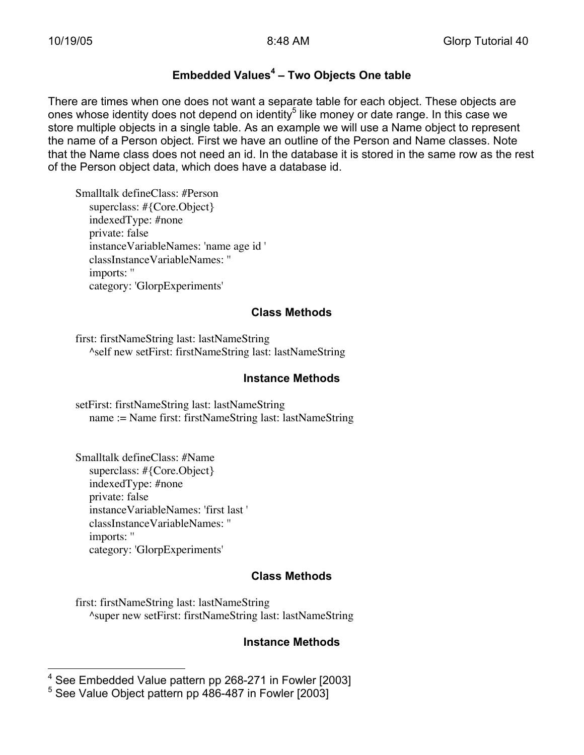## Embedded Values[4] – Two Objects One table

There are times when one does not want a separate table for each object. These objects are ones whose identity does not depend on identity[5] like money or date range. In this case we store multiple objects in a single table. As an example we will use a Name object to represent the name of a Person object. First we have an outline of the Person and Name classes. Note that the Name class does not need an id. In the database it is stored in the same row as the rest of the Person object data, which does have a database id.

```
Smalltalk defineClass: #Person
    superclass: #{Core.Object}
    indexedType: #none
    private: false
    instanceVariableNames: 'name age id '
    classInstanceVariableNames: ''
    imports: ''
    category: 'GlorpExperiments'
```

### Class Methods

```
first: firstNameString last: lastNameString
    ^self new setFirst: firstNameString last: lastNameString
```

### Instance Methods

```
setFirst: firstNameString last: lastNameString
    name := Name first: firstNameString last: lastNameString
```

```
Smalltalk defineClass: #Name
    superclass: #{Core.Object}
    indexedType: #none
    private: false
    instanceVariableNames: 'first last '
    classInstanceVariableNames: ''
    imports: ''
    category: 'GlorpExperiments'
```

### Class Methods

```
first: firstNameString last: lastNameString
    ^super new setFirst: firstNameString last: lastNameString
```

### Instance Methods

[4] See Embedded Value pattern pp 268-271 in Fowler [2003]

[5] See Value Object pattern pp 486-487 in Fowler [2003]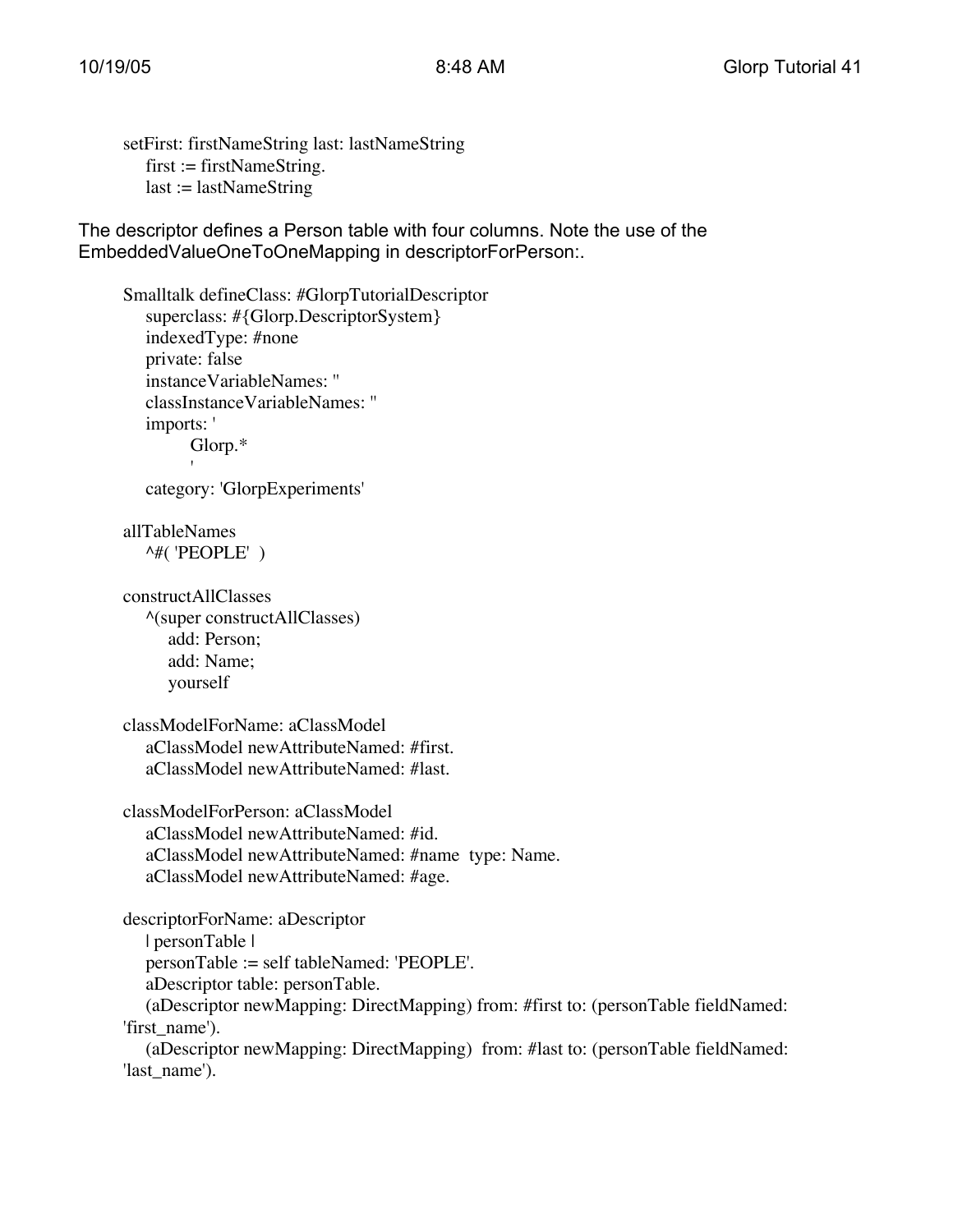```
setFirst: firstNameString last: lastNameString
    first := firstNameString.
    last := lastNameString
```

The descriptor defines a Person table with four columns. Note the use of the EmbeddedValueOneToOneMapping in descriptorForPerson:.

```
Smalltalk defineClass: #GlorpTutorialDescriptor
    superclass: #{Glorp.DescriptorSystem}
    indexedType: #none
    private: false
    instanceVariableNames: ''
    classInstanceVariableNames: ''
    imports: '
            Glorp.*
            '
    category: 'GlorpExperiments'

allTableNames
    ^#( 'PEOPLE'  )

constructAllClasses
    ^(super constructAllClasses)
        add: Person;
        add: Name;
        yourself

classModelForName: aClassModel
    aClassModel newAttributeNamed: #first.
    aClassModel newAttributeNamed: #last.

classModelForPerson: aClassModel
    aClassModel newAttributeNamed: #id.
    aClassModel newAttributeNamed: #name  type: Name.
    aClassModel newAttributeNamed: #age.

descriptorForName: aDescriptor
    | personTable |
    personTable := self tableNamed: 'PEOPLE'.
    aDescriptor table: personTable.
    (aDescriptor newMapping: DirectMapping) from: #first to: (personTable fieldNamed: 'first_name').
    (aDescriptor newMapping: DirectMapping)  from: #last to: (personTable fieldNamed: 'last_name').
```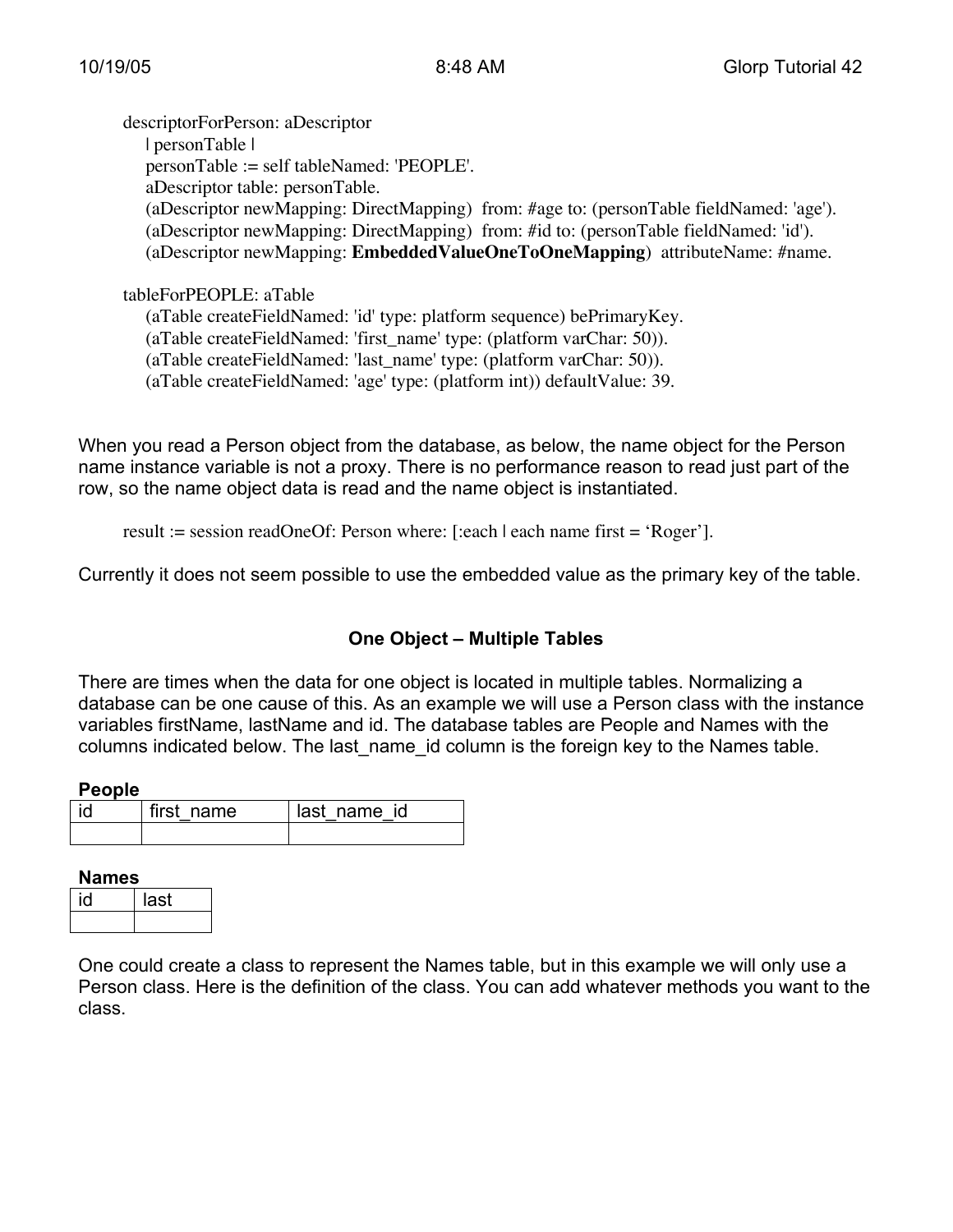```
descriptorForPerson: aDescriptor
    | personTable |
    personTable := self tableNamed: 'PEOPLE'.
    aDescriptor table: personTable.
    (aDescriptor newMapping: DirectMapping)  from: #age to: (personTable fieldNamed: 'age').
    (aDescriptor newMapping: DirectMapping)  from: #id to: (personTable fieldNamed: 'id').
    (aDescriptor newMapping: EmbeddedValueOneToOneMapping)  attributeName: #name.

tableForPEOPLE: aTable
    (aTable createFieldNamed: 'id' type: platform sequence) bePrimaryKey.
    (aTable createFieldNamed: 'first_name' type: (platform varChar: 50)).
    (aTable createFieldNamed: 'last_name' type: (platform varChar: 50)).
    (aTable createFieldNamed: 'age' type: (platform int)) defaultValue: 39.
```

When you read a Person object from the database, as below, the name object for the Person name instance variable is not a proxy. There is no performance reason to read just part of the row, so the name object data is read and the name object is instantiated.

```
result := session readOneOf: Person where: [:each | each name first = 'Roger'].
```

Currently it does not seem possible to use the embedded value as the primary key of the table.

## One Object – Multiple Tables

There are times when the data for one object is located in multiple tables. Normalizing a database can be one cause of this. As an example we will use a Person class with the instance variables firstName, lastName and id. The database tables are People and Names with the columns indicated below. The last_name_id column is the foreign key to the Names table.

**People**

| id | first_name | last_name_id |
|---|---|---|
| | | |

**Names**

| id | last |
|---|---|
| | |

One could create a class to represent the Names table, but in this example we will only use a Person class. Here is the definition of the class. You can add whatever methods you want to the class.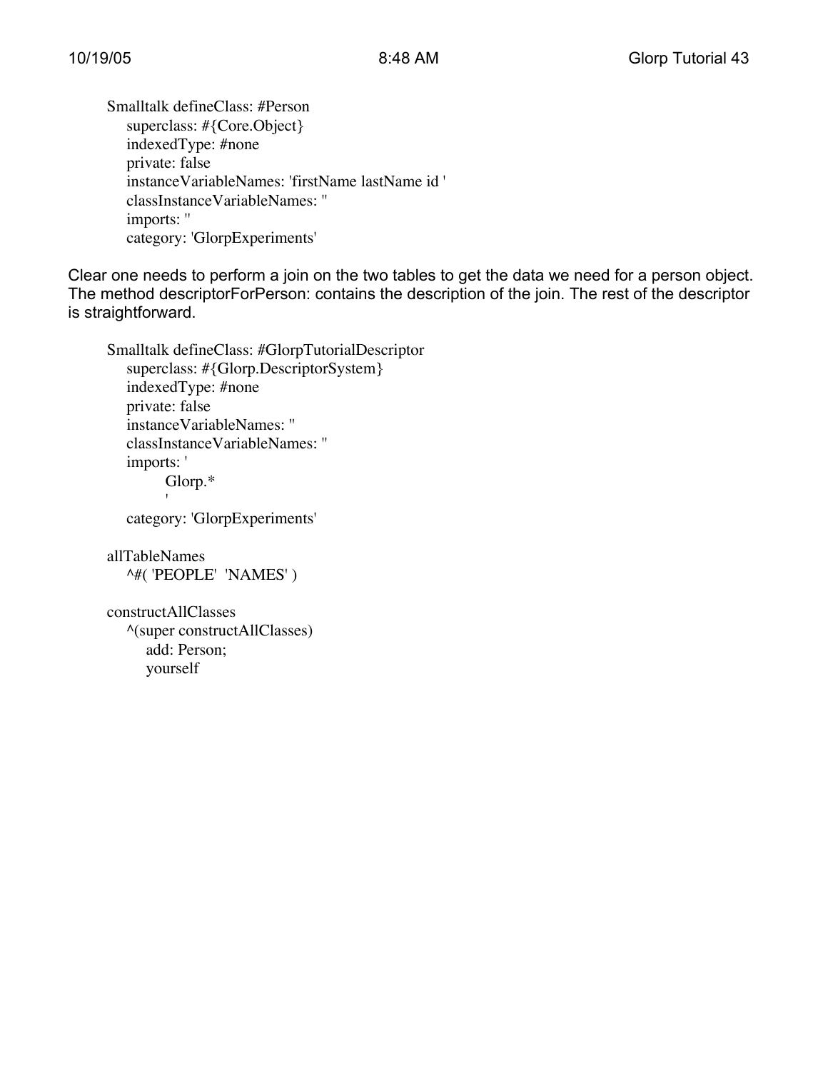```
Smalltalk defineClass: #Person
    superclass: #{Core.Object}
    indexedType: #none
    private: false
    instanceVariableNames: 'firstName lastName id '
    classInstanceVariableNames: ''
    imports: ''
    category: 'GlorpExperiments'
```

Clear one needs to perform a join on the two tables to get the data we need for a person object. The method descriptorForPerson: contains the description of the join. The rest of the descriptor is straightforward.

```
Smalltalk defineClass: #GlorpTutorialDescriptor
    superclass: #{Glorp.DescriptorSystem}
    indexedType: #none
    private: false
    instanceVariableNames: ''
    classInstanceVariableNames: ''
    imports: '
            Glorp.*
            '
    category: 'GlorpExperiments'

allTableNames
    ^#( 'PEOPLE'  'NAMES' )

constructAllClasses
    ^(super constructAllClasses)
        add: Person;
        yourself
```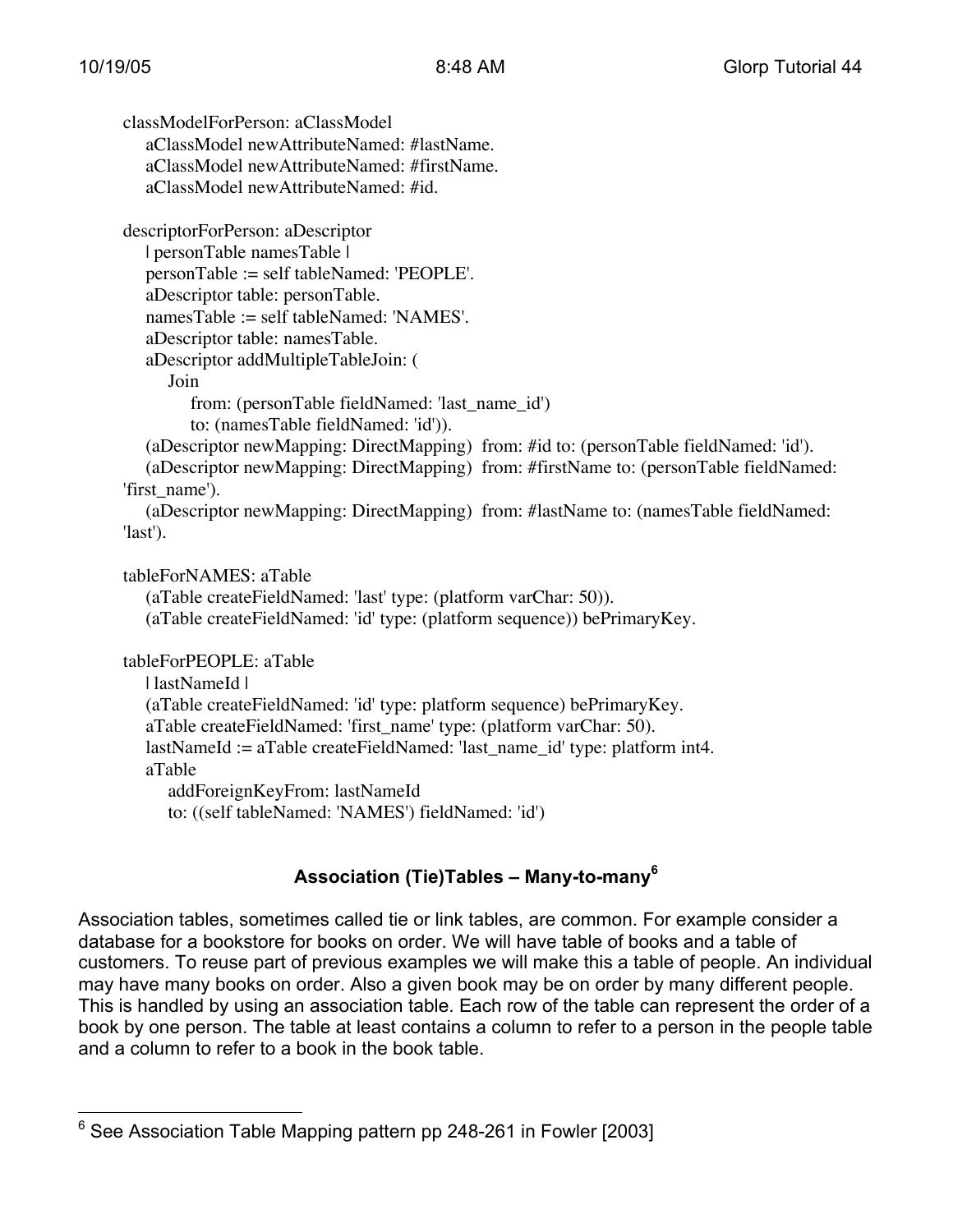```
classModelForPerson: aClassModel
    aClassModel newAttributeNamed: #lastName.
    aClassModel newAttributeNamed: #firstName.
    aClassModel newAttributeNamed: #id.

descriptorForPerson: aDescriptor
    | personTable namesTable |
    personTable := self tableNamed: 'PEOPLE'.
    aDescriptor table: personTable.
    namesTable := self tableNamed: 'NAMES'.
    aDescriptor table: namesTable.
    aDescriptor addMultipleTableJoin: (
        Join
            from: (personTable fieldNamed: 'last_name_id')
            to: (namesTable fieldNamed: 'id')).
    (aDescriptor newMapping: DirectMapping)  from: #id to: (personTable fieldNamed: 'id').
    (aDescriptor newMapping: DirectMapping)  from: #firstName to: (personTable fieldNamed: 
'first_name').
    (aDescriptor newMapping: DirectMapping)  from: #lastName to: (namesTable fieldNamed: 
'last').

tableForNAMES: aTable
    (aTable createFieldNamed: 'last' type: (platform varChar: 50)).
    (aTable createFieldNamed: 'id' type: (platform sequence)) bePrimaryKey.

tableForPEOPLE: aTable
    | lastNameId |
    (aTable createFieldNamed: 'id' type: platform sequence) bePrimaryKey.
    aTable createFieldNamed: 'first_name' type: (platform varChar: 50).
    lastNameId := aTable createFieldNamed: 'last_name_id' type: platform int4.
    aTable
        addForeignKeyFrom: lastNameId
        to: ((self tableNamed: 'NAMES') fieldNamed: 'id')
```

## Association (Tie)Tables – Many-to-many[6]

Association tables, sometimes called tie or link tables, are common. For example consider a database for a bookstore for books on order. We will have table of books and a table of customers. To reuse part of previous examples we will make this a table of people. An individual may have many books on order. Also a given book may be on order by many different people. This is handled by using an association table. Each row of the table can represent the order of a book by one person. The table at least contains a column to refer to a person in the people table and a column to refer to a book in the book table.

[6] See Association Table Mapping pattern pp 248-261 in Fowler [2003]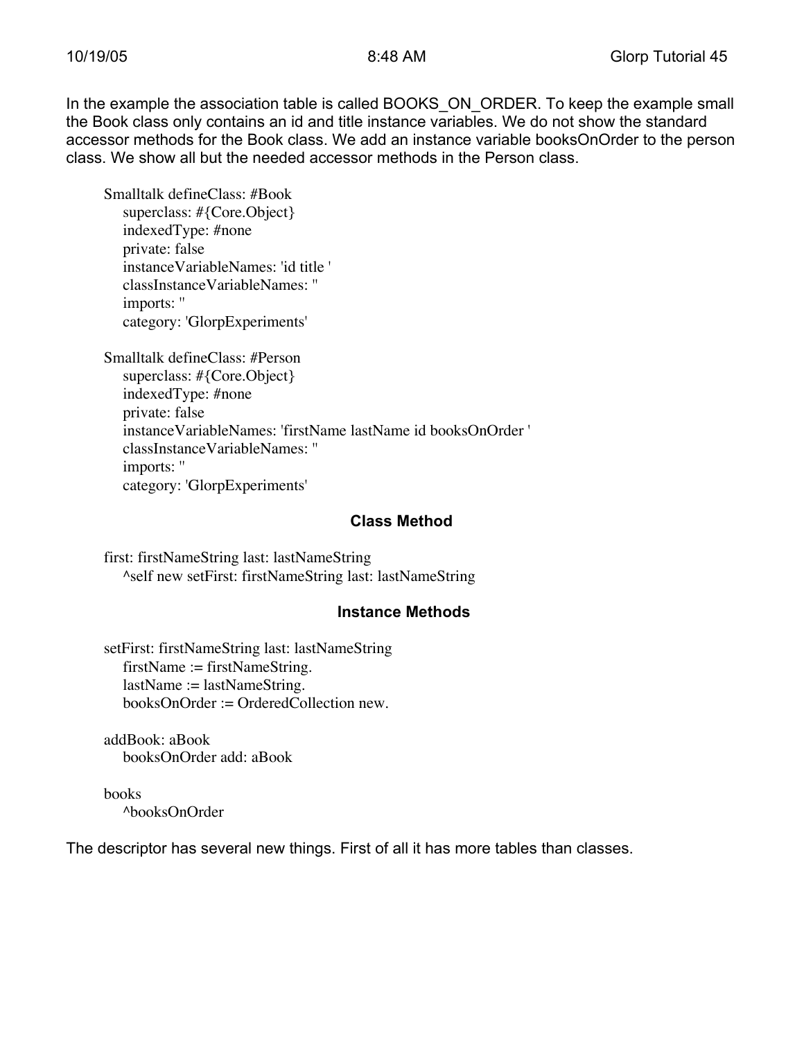In the example the association table is called BOOKS_ON_ORDER. To keep the example small the Book class only contains an id and title instance variables. We do not show the standard accessor methods for the Book class. We add an instance variable booksOnOrder to the person class. We show all but the needed accessor methods in the Person class.

```
Smalltalk defineClass: #Book
    superclass: #{Core.Object}
    indexedType: #none
    private: false
    instanceVariableNames: 'id title '
    classInstanceVariableNames: ''
    imports: ''
    category: 'GlorpExperiments'

Smalltalk defineClass: #Person
    superclass: #{Core.Object}
    indexedType: #none
    private: false
    instanceVariableNames: 'firstName lastName id booksOnOrder '
    classInstanceVariableNames: ''
    imports: ''
    category: 'GlorpExperiments'
```

#### Class Method

```
first: firstNameString last: lastNameString
    ^self new setFirst: firstNameString last: lastNameString
```

#### Instance Methods

```
setFirst: firstNameString last: lastNameString
    firstName := firstNameString.
    lastName := lastNameString.
    booksOnOrder := OrderedCollection new.

addBook: aBook
    booksOnOrder add: aBook

books
    ^booksOnOrder
```

The descriptor has several new things. First of all it has more tables than classes.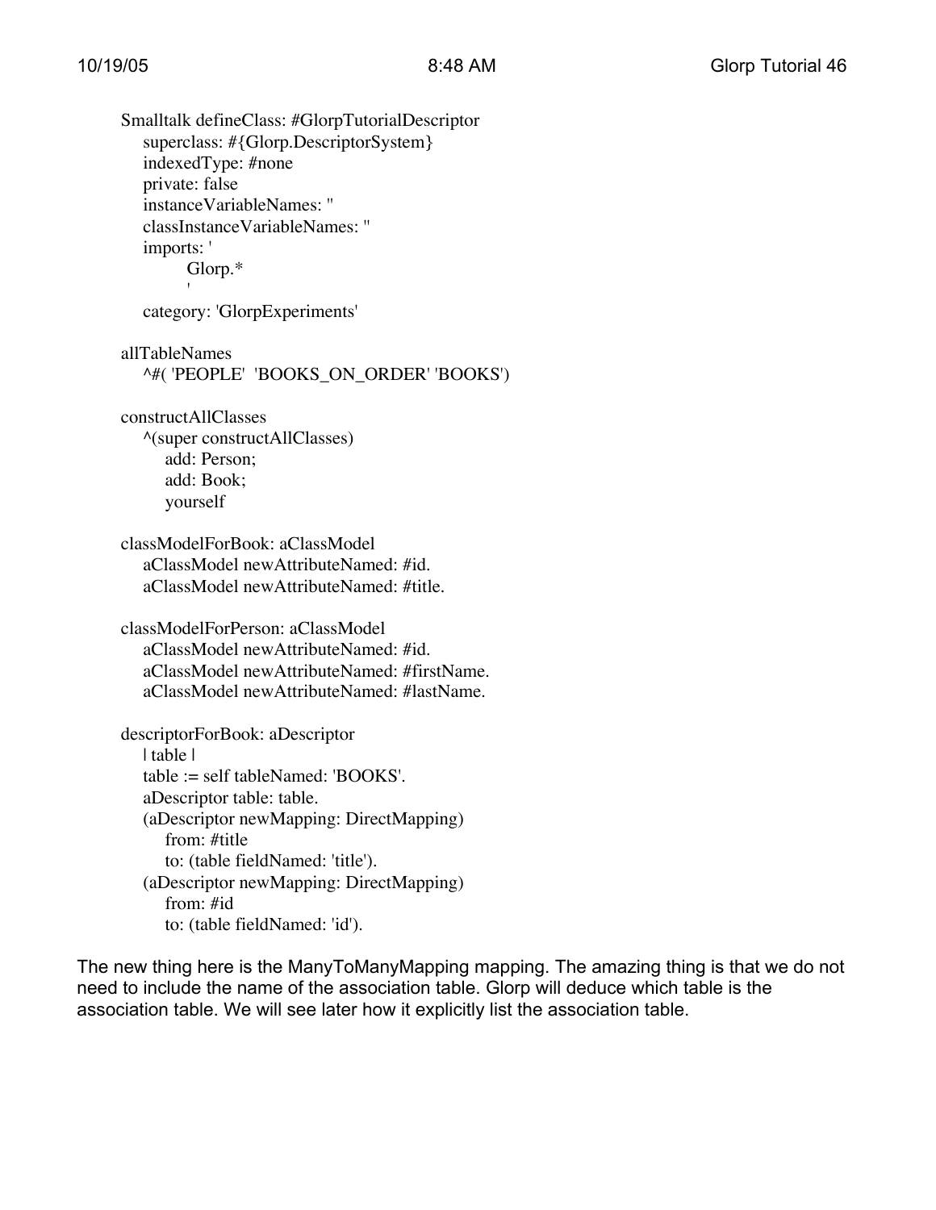```
Smalltalk defineClass: #GlorpTutorialDescriptor
   superclass: #{Glorp.DescriptorSystem}
   indexedType: #none
   private: false
   instanceVariableNames: ''
   classInstanceVariableNames: ''
   imports: '
         Glorp.*
         '
   category: 'GlorpExperiments'

allTableNames
   ^#( 'PEOPLE'  'BOOKS_ON_ORDER' 'BOOKS')

constructAllClasses
   ^(super constructAllClasses)
      add: Person;
      add: Book;
      yourself

classModelForBook: aClassModel
   aClassModel newAttributeNamed: #id.
   aClassModel newAttributeNamed: #title.

classModelForPerson: aClassModel
   aClassModel newAttributeNamed: #id.
   aClassModel newAttributeNamed: #firstName.
   aClassModel newAttributeNamed: #lastName.

descriptorForBook: aDescriptor
   | table |
   table := self tableNamed: 'BOOKS'.
   aDescriptor table: table.
   (aDescriptor newMapping: DirectMapping)
      from: #title
      to: (table fieldNamed: 'title').
   (aDescriptor newMapping: DirectMapping)
      from: #id
      to: (table fieldNamed: 'id').
```

The new thing here is the ManyToManyMapping mapping. The amazing thing is that we do not need to include the name of the association table. Glorp will deduce which table is the association table. We will see later how it explicitly list the association table.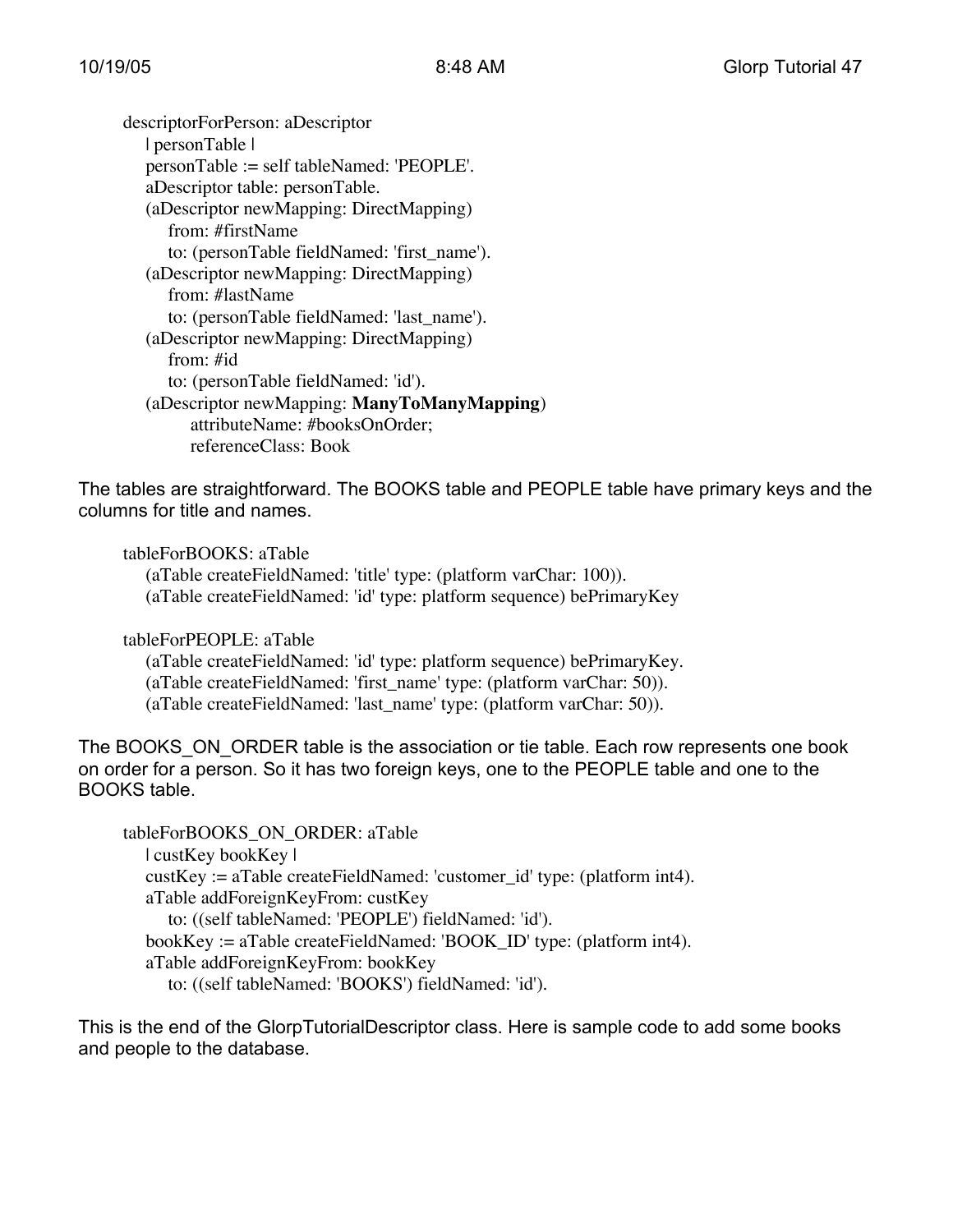```
descriptorForPerson: aDescriptor
    | personTable |
    personTable := self tableNamed: 'PEOPLE'.
    aDescriptor table: personTable.
    (aDescriptor newMapping: DirectMapping)
        from: #firstName
        to: (personTable fieldNamed: 'first_name').
    (aDescriptor newMapping: DirectMapping)
        from: #lastName
        to: (personTable fieldNamed: 'last_name').
    (aDescriptor newMapping: DirectMapping)
        from: #id
        to: (personTable fieldNamed: 'id').
    (aDescriptor newMapping: ManyToManyMapping)
            attributeName: #booksOnOrder;
            referenceClass: Book
```

The tables are straightforward. The BOOKS table and PEOPLE table have primary keys and the columns for title and names.

```
tableForBOOKS: aTable
    (aTable createFieldNamed: 'title' type: (platform varChar: 100)).
    (aTable createFieldNamed: 'id' type: platform sequence) bePrimaryKey

tableForPEOPLE: aTable
    (aTable createFieldNamed: 'id' type: platform sequence) bePrimaryKey.
    (aTable createFieldNamed: 'first_name' type: (platform varChar: 50)).
    (aTable createFieldNamed: 'last_name' type: (platform varChar: 50)).
```

The BOOKS_ON_ORDER table is the association or tie table. Each row represents one book on order for a person. So it has two foreign keys, one to the PEOPLE table and one to the BOOKS table.

```
tableForBOOKS_ON_ORDER: aTable
    | custKey bookKey |
    custKey := aTable createFieldNamed: 'customer_id' type: (platform int4).
    aTable addForeignKeyFrom: custKey
        to: ((self tableNamed: 'PEOPLE') fieldNamed: 'id').
    bookKey := aTable createFieldNamed: 'BOOK_ID' type: (platform int4).
    aTable addForeignKeyFrom: bookKey
        to: ((self tableNamed: 'BOOKS') fieldNamed: 'id').
```

This is the end of the GlorpTutorialDescriptor class. Here is sample code to add some books and people to the database.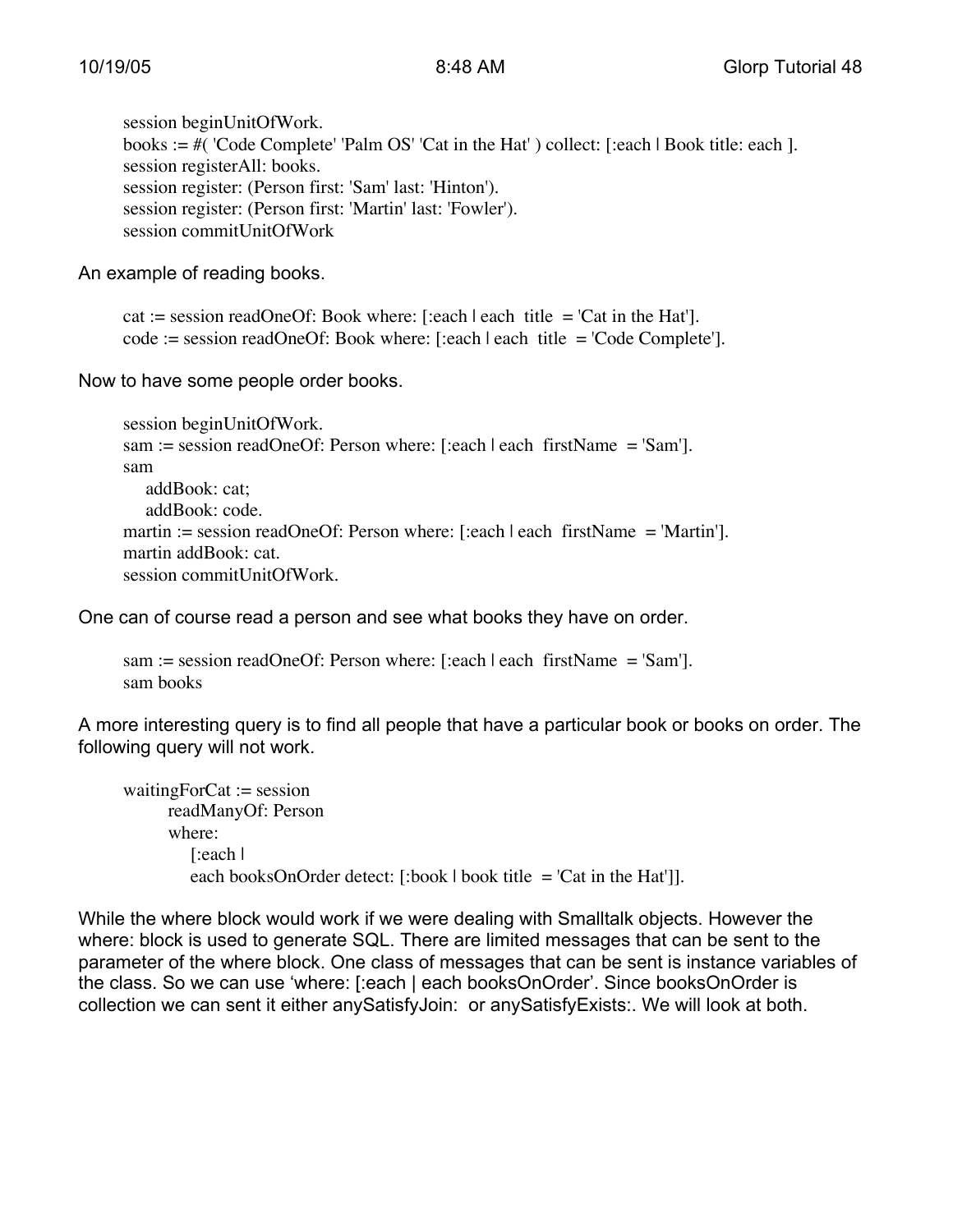```
session beginUnitOfWork.
books := #( 'Code Complete' 'Palm OS' 'Cat in the Hat' ) collect: [:each | Book title: each ].
session registerAll: books.
session register: (Person first: 'Sam' last: 'Hinton').
session register: (Person first: 'Martin' last: 'Fowler').
session commitUnitOfWork
```

An example of reading books.

```
cat := session readOneOf: Book where: [:each | each  title  = 'Cat in the Hat'].
code := session readOneOf: Book where: [:each | each  title  = 'Code Complete'].
```

Now to have some people order books.

```
session beginUnitOfWork.
sam := session readOneOf: Person where: [:each | each  firstName  = 'Sam'].
sam
    addBook: cat;
    addBook: code.
martin := session readOneOf: Person where: [:each | each  firstName  = 'Martin'].
martin addBook: cat.
session commitUnitOfWork.
```

One can of course read a person and see what books they have on order.

```
sam := session readOneOf: Person where: [:each | each  firstName  = 'Sam'].
sam books
```

A more interesting query is to find all people that have a particular book or books on order. The following query will not work.

```
waitingForCat := session
    readManyOf: Person
    where:
        [:each |
        each booksOnOrder detect: [:book | book title  = 'Cat in the Hat']].
```

While the where block would work if we were dealing with Smalltalk objects. However the where: block is used to generate SQL. There are limited messages that can be sent to the parameter of the where block. One class of messages that can be sent is instance variables of the class. So we can use 'where: [:each | each booksOnOrder'. Since booksOnOrder is collection we can sent it either anySatisfyJoin: or anySatisfyExists:. We will look at both.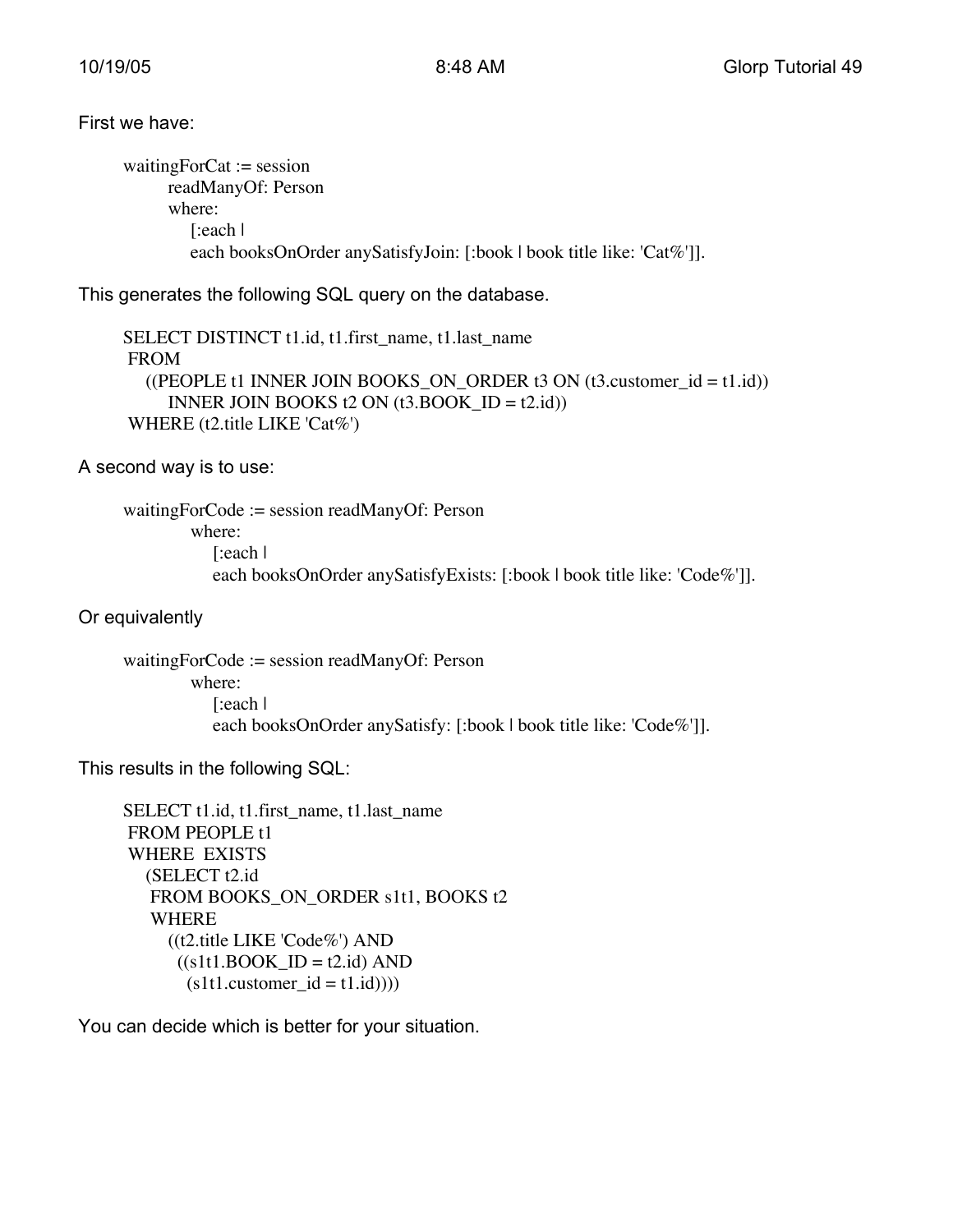First we have:

```
waitingForCat := session
    readManyOf: Person
    where:
        [:each |
        each booksOnOrder anySatisfyJoin: [:book | book title like: 'Cat%']].
```

This generates the following SQL query on the database.

```
SELECT DISTINCT t1.id, t1.first_name, t1.last_name
 FROM
    ((PEOPLE t1 INNER JOIN BOOKS_ON_ORDER t3 ON (t3.customer_id = t1.id))
        INNER JOIN BOOKS t2 ON (t3.BOOK_ID = t2.id))
 WHERE (t2.title LIKE 'Cat%')
```

A second way is to use:

```
waitingForCode := session readManyOf: Person
        where:
            [:each |
            each booksOnOrder anySatisfyExists: [:book | book title like: 'Code%']].
```

Or equivalently

```
waitingForCode := session readManyOf: Person
        where:
            [:each |
            each booksOnOrder anySatisfy: [:book | book title like: 'Code%']].
```

This results in the following SQL:

```
SELECT t1.id, t1.first_name, t1.last_name
 FROM PEOPLE t1
 WHERE  EXISTS
    (SELECT t2.id
     FROM BOOKS_ON_ORDER s1t1, BOOKS t2
     WHERE
        ((t2.title LIKE 'Code%') AND
         ((s1t1.BOOK_ID = t2.id) AND
          (s1t1.customer_id = t1.id))))
```

You can decide which is better for your situation.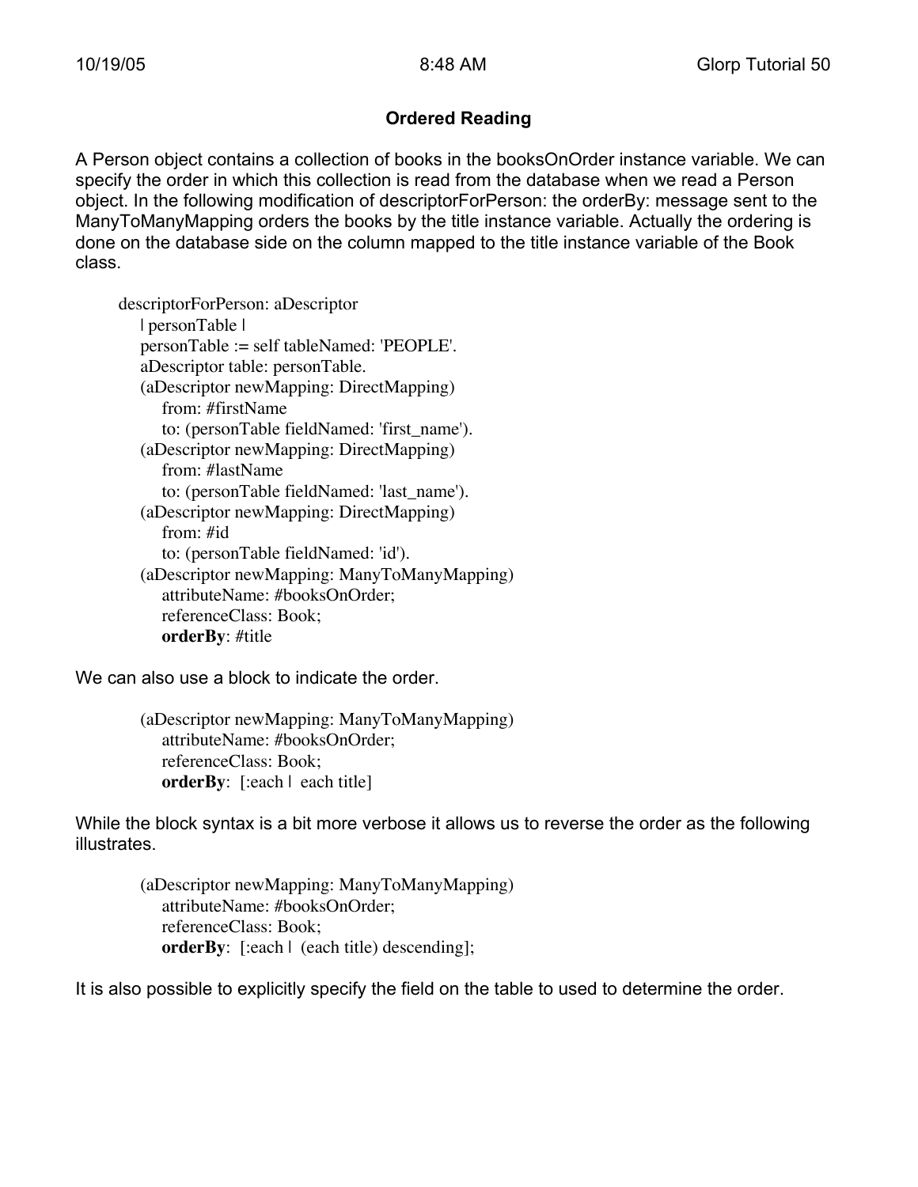## Ordered Reading

A Person object contains a collection of books in the booksOnOrder instance variable. We can specify the order in which this collection is read from the database when we read a Person object. In the following modification of descriptorForPerson: the orderBy: message sent to the ManyToManyMapping orders the books by the title instance variable. Actually the ordering is done on the database side on the column mapped to the title instance variable of the Book class.

```
descriptorForPerson: aDescriptor
    | personTable |
    personTable := self tableNamed: 'PEOPLE'.
    aDescriptor table: personTable.
    (aDescriptor newMapping: DirectMapping)
        from: #firstName
        to: (personTable fieldNamed: 'first_name').
    (aDescriptor newMapping: DirectMapping)
        from: #lastName
        to: (personTable fieldNamed: 'last_name').
    (aDescriptor newMapping: DirectMapping)
        from: #id
        to: (personTable fieldNamed: 'id').
    (aDescriptor newMapping: ManyToManyMapping)
        attributeName: #booksOnOrder;
        referenceClass: Book;
        orderBy: #title
```

We can also use a block to indicate the order.

```
(aDescriptor newMapping: ManyToManyMapping)
    attributeName: #booksOnOrder;
    referenceClass: Book;
    orderBy: [:each | each title]
```

While the block syntax is a bit more verbose it allows us to reverse the order as the following illustrates.

```
(aDescriptor newMapping: ManyToManyMapping)
    attributeName: #booksOnOrder;
    referenceClass: Book;
    orderBy: [:each | (each title) descending];
```

It is also possible to explicitly specify the field on the table to used to determine the order.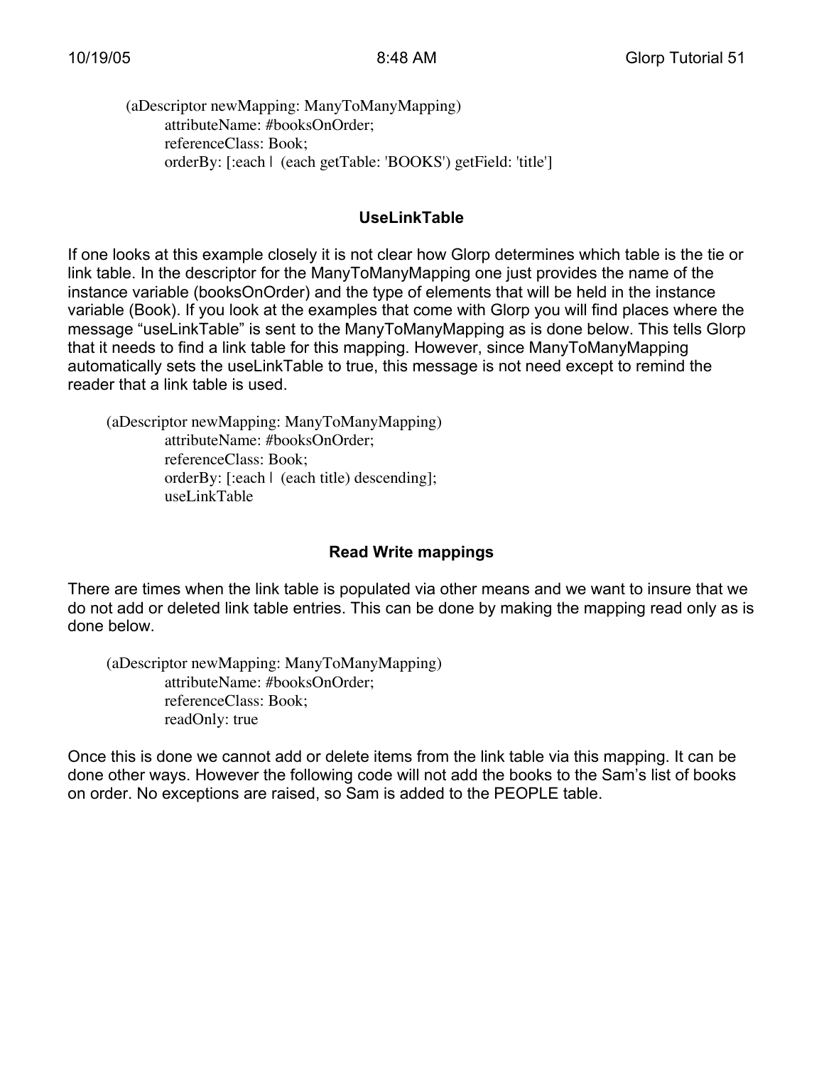```
(aDescriptor newMapping: ManyToManyMapping)
        attributeName: #booksOnOrder;
        referenceClass: Book;
        orderBy: [:each | (each getTable: 'BOOKS') getField: 'title']
```

### UseLinkTable

If one looks at this example closely it is not clear how Glorp determines which table is the tie or link table. In the descriptor for the ManyToManyMapping one just provides the name of the instance variable (booksOnOrder) and the type of elements that will be held in the instance variable (Book). If you look at the examples that come with Glorp you will find places where the message “useLinkTable” is sent to the ManyToManyMapping as is done below. This tells Glorp that it needs to find a link table for this mapping. However, since ManyToManyMapping automatically sets the useLinkTable to true, this message is not need except to remind the reader that a link table is used.

```
(aDescriptor newMapping: ManyToManyMapping)
        attributeName: #booksOnOrder;
        referenceClass: Book;
        orderBy: [:each | (each title) descending];
        useLinkTable
```

### Read Write mappings

There are times when the link table is populated via other means and we want to insure that we do not add or deleted link table entries. This can be done by making the mapping read only as is done below.

```
(aDescriptor newMapping: ManyToManyMapping)
        attributeName: #booksOnOrder;
        referenceClass: Book;
        readOnly: true
```

Once this is done we cannot add or delete items from the link table via this mapping. It can be done other ways. However the following code will not add the books to the Sam’s list of books on order. No exceptions are raised, so Sam is added to the PEOPLE table.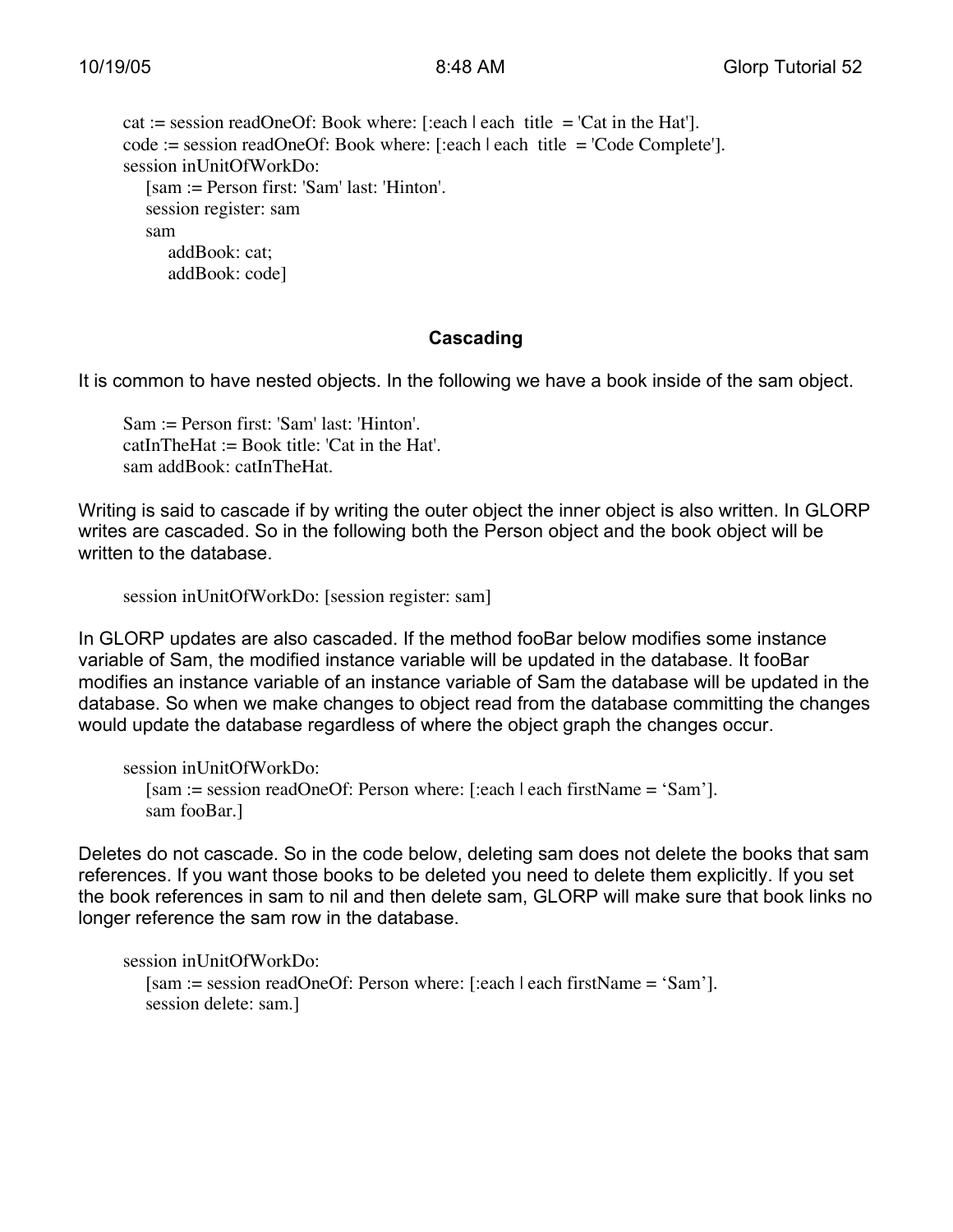```
cat := session readOneOf: Book where: [:each | each  title  = 'Cat in the Hat'].
code := session readOneOf: Book where: [:each | each  title  = 'Code Complete'].
session inUnitOfWorkDo:
    [sam := Person first: 'Sam' last: 'Hinton'.
    session register: sam
    sam
        addBook: cat;
        addBook: code]
```

### Cascading

It is common to have nested objects. In the following we have a book inside of the sam object.

```
Sam := Person first: 'Sam' last: 'Hinton'.
catInTheHat := Book title: 'Cat in the Hat'.
sam addBook: catInTheHat.
```

Writing is said to cascade if by writing the outer object the inner object is also written. In GLORP writes are cascaded. So in the following both the Person object and the book object will be written to the database.

```
session inUnitOfWorkDo: [session register: sam]
```

In GLORP updates are also cascaded. If the method fooBar below modifies some instance variable of Sam, the modified instance variable will be updated in the database. It fooBar modifies an instance variable of an instance variable of Sam the database will be updated in the database. So when we make changes to object read from the database committing the changes would update the database regardless of where the object graph the changes occur.

```
session inUnitOfWorkDo:
    [sam := session readOneOf: Person where: [:each | each firstName = ‘Sam’].
    sam fooBar.]
```

Deletes do not cascade. So in the code below, deleting sam does not delete the books that sam references. If you want those books to be deleted you need to delete them explicitly. If you set the book references in sam to nil and then delete sam, GLORP will make sure that book links no longer reference the sam row in the database.

```
session inUnitOfWorkDo:
    [sam := session readOneOf: Person where: [:each | each firstName = ‘Sam’].
    session delete: sam.]
```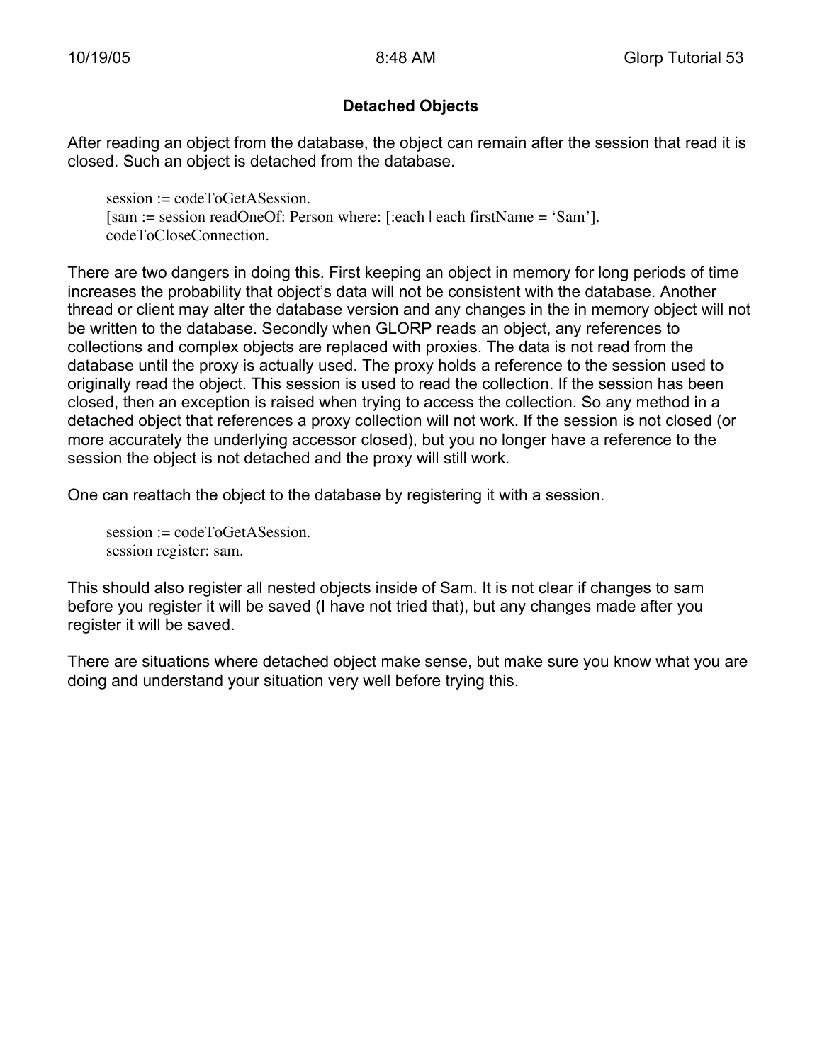## Detached Objects

After reading an object from the database, the object can remain after the session that read it is closed. Such an object is detached from the database.

```
session := codeToGetASession.
[sam := session readOneOf: Person where: [:each | each firstName = 'Sam'].
codeToCloseConnection.
```

There are two dangers in doing this. First keeping an object in memory for long periods of time increases the probability that object's data will not be consistent with the database. Another thread or client may alter the database version and any changes in the in memory object will not be written to the database. Secondly when GLORP reads an object, any references to collections and complex objects are replaced with proxies. The data is not read from the database until the proxy is actually used. The proxy holds a reference to the session used to originally read the object. This session is used to read the collection. If the session has been closed, then an exception is raised when trying to access the collection. So any method in a detached object that references a proxy collection will not work. If the session is not closed (or more accurately the underlying accessor closed), but you no longer have a reference to the session the object is not detached and the proxy will still work.

One can reattach the object to the database by registering it with a session.

```
session := codeToGetASession.
session register: sam.
```

This should also register all nested objects inside of Sam. It is not clear if changes to sam before you register it will be saved (I have not tried that), but any changes made after you register it will be saved.

There are situations where detached object make sense, but make sure you know what you are doing and understand your situation very well before trying this.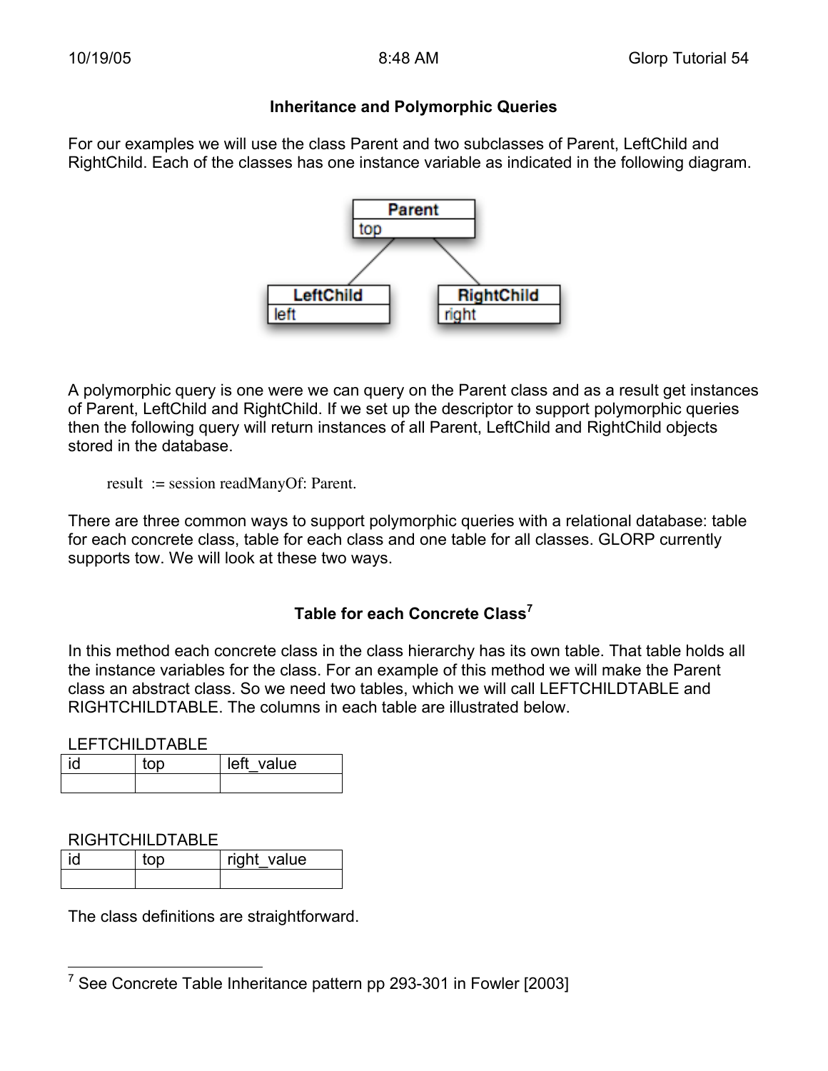## Inheritance and Polymorphic Queries

For our examples we will use the class Parent and two subclasses of Parent, LeftChild and RightChild. Each of the classes has one instance variable as indicated in the following diagram.

A polymorphic query is one were we can query on the Parent class and as a result get instances of Parent, LeftChild and RightChild. If we set up the descriptor to support polymorphic queries then the following query will return instances of all Parent, LeftChild and RightChild objects stored in the database.

```
result := session readManyOf: Parent.
```

There are three common ways to support polymorphic queries with a relational database: table for each concrete class, table for each class and one table for all classes. GLORP currently supports tow. We will look at these two ways.

### Table for each Concrete Class[7]

In this method each concrete class in the class hierarchy has its own table. That table holds all the instance variables for the class. For an example of this method we will make the Parent class an abstract class. So we need two tables, which we will call LEFTCHILDTABLE and RIGHTCHILDTABLE. The columns in each table are illustrated below.

LEFTCHILDTABLE

| id | top | left_value |
|---|---|---|
| | | |

RIGHTCHILDTABLE

| id | top | right_value |
|---|---|---|
| | | |

The class definitions are straightforward.

---

[7] See Concrete Table Inheritance pattern pp 293-301 in Fowler [2003]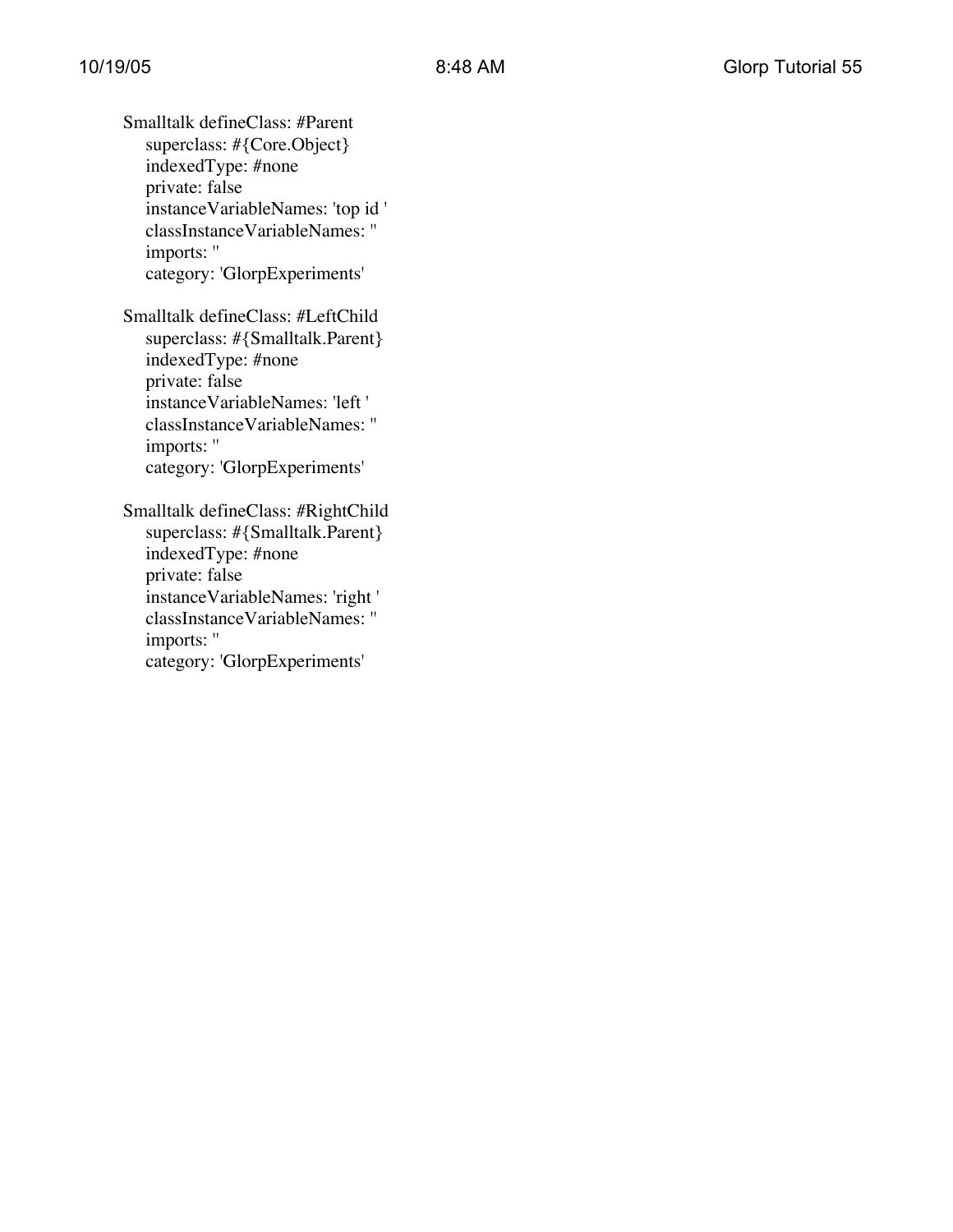```
Smalltalk defineClass: #Parent
    superclass: #{Core.Object}
    indexedType: #none
    private: false
    instanceVariableNames: 'top id '
    classInstanceVariableNames: ''
    imports: ''
    category: 'GlorpExperiments'

Smalltalk defineClass: #LeftChild
    superclass: #{Smalltalk.Parent}
    indexedType: #none
    private: false
    instanceVariableNames: 'left '
    classInstanceVariableNames: ''
    imports: ''
    category: 'GlorpExperiments'

Smalltalk defineClass: #RightChild
    superclass: #{Smalltalk.Parent}
    indexedType: #none
    private: false
    instanceVariableNames: 'right '
    classInstanceVariableNames: ''
    imports: ''
    category: 'GlorpExperiments'
```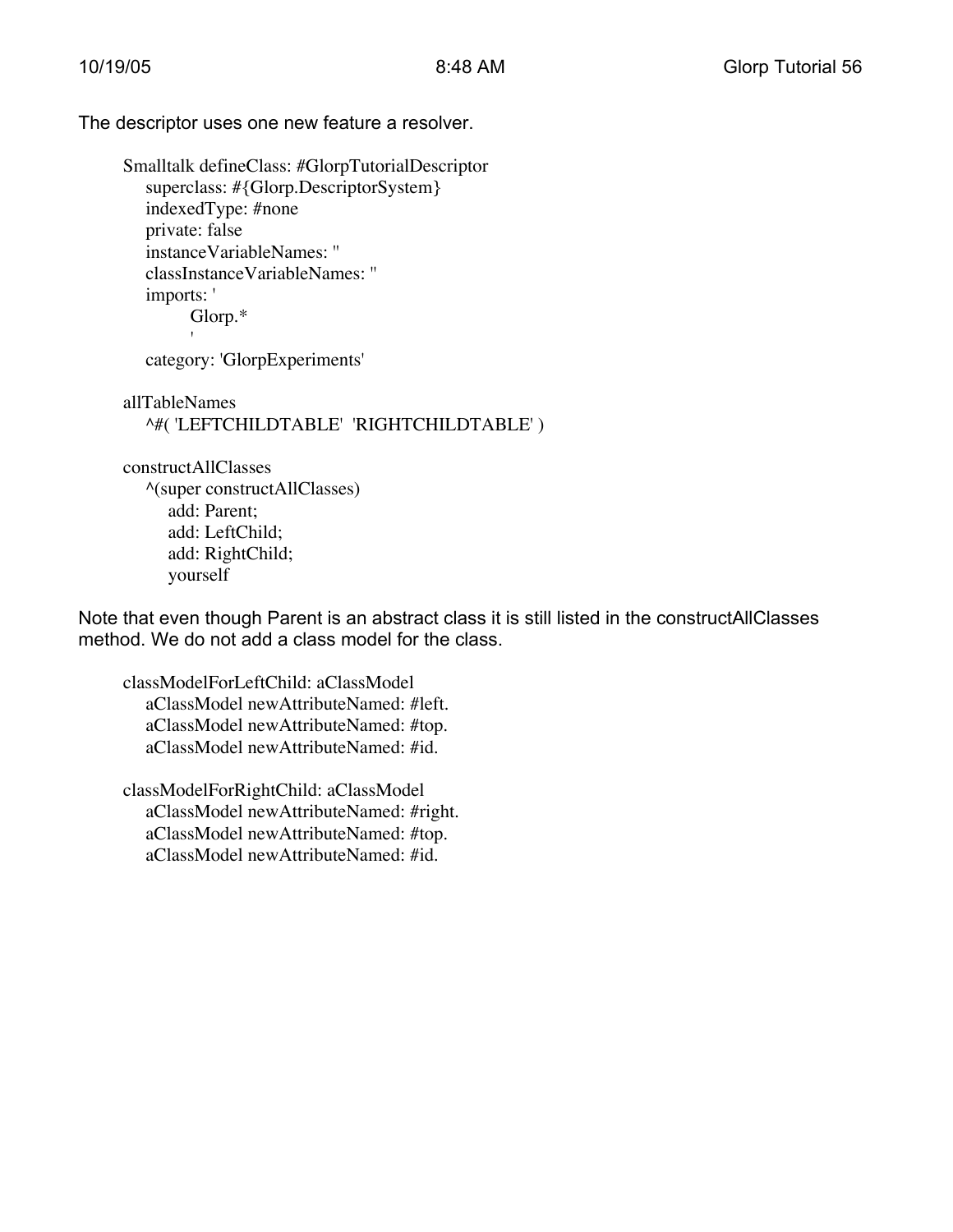The descriptor uses one new feature a resolver.

```
Smalltalk defineClass: #GlorpTutorialDescriptor
    superclass: #{Glorp.DescriptorSystem}
    indexedType: #none
    private: false
    instanceVariableNames: ''
    classInstanceVariableNames: ''
    imports: '
            Glorp.*
            '
    category: 'GlorpExperiments'

allTableNames
    ^#( 'LEFTCHILDTABLE'  'RIGHTCHILDTABLE' )

constructAllClasses
    ^(super constructAllClasses)
        add: Parent;
        add: LeftChild;
        add: RightChild;
        yourself
```

Note that even though Parent is an abstract class it is still listed in the constructAllClasses method. We do not add a class model for the class.

```
classModelForLeftChild: aClassModel
    aClassModel newAttributeNamed: #left.
    aClassModel newAttributeNamed: #top.
    aClassModel newAttributeNamed: #id.

classModelForRightChild: aClassModel
    aClassModel newAttributeNamed: #right.
    aClassModel newAttributeNamed: #top.
    aClassModel newAttributeNamed: #id.
```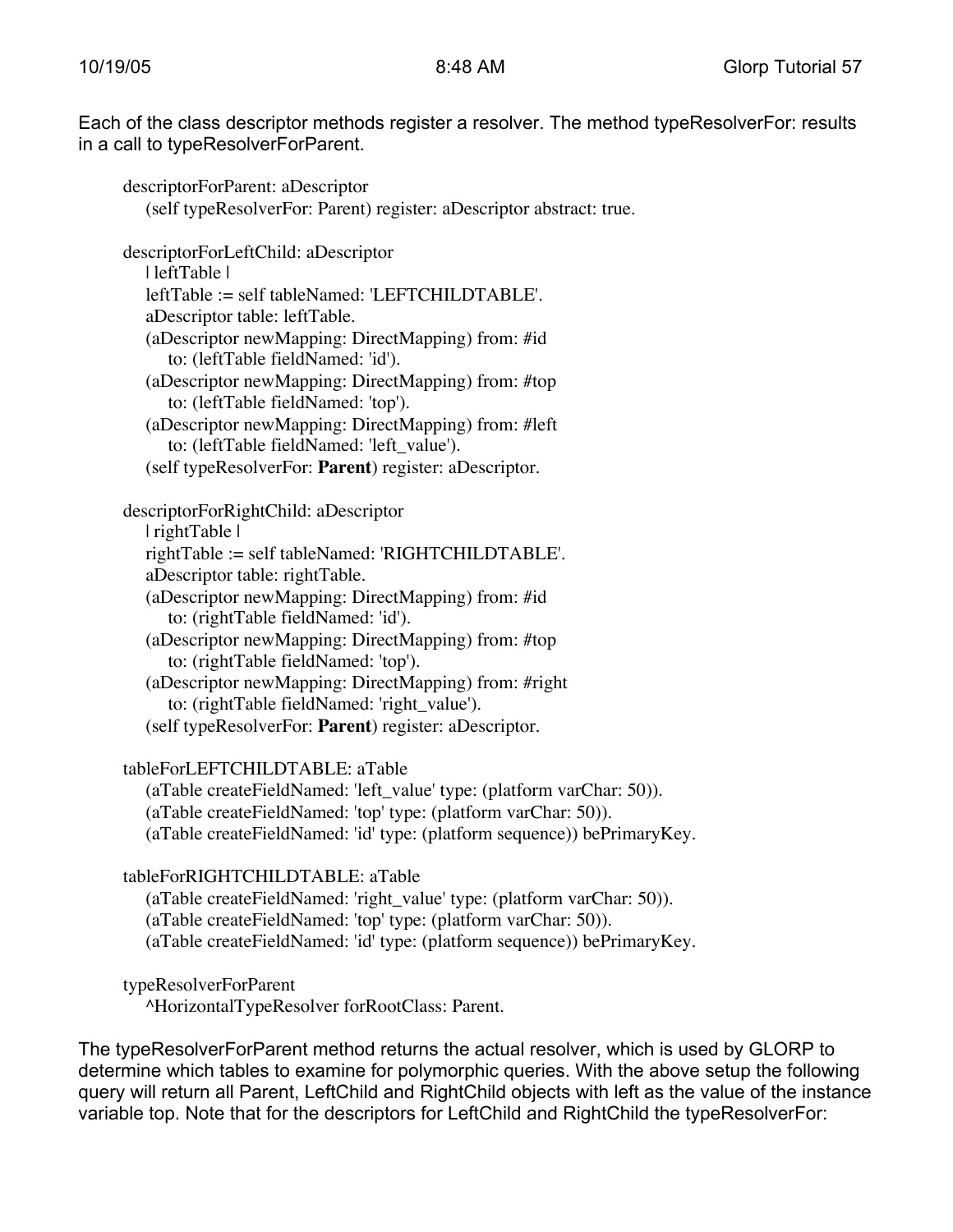Each of the class descriptor methods register a resolver. The method typeResolverFor: results in a call to typeResolverForParent.

```
descriptorForParent: aDescriptor
    (self typeResolverFor: Parent) register: aDescriptor abstract: true.

descriptorForLeftChild: aDescriptor
    | leftTable |
    leftTable := self tableNamed: 'LEFTCHILDTABLE'.
    aDescriptor table: leftTable.
    (aDescriptor newMapping: DirectMapping) from: #id
        to: (leftTable fieldNamed: 'id').
    (aDescriptor newMapping: DirectMapping) from: #top
        to: (leftTable fieldNamed: 'top').
    (aDescriptor newMapping: DirectMapping) from: #left
        to: (leftTable fieldNamed: 'left_value').
    (self typeResolverFor: Parent) register: aDescriptor.

descriptorForRightChild: aDescriptor
    | rightTable |
    rightTable := self tableNamed: 'RIGHTCHILDTABLE'.
    aDescriptor table: rightTable.
    (aDescriptor newMapping: DirectMapping) from: #id
        to: (rightTable fieldNamed: 'id').
    (aDescriptor newMapping: DirectMapping) from: #top
        to: (rightTable fieldNamed: 'top').
    (aDescriptor newMapping: DirectMapping) from: #right
        to: (rightTable fieldNamed: 'right_value').
    (self typeResolverFor: Parent) register: aDescriptor.

tableForLEFTCHILDTABLE: aTable
    (aTable createFieldNamed: 'left_value' type: (platform varChar: 50)).
    (aTable createFieldNamed: 'top' type: (platform varChar: 50)).
    (aTable createFieldNamed: 'id' type: (platform sequence)) bePrimaryKey.

tableForRIGHTCHILDTABLE: aTable
    (aTable createFieldNamed: 'right_value' type: (platform varChar: 50)).
    (aTable createFieldNamed: 'top' type: (platform varChar: 50)).
    (aTable createFieldNamed: 'id' type: (platform sequence)) bePrimaryKey.

typeResolverForParent
    ^HorizontalTypeResolver forRootClass: Parent.
```

The typeResolverForParent method returns the actual resolver, which is used by GLORP to determine which tables to examine for polymorphic queries. With the above setup the following query will return all Parent, LeftChild and RightChild objects with left as the value of the instance variable top. Note that for the descriptors for LeftChild and RightChild the typeResolverFor: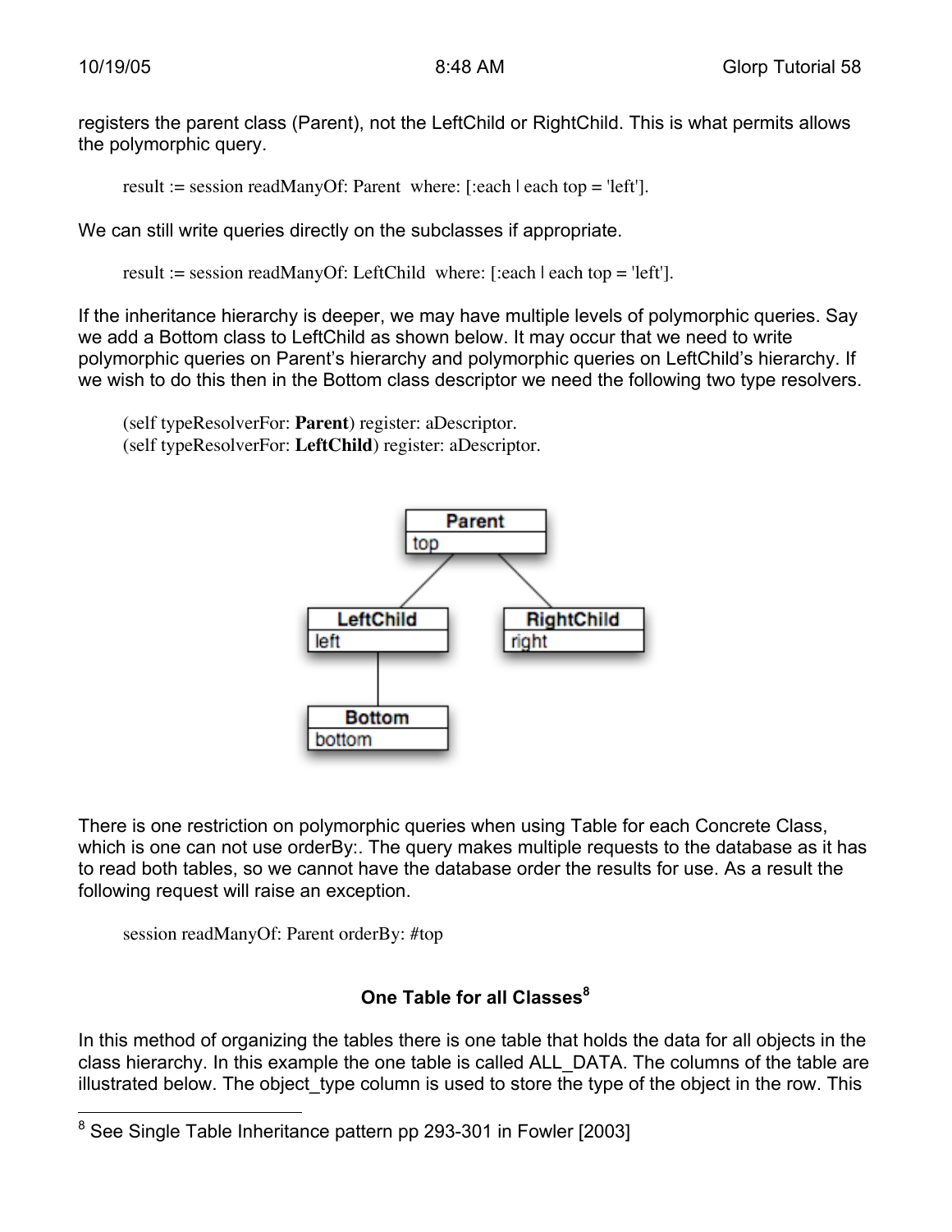registers the parent class (Parent), not the LeftChild or RightChild. This is what permits allows the polymorphic query.

```
result := session readManyOf: Parent  where: [:each | each top = 'left'].
```

We can still write queries directly on the subclasses if appropriate.

```
result := session readManyOf: LeftChild  where: [:each | each top = 'left'].
```

If the inheritance hierarchy is deeper, we may have multiple levels of polymorphic queries. Say we add a Bottom class to LeftChild as shown below. It may occur that we need to write polymorphic queries on Parent's hierarchy and polymorphic queries on LeftChild's hierarchy. If we wish to do this then in the Bottom class descriptor we need the following two type resolvers.

```
(self typeResolverFor: Parent) register: aDescriptor.
(self typeResolverFor: LeftChild) register: aDescriptor.
```

There is one restriction on polymorphic queries when using Table for each Concrete Class, which is one can not use orderBy:. The query makes multiple requests to the database as it has to read both tables, so we cannot have the database order the results for use. As a result the following request will raise an exception.

```
session readManyOf: Parent orderBy: #top
```

## One Table for all Classes[8]

In this method of organizing the tables there is one table that holds the data for all objects in the class hierarchy. In this example the one table is called ALL_DATA. The columns of the table are illustrated below. The object_type column is used to store the type of the object in the row. This

[8] See Single Table Inheritance pattern pp 293-301 in Fowler [2003]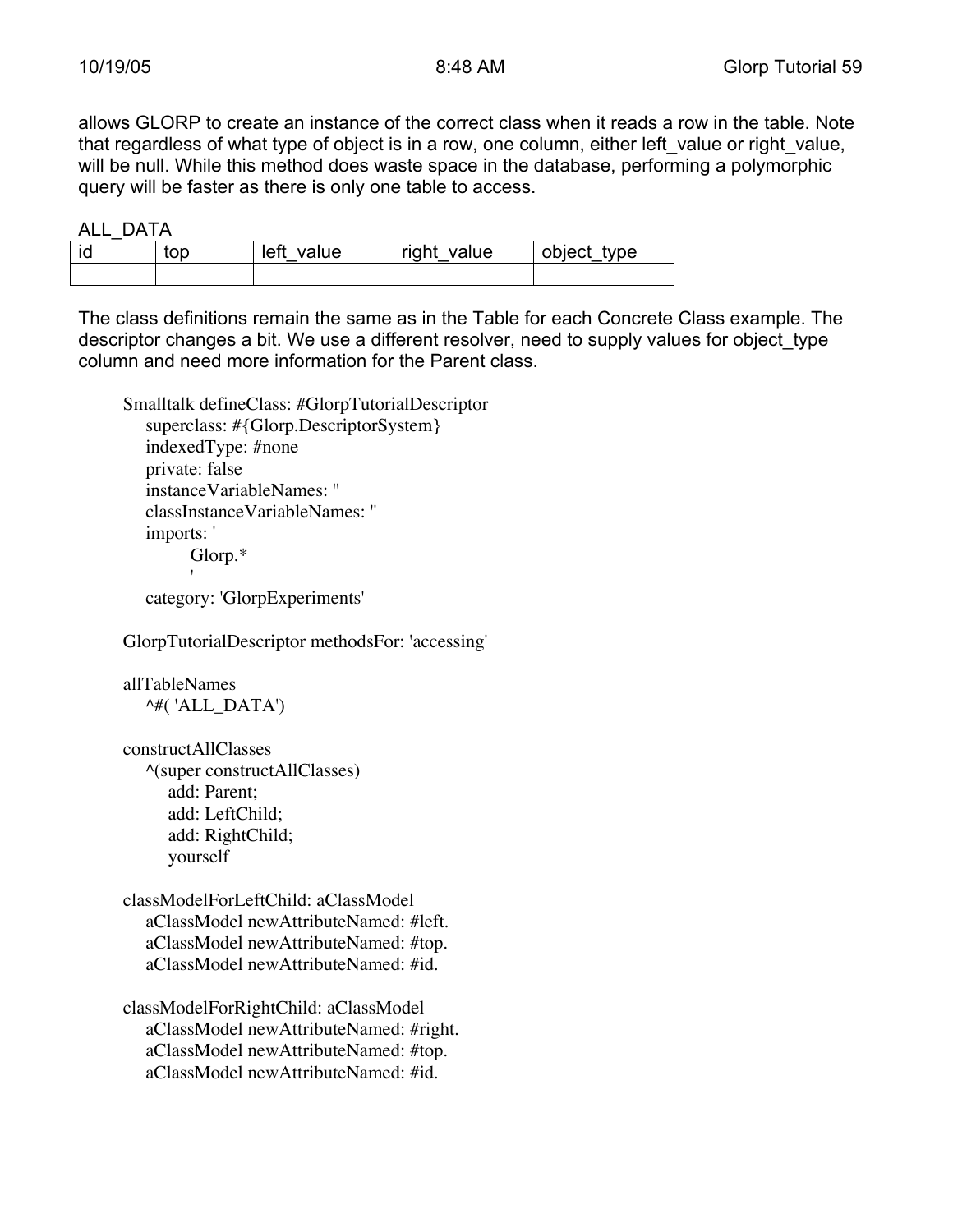allows GLORP to create an instance of the correct class when it reads a row in the table. Note that regardless of what type of object is in a row, one column, either left_value or right_value, will be null. While this method does waste space in the database, performing a polymorphic query will be faster as there is only one table to access.

ALL_DATA

| id | top | left_value | right_value | object_type |
|---|---|---|---|---|
| | | | | |

The class definitions remain the same as in the Table for each Concrete Class example. The descriptor changes a bit. We use a different resolver, need to supply values for object_type column and need more information for the Parent class.

```
Smalltalk defineClass: #GlorpTutorialDescriptor
   superclass: #{Glorp.DescriptorSystem}
   indexedType: #none
   private: false
   instanceVariableNames: ''
   classInstanceVariableNames: ''
   imports: '
         Glorp.*
         '
   category: 'GlorpExperiments'

GlorpTutorialDescriptor methodsFor: 'accessing'

allTableNames
   ^#( 'ALL_DATA')

constructAllClasses
   ^(super constructAllClasses)
      add: Parent;
      add: LeftChild;
      add: RightChild;
      yourself

classModelForLeftChild: aClassModel
   aClassModel newAttributeNamed: #left.
   aClassModel newAttributeNamed: #top.
   aClassModel newAttributeNamed: #id.

classModelForRightChild: aClassModel
   aClassModel newAttributeNamed: #right.
   aClassModel newAttributeNamed: #top.
   aClassModel newAttributeNamed: #id.
```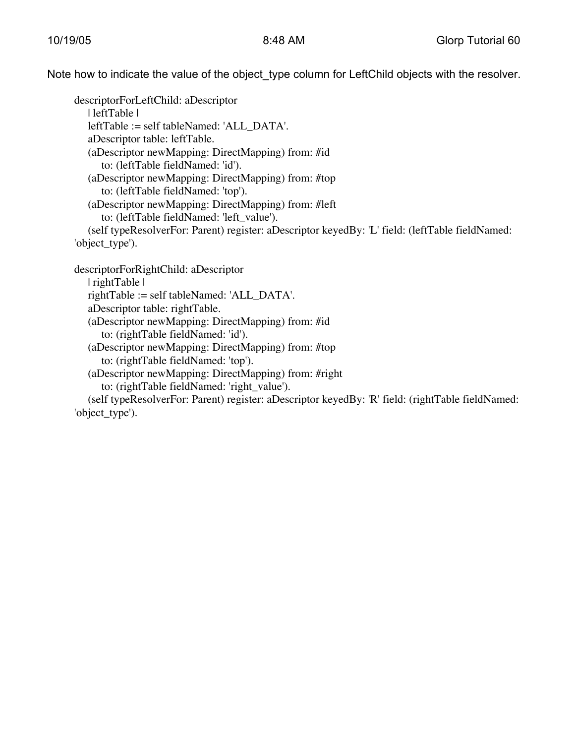Note how to indicate the value of the object_type column for LeftChild objects with the resolver.

```
descriptorForLeftChild: aDescriptor
    | leftTable |
    leftTable := self tableNamed: 'ALL_DATA'.
    aDescriptor table: leftTable.
    (aDescriptor newMapping: DirectMapping) from: #id
        to: (leftTable fieldNamed: 'id').
    (aDescriptor newMapping: DirectMapping) from: #top
        to: (leftTable fieldNamed: 'top').
    (aDescriptor newMapping: DirectMapping) from: #left
        to: (leftTable fieldNamed: 'left_value').
    (self typeResolverFor: Parent) register: aDescriptor keyedBy: 'L' field: (leftTable fieldNamed: 
'object_type').

descriptorForRightChild: aDescriptor
    | rightTable |
    rightTable := self tableNamed: 'ALL_DATA'.
    aDescriptor table: rightTable.
    (aDescriptor newMapping: DirectMapping) from: #id
        to: (rightTable fieldNamed: 'id').
    (aDescriptor newMapping: DirectMapping) from: #top
        to: (rightTable fieldNamed: 'top').
    (aDescriptor newMapping: DirectMapping) from: #right
        to: (rightTable fieldNamed: 'right_value').
    (self typeResolverFor: Parent) register: aDescriptor keyedBy: 'R' field: (rightTable fieldNamed: 
'object_type').
```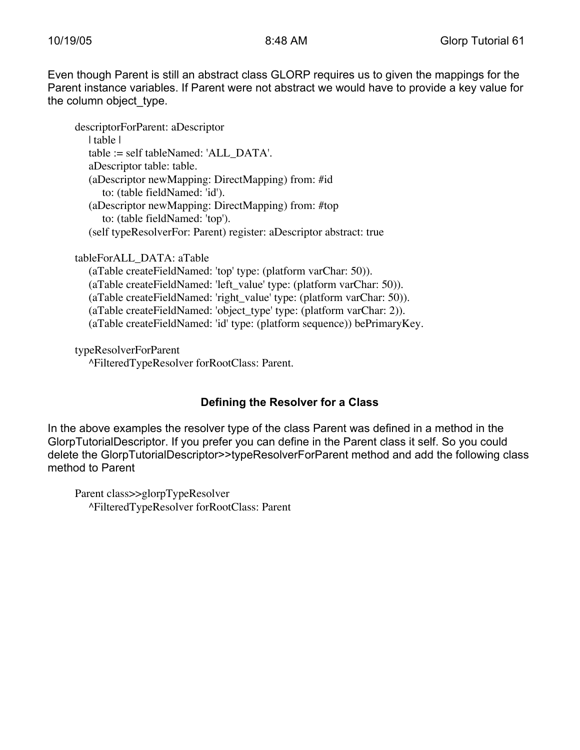Even though Parent is still an abstract class GLORP requires us to given the mappings for the Parent instance variables. If Parent were not abstract we would have to provide a key value for the column object_type.

```
descriptorForParent: aDescriptor
    | table |
    table := self tableNamed: 'ALL_DATA'.
    aDescriptor table: table.
    (aDescriptor newMapping: DirectMapping) from: #id
        to: (table fieldNamed: 'id').
    (aDescriptor newMapping: DirectMapping) from: #top
        to: (table fieldNamed: 'top').
    (self typeResolverFor: Parent) register: aDescriptor abstract: true

tableForALL_DATA: aTable
    (aTable createFieldNamed: 'top' type: (platform varChar: 50)).
    (aTable createFieldNamed: 'left_value' type: (platform varChar: 50)).
    (aTable createFieldNamed: 'right_value' type: (platform varChar: 50)).
    (aTable createFieldNamed: 'object_type' type: (platform varChar: 2)).
    (aTable createFieldNamed: 'id' type: (platform sequence)) bePrimaryKey.

typeResolverForParent
    ^FilteredTypeResolver forRootClass: Parent.
```

### Defining the Resolver for a Class

In the above examples the resolver type of the class Parent was defined in a method in the GlorpTutorialDescriptor. If you prefer you can define in the Parent class it self. So you could delete the GlorpTutorialDescriptor>>typeResolverForParent method and add the following class method to Parent

```
Parent class>>glorpTypeResolver
    ^FilteredTypeResolver forRootClass: Parent
```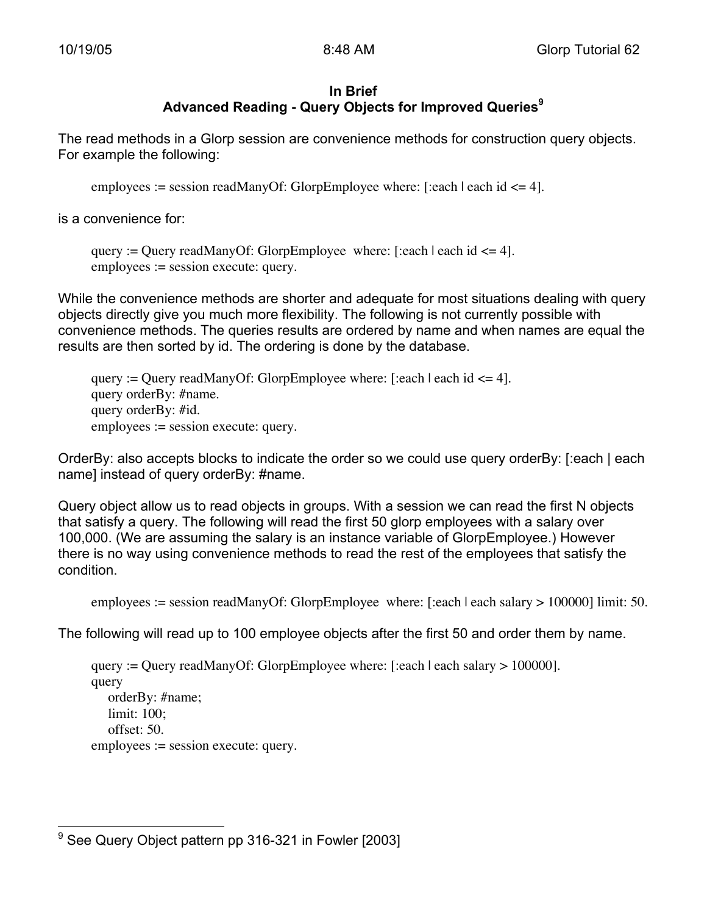## In Brief
## Advanced Reading - Query Objects for Improved Queries[9]

The read methods in a Glorp session are convenience methods for construction query objects. For example the following:

```
employees := session readManyOf: GlorpEmployee where: [:each | each id <= 4].
```

is a convenience for:

```
query := Query readManyOf: GlorpEmployee  where: [:each | each id <= 4].
employees := session execute: query.
```

While the convenience methods are shorter and adequate for most situations dealing with query objects directly give you much more flexibility. The following is not currently possible with convenience methods. The queries results are ordered by name and when names are equal the results are then sorted by id. The ordering is done by the database.

```
query := Query readManyOf: GlorpEmployee where: [:each | each id <= 4].
query orderBy: #name.
query orderBy: #id.
employees := session execute: query.
```

OrderBy: also accepts blocks to indicate the order so we could use query orderBy: [:each | each name] instead of query orderBy: #name.

Query object allow us to read objects in groups. With a session we can read the first N objects that satisfy a query. The following will read the first 50 glorp employees with a salary over 100,000. (We are assuming the salary is an instance variable of GlorpEmployee.) However there is no way using convenience methods to read the rest of the employees that satisfy the condition.

```
employees := session readManyOf: GlorpEmployee  where: [:each | each salary > 100000] limit: 50.
```

The following will read up to 100 employee objects after the first 50 and order them by name.

```
query := Query readManyOf: GlorpEmployee where: [:each | each salary > 100000].
query
    orderBy: #name;
    limit: 100;
    offset: 50.
employees := session execute: query.
```

---

[9] See Query Object pattern pp 316-321 in Fowler [2003]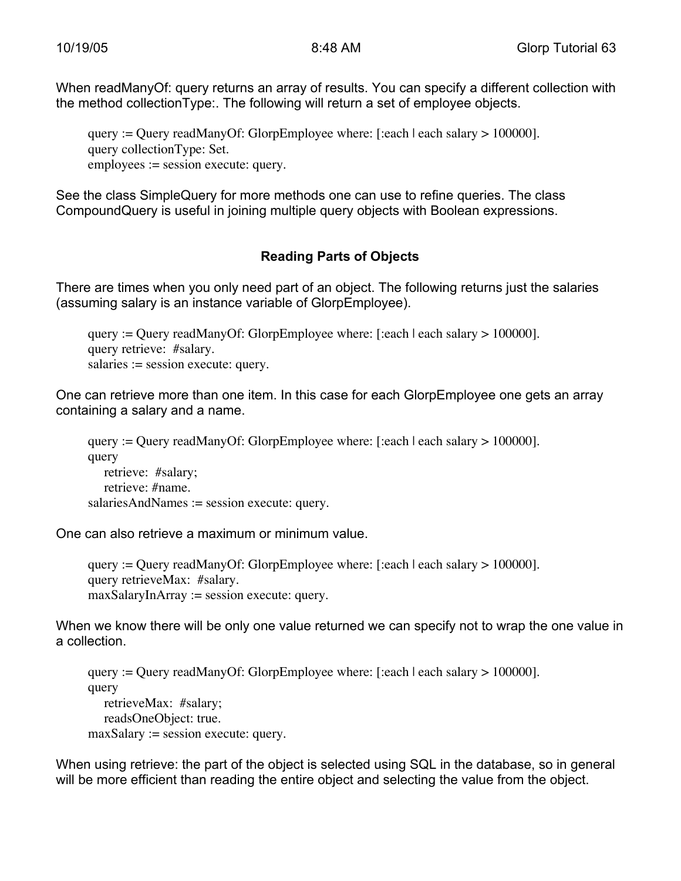When readManyOf: query returns an array of results. You can specify a different collection with the method collectionType:. The following will return a set of employee objects.

```
query := Query readManyOf: GlorpEmployee where: [:each | each salary > 100000].
query collectionType: Set.
employees := session execute: query.
```

See the class SimpleQuery for more methods one can use to refine queries. The class CompoundQuery is useful in joining multiple query objects with Boolean expressions.

### Reading Parts of Objects

There are times when you only need part of an object. The following returns just the salaries (assuming salary is an instance variable of GlorpEmployee).

```
query := Query readManyOf: GlorpEmployee where: [:each | each salary > 100000].
query retrieve:  #salary.
salaries := session execute: query.
```

One can retrieve more than one item. In this case for each GlorpEmployee one gets an array containing a salary and a name.

```
query := Query readManyOf: GlorpEmployee where: [:each | each salary > 100000].
query
    retrieve:  #salary;
    retrieve: #name.
salariesAndNames := session execute: query.
```

One can also retrieve a maximum or minimum value.

```
query := Query readManyOf: GlorpEmployee where: [:each | each salary > 100000].
query retrieveMax:  #salary.
maxSalaryInArray := session execute: query.
```

When we know there will be only one value returned we can specify not to wrap the one value in a collection.

```
query := Query readManyOf: GlorpEmployee where: [:each | each salary > 100000].
query
    retrieveMax:  #salary;
    readsOneObject: true.
maxSalary := session execute: query.
```

When using retrieve: the part of the object is selected using SQL in the database, so in general will be more efficient than reading the entire object and selecting the value from the object.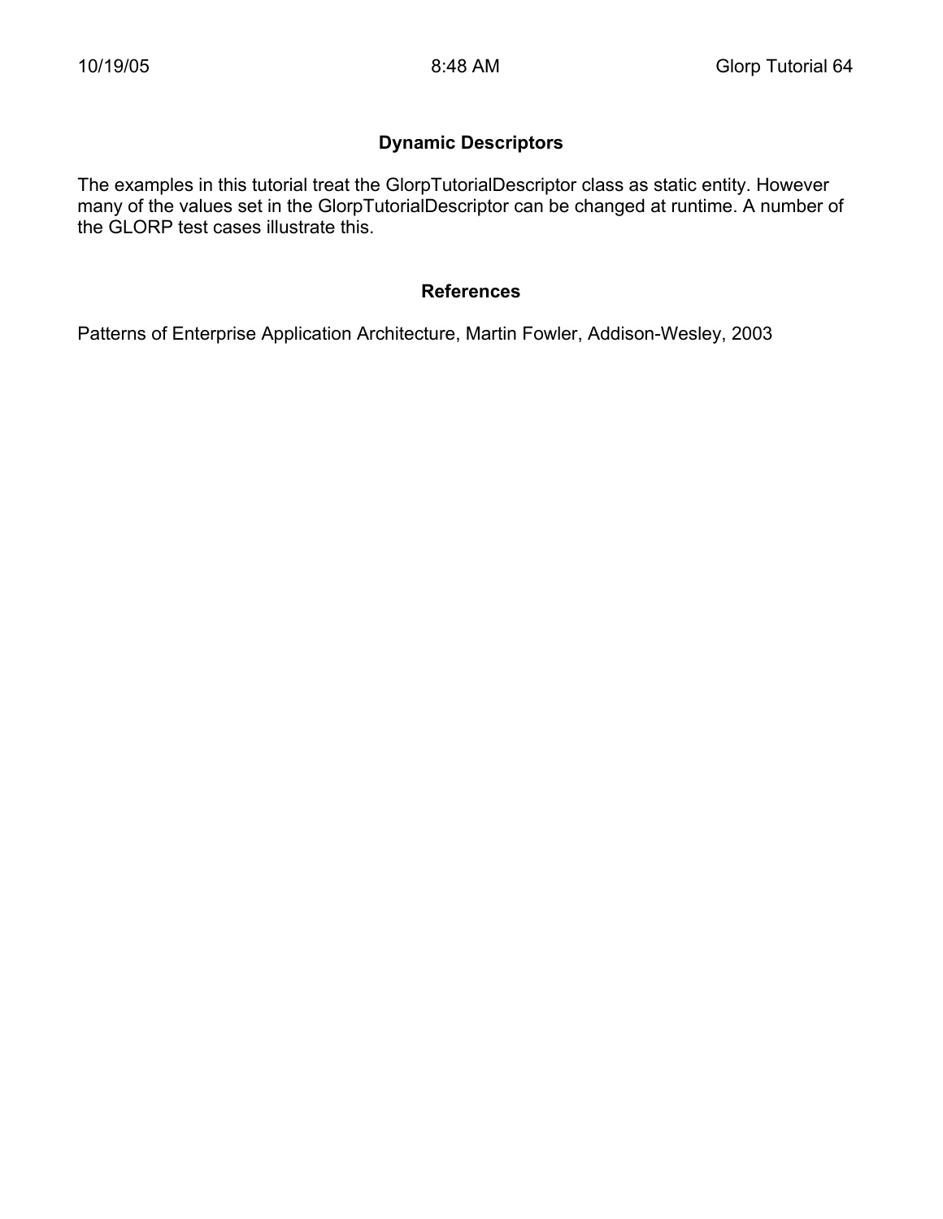## Dynamic Descriptors

The examples in this tutorial treat the GlorpTutorialDescriptor class as static entity. However many of the values set in the GlorpTutorialDescriptor can be changed at runtime. A number of the GLORP test cases illustrate this.

## References

Patterns of Enterprise Application Architecture, Martin Fowler, Addison-Wesley, 2003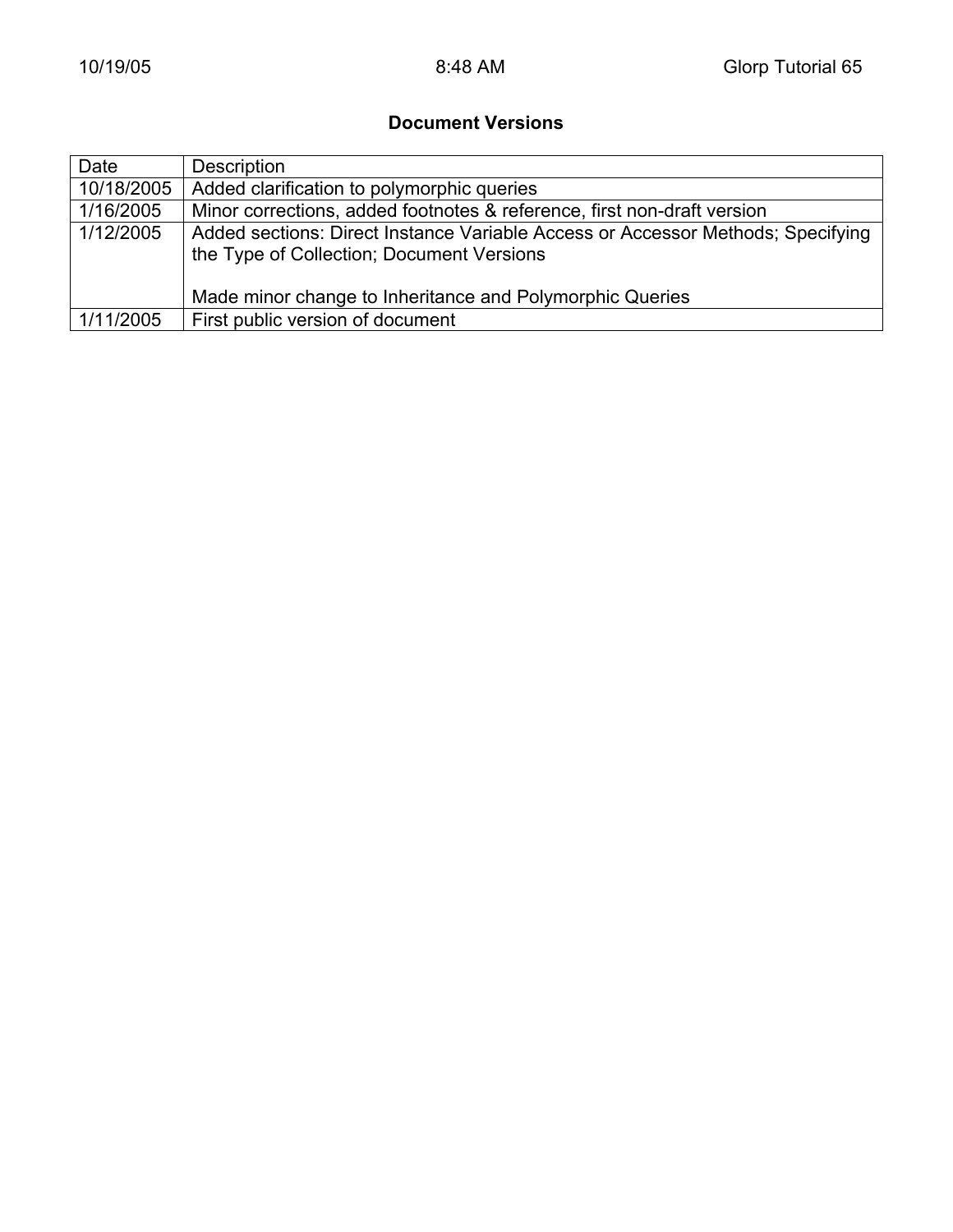**Document Versions**

| Date | Description |
|---|---|
| 10/18/2005 | Added clarification to polymorphic queries |
| 1/16/2005 | Minor corrections, added footnotes & reference, first non-draft version |
| 1/12/2005 | Added sections: Direct Instance Variable Access or Accessor Methods; Specifying the Type of Collection; Document Versions<br><br>Made minor change to Inheritance and Polymorphic Queries |
| 1/11/2005 | First public version of document |